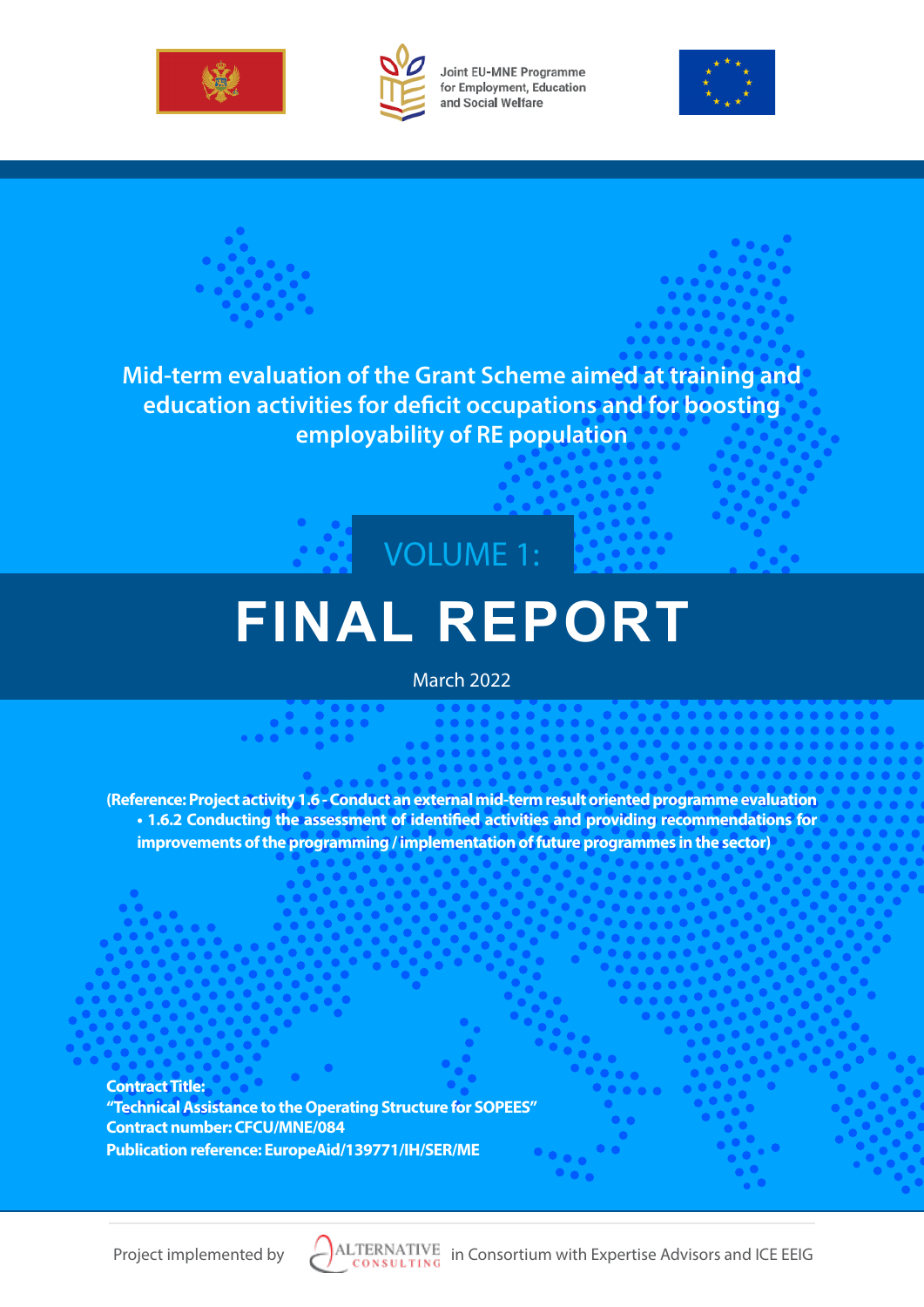Joint EU-MNE Programme for Employment, Education and Social Welfare

# Mid-term evaluation of the Grant Scheme aimed at training and education activities for deficit occupations and for boosting employability of RE population

## VOLUME 1:

# FINAL REPORT

March 2022

**(Reference: Project activity 1.6 - Conduct an external mid-term result oriented programme evaluation**

- **1.6.2 Conducting the assessment of identified activities and providing recommendations for improvements of the programming / implementation of future programmes in the sector)**

**Contract Title:**
**"Technical Assistance to the Operating Structure for SOPEES"**
**Contract number: CFCU/MNE/084**
**Publication reference: EuropeAid/139771/IH/SER/ME**

Project implemented by ALTERNATIVE CONSULTING in Consortium with Expertise Advisors and ICE EEIG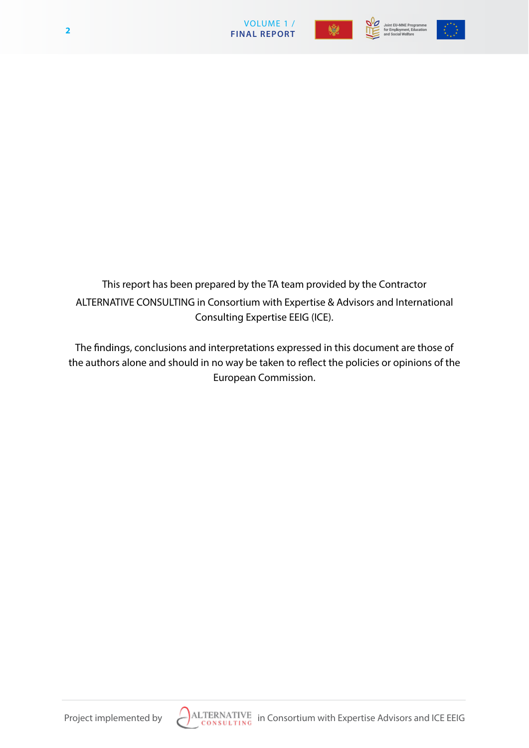This report has been prepared by the TA team provided by the Contractor ALTERNATIVE CONSULTING in Consortium with Expertise & Advisors and International Consulting Expertise EEIG (ICE).

The findings, conclusions and interpretations expressed in this document are those of the authors alone and should in no way be taken to reflect the policies or opinions of the European Commission.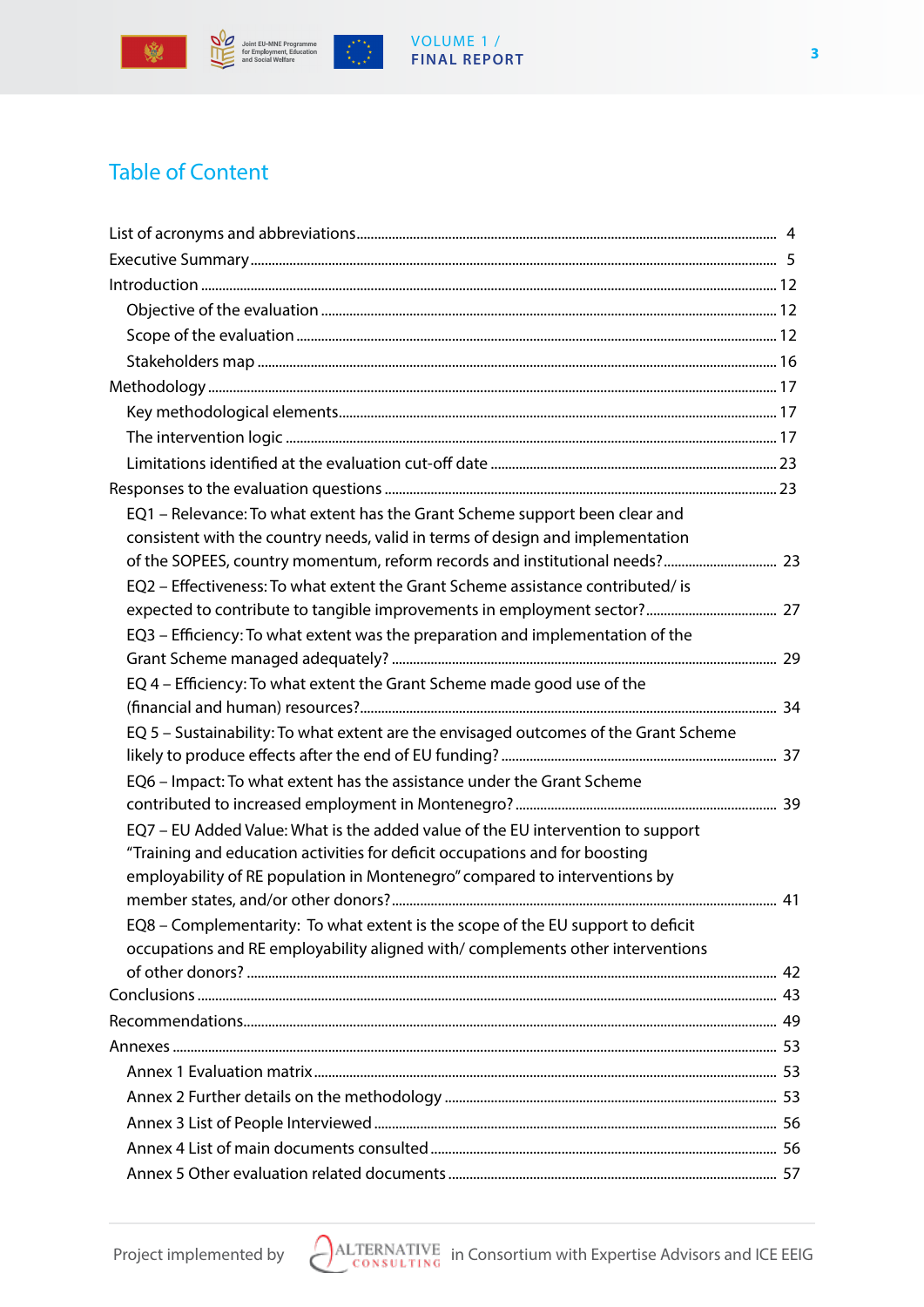## Table of Content

- List of acronyms and abbreviations ........ 4
- Executive Summary ........ 5
- Introduction ........ 12
  - Objective of the evaluation ........ 12
  - Scope of the evaluation ........ 12
  - Stakeholders map ........ 16
- Methodology ........ 17
  - Key methodological elements ........ 17
  - The intervention logic ........ 17
  - Limitations identified at the evaluation cut-off date ........ 23
- Responses to the evaluation questions ........ 23
  - EQ1 – Relevance: To what extent has the Grant Scheme support been clear and consistent with the country needs, valid in terms of design and implementation of the SOPEES, country momentum, reform records and institutional needs? ........ 23
  - EQ2 – Effectiveness: To what extent the Grant Scheme assistance contributed/ is expected to contribute to tangible improvements in employment sector? ........ 27
  - EQ3 – Efficiency: To what extent was the preparation and implementation of the Grant Scheme managed adequately? ........ 29
  - EQ 4 – Efficiency: To what extent the Grant Scheme made good use of the (financial and human) resources? ........ 34
  - EQ 5 – Sustainability: To what extent are the envisaged outcomes of the Grant Scheme likely to produce effects after the end of EU funding? ........ 37
  - EQ6 – Impact: To what extent has the assistance under the Grant Scheme contributed to increased employment in Montenegro? ........ 39
  - EQ7 – EU Added Value: What is the added value of the EU intervention to support "Training and education activities for deficit occupations and for boosting employability of RE population in Montenegro" compared to interventions by member states, and/or other donors? ........ 41
  - EQ8 – Complementarity: To what extent is the scope of the EU support to deficit occupations and RE employability aligned with/ complements other interventions of other donors? ........ 42
- Conclusions ........ 43
- Recommendations ........ 49
- Annexes ........ 53
  - Annex 1 Evaluation matrix ........ 53
  - Annex 2 Further details on the methodology ........ 53
  - Annex 3 List of People Interviewed ........ 56
  - Annex 4 List of main documents consulted ........ 56
  - Annex 5 Other evaluation related documents ........ 57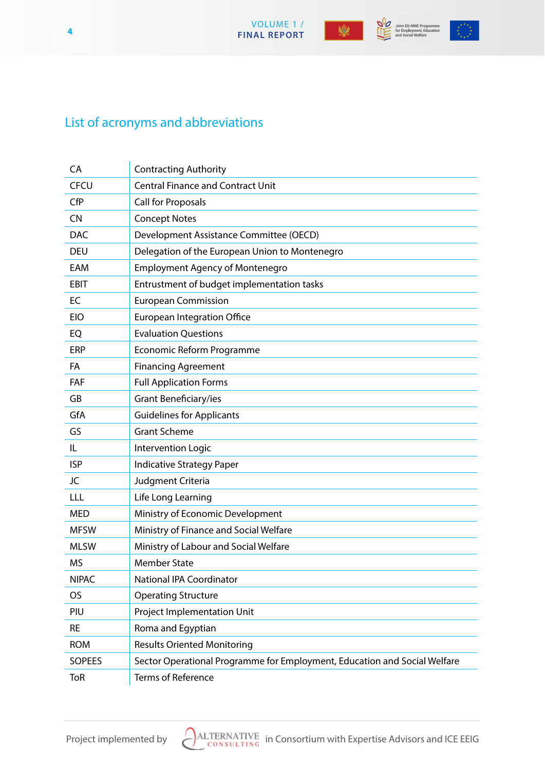## List of acronyms and abbreviations

| | |
|---|---|
| CA | Contracting Authority |
| CFCU | Central Finance and Contract Unit |
| CfP | Call for Proposals |
| CN | Concept Notes |
| DAC | Development Assistance Committee (OECD) |
| DEU | Delegation of the European Union to Montenegro |
| EAM | Employment Agency of Montenegro |
| EBIT | Entrustment of budget implementation tasks |
| EC | European Commission |
| EIO | European Integration Office |
| EQ | Evaluation Questions |
| ERP | Economic Reform Programme |
| FA | Financing Agreement |
| FAF | Full Application Forms |
| GB | Grant Beneficiary/ies |
| GfA | Guidelines for Applicants |
| GS | Grant Scheme |
| IL | Intervention Logic |
| ISP | Indicative Strategy Paper |
| JC | Judgment Criteria |
| LLL | Life Long Learning |
| MED | Ministry of Economic Development |
| MFSW | Ministry of Finance and Social Welfare |
| MLSW | Ministry of Labour and Social Welfare |
| MS | Member State |
| NIPAC | National IPA Coordinator |
| OS | Operating Structure |
| PIU | Project Implementation Unit |
| RE | Roma and Egyptian |
| ROM | Results Oriented Monitoring |
| SOPEES | Sector Operational Programme for Employment, Education and Social Welfare |
| ToR | Terms of Reference |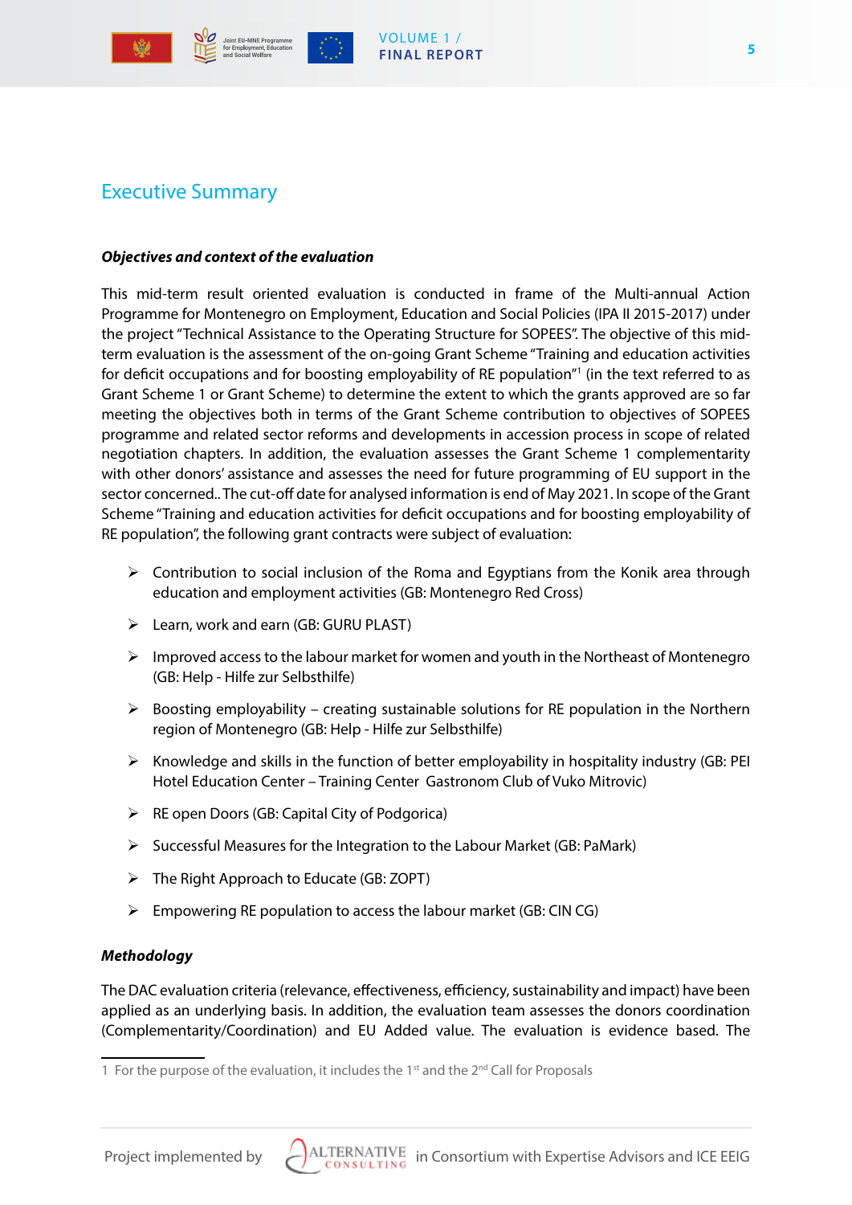## Executive Summary

***Objectives and context of the evaluation***

This mid-term result oriented evaluation is conducted in frame of the Multi-annual Action Programme for Montenegro on Employment, Education and Social Policies (IPA II 2015-2017) under the project "Technical Assistance to the Operating Structure for SOPEES". The objective of this mid-term evaluation is the assessment of the on-going Grant Scheme "Training and education activities for deficit occupations and for boosting employability of RE population"[1] (in the text referred to as Grant Scheme 1 or Grant Scheme) to determine the extent to which the grants approved are so far meeting the objectives both in terms of the Grant Scheme contribution to objectives of SOPEES programme and related sector reforms and developments in accession process in scope of related negotiation chapters. In addition, the evaluation assesses the Grant Scheme 1 complementarity with other donors' assistance and assesses the need for future programming of EU support in the sector concerned.. The cut-off date for analysed information is end of May 2021. In scope of the Grant Scheme "Training and education activities for deficit occupations and for boosting employability of RE population", the following grant contracts were subject of evaluation:

- Contribution to social inclusion of the Roma and Egyptians from the Konik area through education and employment activities (GB: Montenegro Red Cross)
- Learn, work and earn (GB: GURU PLAST)
- Improved access to the labour market for women and youth in the Northeast of Montenegro (GB: Help - Hilfe zur Selbsthilfe)
- Boosting employability – creating sustainable solutions for RE population in the Northern region of Montenegro (GB: Help - Hilfe zur Selbsthilfe)
- Knowledge and skills in the function of better employability in hospitality industry (GB: PEI Hotel Education Center – Training Center Gastronom Club of Vuko Mitrovic)
- RE open Doors (GB: Capital City of Podgorica)
- Successful Measures for the Integration to the Labour Market (GB: PaMark)
- The Right Approach to Educate (GB: ZOPT)
- Empowering RE population to access the labour market (GB: CIN CG)

***Methodology***

The DAC evaluation criteria (relevance, effectiveness, efficiency, sustainability and impact) have been applied as an underlying basis. In addition, the evaluation team assesses the donors coordination (Complementarity/Coordination) and EU Added value. The evaluation is evidence based. The

1 For the purpose of the evaluation, it includes the 1st and the 2nd Call for Proposals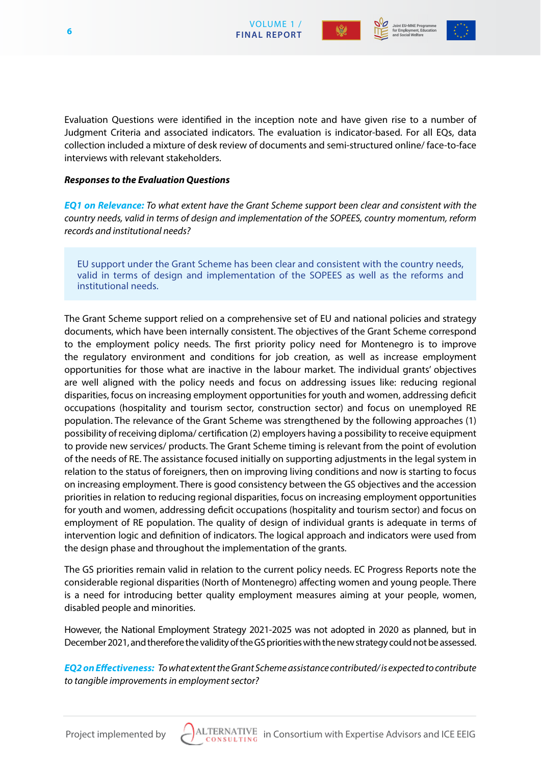Evaluation Questions were identified in the inception note and have given rise to a number of Judgment Criteria and associated indicators. The evaluation is indicator-based. For all EQs, data collection included a mixture of desk review of documents and semi-structured online/ face-to-face interviews with relevant stakeholders.

***Responses to the Evaluation Questions***

***EQ1 on Relevance:*** *To what extent have the Grant Scheme support been clear and consistent with the country needs, valid in terms of design and implementation of the SOPEES, country momentum, reform records and institutional needs?*

> EU support under the Grant Scheme has been clear and consistent with the country needs, valid in terms of design and implementation of the SOPEES as well as the reforms and institutional needs.

The Grant Scheme support relied on a comprehensive set of EU and national policies and strategy documents, which have been internally consistent. The objectives of the Grant Scheme correspond to the employment policy needs. The first priority policy need for Montenegro is to improve the regulatory environment and conditions for job creation, as well as increase employment opportunities for those what are inactive in the labour market. The individual grants' objectives are well aligned with the policy needs and focus on addressing issues like: reducing regional disparities, focus on increasing employment opportunities for youth and women, addressing deficit occupations (hospitality and tourism sector, construction sector) and focus on unemployed RE population. The relevance of the Grant Scheme was strengthened by the following approaches (1) possibility of receiving diploma/ certification (2) employers having a possibility to receive equipment to provide new services/ products. The Grant Scheme timing is relevant from the point of evolution of the needs of RE. The assistance focused initially on supporting adjustments in the legal system in relation to the status of foreigners, then on improving living conditions and now is starting to focus on increasing employment. There is good consistency between the GS objectives and the accession priorities in relation to reducing regional disparities, focus on increasing employment opportunities for youth and women, addressing deficit occupations (hospitality and tourism sector) and focus on employment of RE population. The quality of design of individual grants is adequate in terms of intervention logic and definition of indicators. The logical approach and indicators were used from the design phase and throughout the implementation of the grants.

The GS priorities remain valid in relation to the current policy needs. EC Progress Reports note the considerable regional disparities (North of Montenegro) affecting women and young people. There is a need for introducing better quality employment measures aiming at your people, women, disabled people and minorities.

However, the National Employment Strategy 2021-2025 was not adopted in 2020 as planned, but in December 2021, and therefore the validity of the GS priorities with the new strategy could not be assessed.

***EQ2 on Effectiveness:*** *To what extent the Grant Scheme assistance contributed/ is expected to contribute to tangible improvements in employment sector?*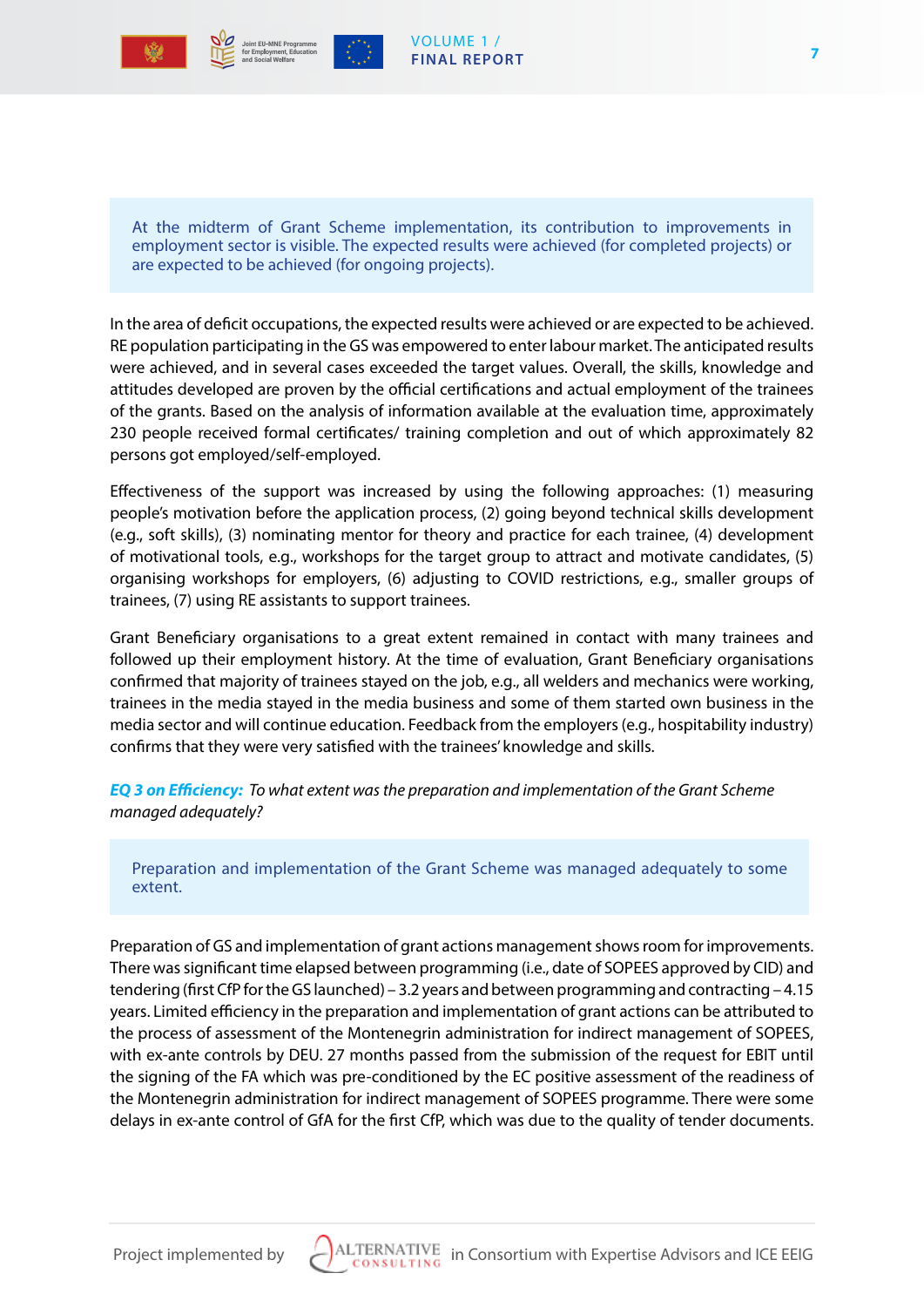> At the midterm of Grant Scheme implementation, its contribution to improvements in employment sector is visible. The expected results were achieved (for completed projects) or are expected to be achieved (for ongoing projects).

In the area of deficit occupations, the expected results were achieved or are expected to be achieved. RE population participating in the GS was empowered to enter labour market. The anticipated results were achieved, and in several cases exceeded the target values. Overall, the skills, knowledge and attitudes developed are proven by the official certifications and actual employment of the trainees of the grants. Based on the analysis of information available at the evaluation time, approximately 230 people received formal certificates/ training completion and out of which approximately 82 persons got employed/self-employed.

Effectiveness of the support was increased by using the following approaches: (1) measuring people's motivation before the application process, (2) going beyond technical skills development (e.g., soft skills), (3) nominating mentor for theory and practice for each trainee, (4) development of motivational tools, e.g., workshops for the target group to attract and motivate candidates, (5) organising workshops for employers, (6) adjusting to COVID restrictions, e.g., smaller groups of trainees, (7) using RE assistants to support trainees.

Grant Beneficiary organisations to a great extent remained in contact with many trainees and followed up their employment history. At the time of evaluation, Grant Beneficiary organisations confirmed that majority of trainees stayed on the job, e.g., all welders and mechanics were working, trainees in the media stayed in the media business and some of them started own business in the media sector and will continue education. Feedback from the employers (e.g., hospitability industry) confirms that they were very satisfied with the trainees' knowledge and skills.

***EQ 3 on Efficiency:*** *To what extent was the preparation and implementation of the Grant Scheme managed adequately?*

> Preparation and implementation of the Grant Scheme was managed adequately to some extent.

Preparation of GS and implementation of grant actions management shows room for improvements. There was significant time elapsed between programming (i.e., date of SOPEES approved by CID) and tendering (first CfP for the GS launched) – 3.2 years and between programming and contracting – 4.15 years. Limited efficiency in the preparation and implementation of grant actions can be attributed to the process of assessment of the Montenegrin administration for indirect management of SOPEES, with ex-ante controls by DEU. 27 months passed from the submission of the request for EBIT until the signing of the FA which was pre-conditioned by the EC positive assessment of the readiness of the Montenegrin administration for indirect management of SOPEES programme. There were some delays in ex-ante control of GfA for the first CfP, which was due to the quality of tender documents.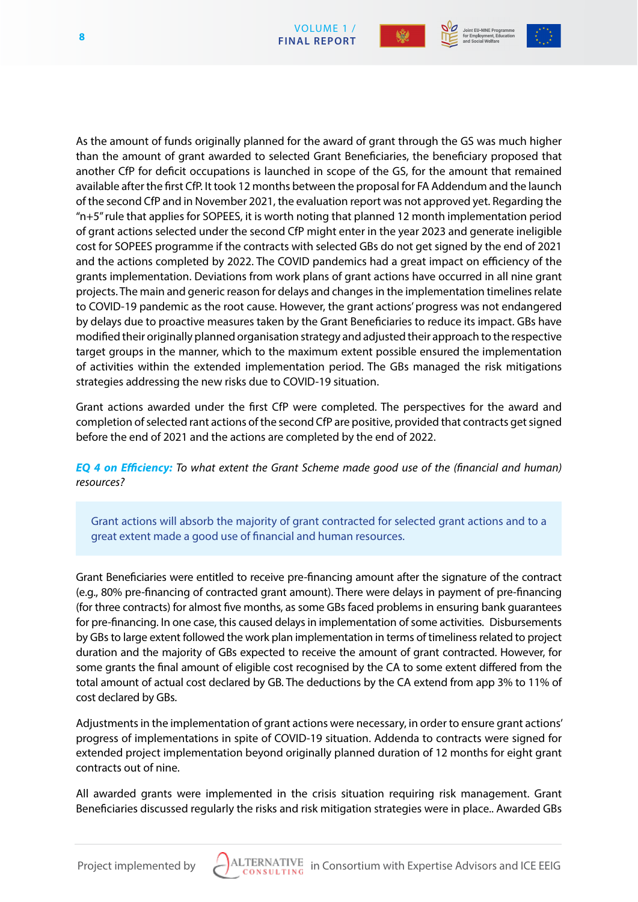As the amount of funds originally planned for the award of grant through the GS was much higher than the amount of grant awarded to selected Grant Beneficiaries, the beneficiary proposed that another CfP for deficit occupations is launched in scope of the GS, for the amount that remained available after the first CfP. It took 12 months between the proposal for FA Addendum and the launch of the second CfP and in November 2021, the evaluation report was not approved yet. Regarding the "n+5" rule that applies for SOPEES, it is worth noting that planned 12 month implementation period of grant actions selected under the second CfP might enter in the year 2023 and generate ineligible cost for SOPEES programme if the contracts with selected GBs do not get signed by the end of 2021 and the actions completed by 2022. The COVID pandemics had a great impact on efficiency of the grants implementation. Deviations from work plans of grant actions have occurred in all nine grant projects. The main and generic reason for delays and changes in the implementation timelines relate to COVID-19 pandemic as the root cause. However, the grant actions' progress was not endangered by delays due to proactive measures taken by the Grant Beneficiaries to reduce its impact. GBs have modified their originally planned organisation strategy and adjusted their approach to the respective target groups in the manner, which to the maximum extent possible ensured the implementation of activities within the extended implementation period. The GBs managed the risk mitigations strategies addressing the new risks due to COVID-19 situation.

Grant actions awarded under the first CfP were completed. The perspectives for the award and completion of selected rant actions of the second CfP are positive, provided that contracts get signed before the end of 2021 and the actions are completed by the end of 2022.

***EQ 4 on Efficiency:*** *To what extent the Grant Scheme made good use of the (financial and human) resources?*

> Grant actions will absorb the majority of grant contracted for selected grant actions and to a great extent made a good use of financial and human resources.

Grant Beneficiaries were entitled to receive pre-financing amount after the signature of the contract (e.g., 80% pre-financing of contracted grant amount). There were delays in payment of pre-financing (for three contracts) for almost five months, as some GBs faced problems in ensuring bank guarantees for pre-financing. In one case, this caused delays in implementation of some activities. Disbursements by GBs to large extent followed the work plan implementation in terms of timeliness related to project duration and the majority of GBs expected to receive the amount of grant contracted. However, for some grants the final amount of eligible cost recognised by the CA to some extent differed from the total amount of actual cost declared by GB. The deductions by the CA extend from app 3% to 11% of cost declared by GBs.

Adjustments in the implementation of grant actions were necessary, in order to ensure grant actions' progress of implementations in spite of COVID-19 situation. Addenda to contracts were signed for extended project implementation beyond originally planned duration of 12 months for eight grant contracts out of nine.

All awarded grants were implemented in the crisis situation requiring risk management. Grant Beneficiaries discussed regularly the risks and risk mitigation strategies were in place.. Awarded GBs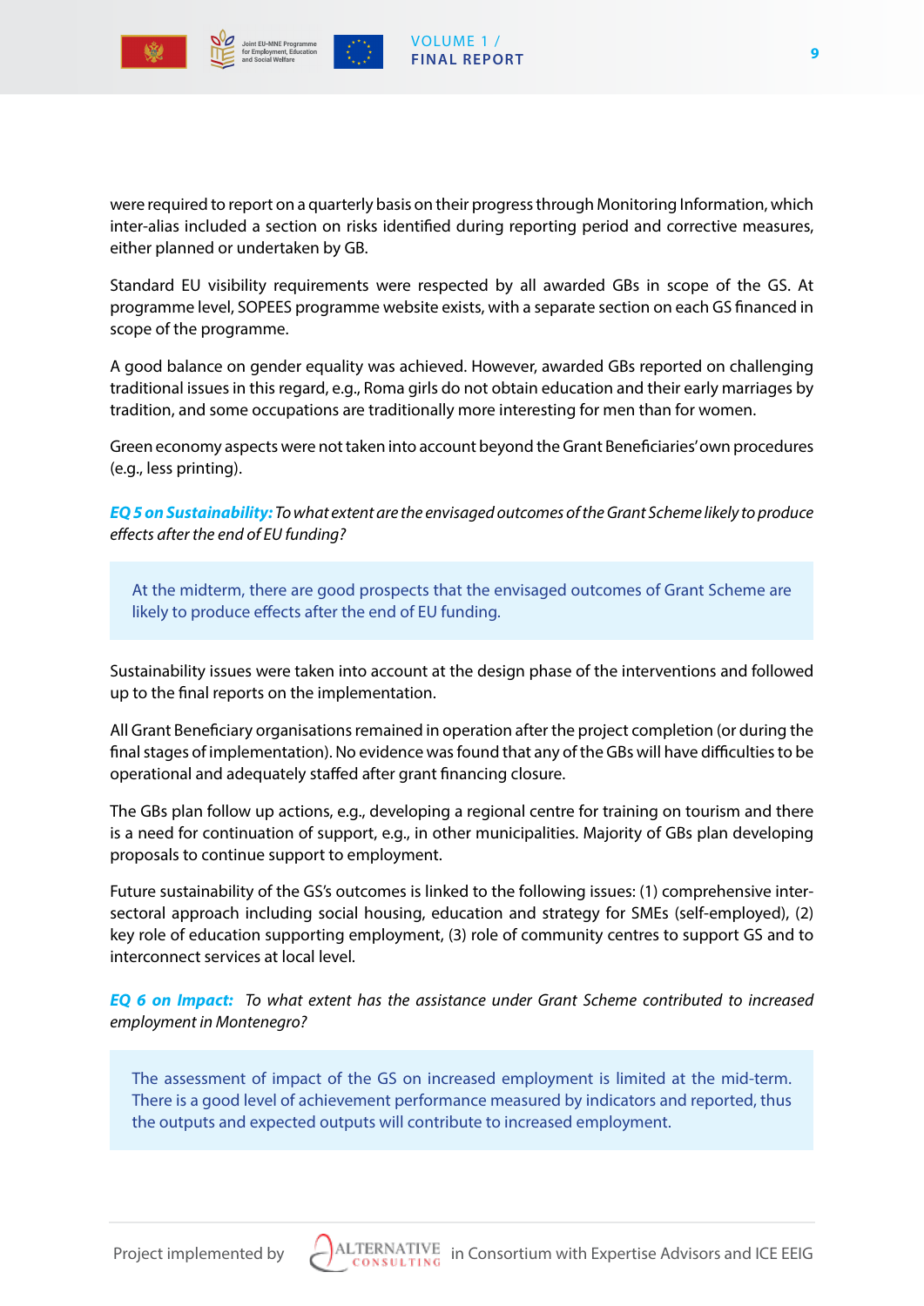were required to report on a quarterly basis on their progress through Monitoring Information, which inter-alias included a section on risks identified during reporting period and corrective measures, either planned or undertaken by GB.

Standard EU visibility requirements were respected by all awarded GBs in scope of the GS. At programme level, SOPEES programme website exists, with a separate section on each GS financed in scope of the programme.

A good balance on gender equality was achieved. However, awarded GBs reported on challenging traditional issues in this regard, e.g., Roma girls do not obtain education and their early marriages by tradition, and some occupations are traditionally more interesting for men than for women.

Green economy aspects were not taken into account beyond the Grant Beneficiaries' own procedures (e.g., less printing).

***EQ 5 on Sustainability:*** *To what extent are the envisaged outcomes of the Grant Scheme likely to produce effects after the end of EU funding?*

> At the midterm, there are good prospects that the envisaged outcomes of Grant Scheme are likely to produce effects after the end of EU funding.

Sustainability issues were taken into account at the design phase of the interventions and followed up to the final reports on the implementation.

All Grant Beneficiary organisations remained in operation after the project completion (or during the final stages of implementation). No evidence was found that any of the GBs will have difficulties to be operational and adequately staffed after grant financing closure.

The GBs plan follow up actions, e.g., developing a regional centre for training on tourism and there is a need for continuation of support, e.g., in other municipalities. Majority of GBs plan developing proposals to continue support to employment.

Future sustainability of the GS's outcomes is linked to the following issues: (1) comprehensive inter-sectoral approach including social housing, education and strategy for SMEs (self-employed), (2) key role of education supporting employment, (3) role of community centres to support GS and to interconnect services at local level.

***EQ 6 on Impact:*** *To what extent has the assistance under Grant Scheme contributed to increased employment in Montenegro?*

> The assessment of impact of the GS on increased employment is limited at the mid-term. There is a good level of achievement performance measured by indicators and reported, thus the outputs and expected outputs will contribute to increased employment.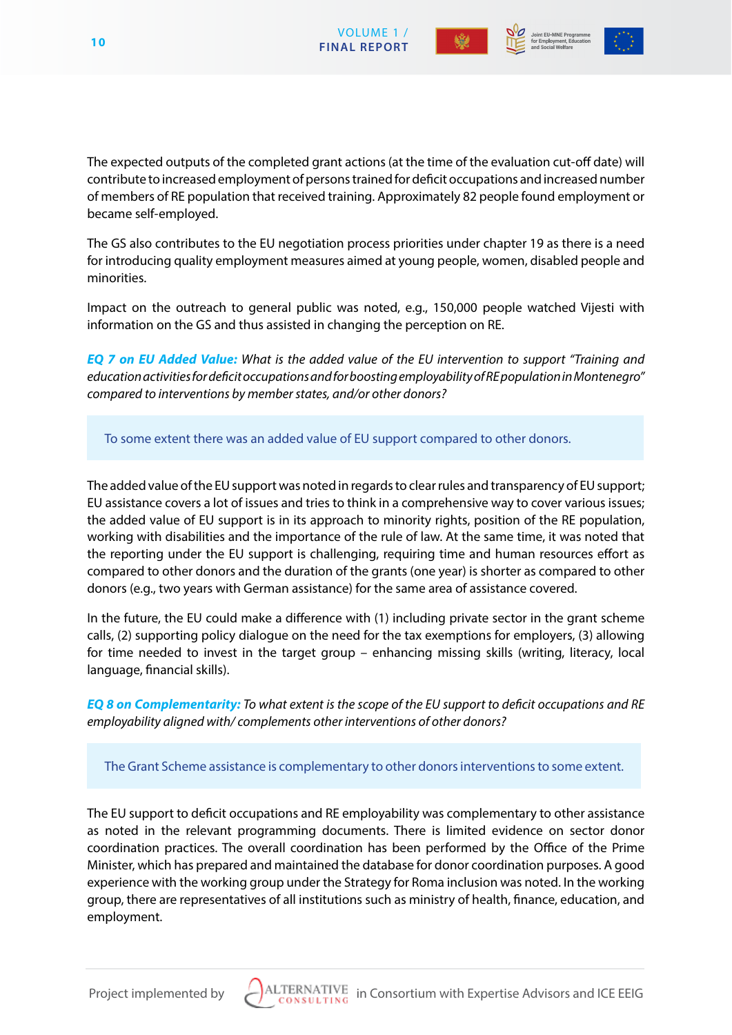The expected outputs of the completed grant actions (at the time of the evaluation cut-off date) will contribute to increased employment of persons trained for deficit occupations and increased number of members of RE population that received training. Approximately 82 people found employment or became self-employed.

The GS also contributes to the EU negotiation process priorities under chapter 19 as there is a need for introducing quality employment measures aimed at young people, women, disabled people and minorities.

Impact on the outreach to general public was noted, e.g., 150,000 people watched Vijesti with information on the GS and thus assisted in changing the perception on RE.

***EQ 7 on EU Added Value:*** *What is the added value of the EU intervention to support "Training and education activities for deficit occupations and for boosting employability of RE population in Montenegro" compared to interventions by member states, and/or other donors?*

> To some extent there was an added value of EU support compared to other donors.

The added value of the EU support was noted in regards to clear rules and transparency of EU support; EU assistance covers a lot of issues and tries to think in a comprehensive way to cover various issues; the added value of EU support is in its approach to minority rights, position of the RE population, working with disabilities and the importance of the rule of law. At the same time, it was noted that the reporting under the EU support is challenging, requiring time and human resources effort as compared to other donors and the duration of the grants (one year) is shorter as compared to other donors (e.g., two years with German assistance) for the same area of assistance covered.

In the future, the EU could make a difference with (1) including private sector in the grant scheme calls, (2) supporting policy dialogue on the need for the tax exemptions for employers, (3) allowing for time needed to invest in the target group – enhancing missing skills (writing, literacy, local language, financial skills).

***EQ 8 on Complementarity:*** *To what extent is the scope of the EU support to deficit occupations and RE employability aligned with/ complements other interventions of other donors?*

> The Grant Scheme assistance is complementary to other donors interventions to some extent.

The EU support to deficit occupations and RE employability was complementary to other assistance as noted in the relevant programming documents. There is limited evidence on sector donor coordination practices. The overall coordination has been performed by the Office of the Prime Minister, which has prepared and maintained the database for donor coordination purposes. A good experience with the working group under the Strategy for Roma inclusion was noted. In the working group, there are representatives of all institutions such as ministry of health, finance, education, and employment.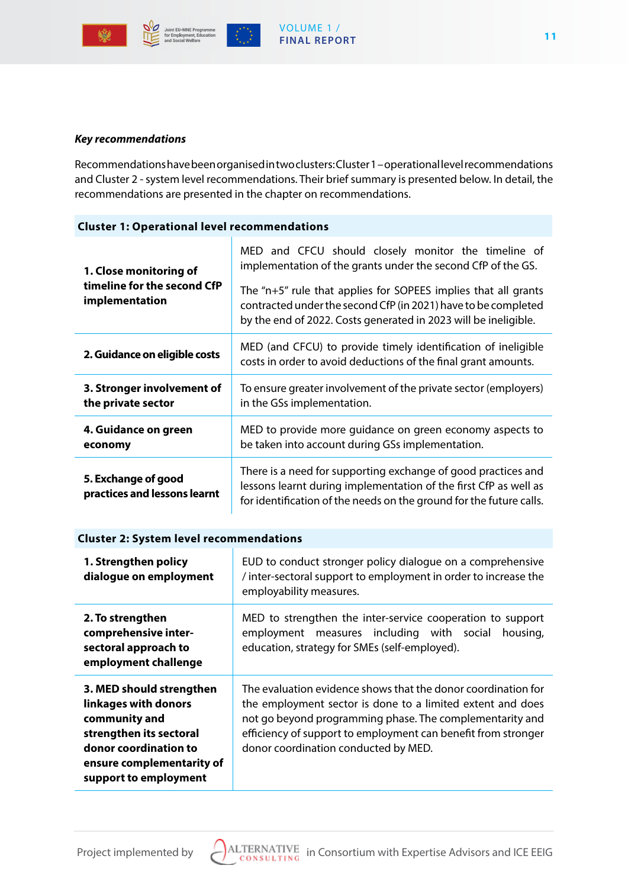***Key recommendations***

Recommendations have been organised in two clusters: Cluster 1 – operational level recommendations and Cluster 2 - system level recommendations. Their brief summary is presented below. In detail, the recommendations are presented in the chapter on recommendations.

| **Cluster 1: Operational level recommendations** | |
|---|---|
| **1. Close monitoring of timeline for the second CfP implementation** | MED and CFCU should closely monitor the timeline of implementation of the grants under the second CfP of the GS.<br><br>The "n+5" rule that applies for SOPEES implies that all grants contracted under the second CfP (in 2021) have to be completed by the end of 2022. Costs generated in 2023 will be ineligible. |
| **2. Guidance on eligible costs** | MED (and CFCU) to provide timely identification of ineligible costs in order to avoid deductions of the final grant amounts. |
| **3. Stronger involvement of the private sector** | To ensure greater involvement of the private sector (employers) in the GSs implementation. |
| **4. Guidance on green economy** | MED to provide more guidance on green economy aspects to be taken into account during GSs implementation. |
| **5. Exchange of good practices and lessons learnt** | There is a need for supporting exchange of good practices and lessons learnt during implementation of the first CfP as well as for identification of the needs on the ground for the future calls. |

| **Cluster 2: System level recommendations** | |
|---|---|
| **1. Strengthen policy dialogue on employment** | EUD to conduct stronger policy dialogue on a comprehensive / inter-sectoral support to employment in order to increase the employability measures. |
| **2. To strengthen comprehensive inter-sectoral approach to employment challenge** | MED to strengthen the inter-service cooperation to support employment measures including with social housing, education, strategy for SMEs (self-employed). |
| **3. MED should strengthen linkages with donors community and strengthen its sectoral donor coordination to ensure complementarity of support to employment** | The evaluation evidence shows that the donor coordination for the employment sector is done to a limited extent and does not go beyond programming phase. The complementarity and efficiency of support to employment can benefit from stronger donor coordination conducted by MED. |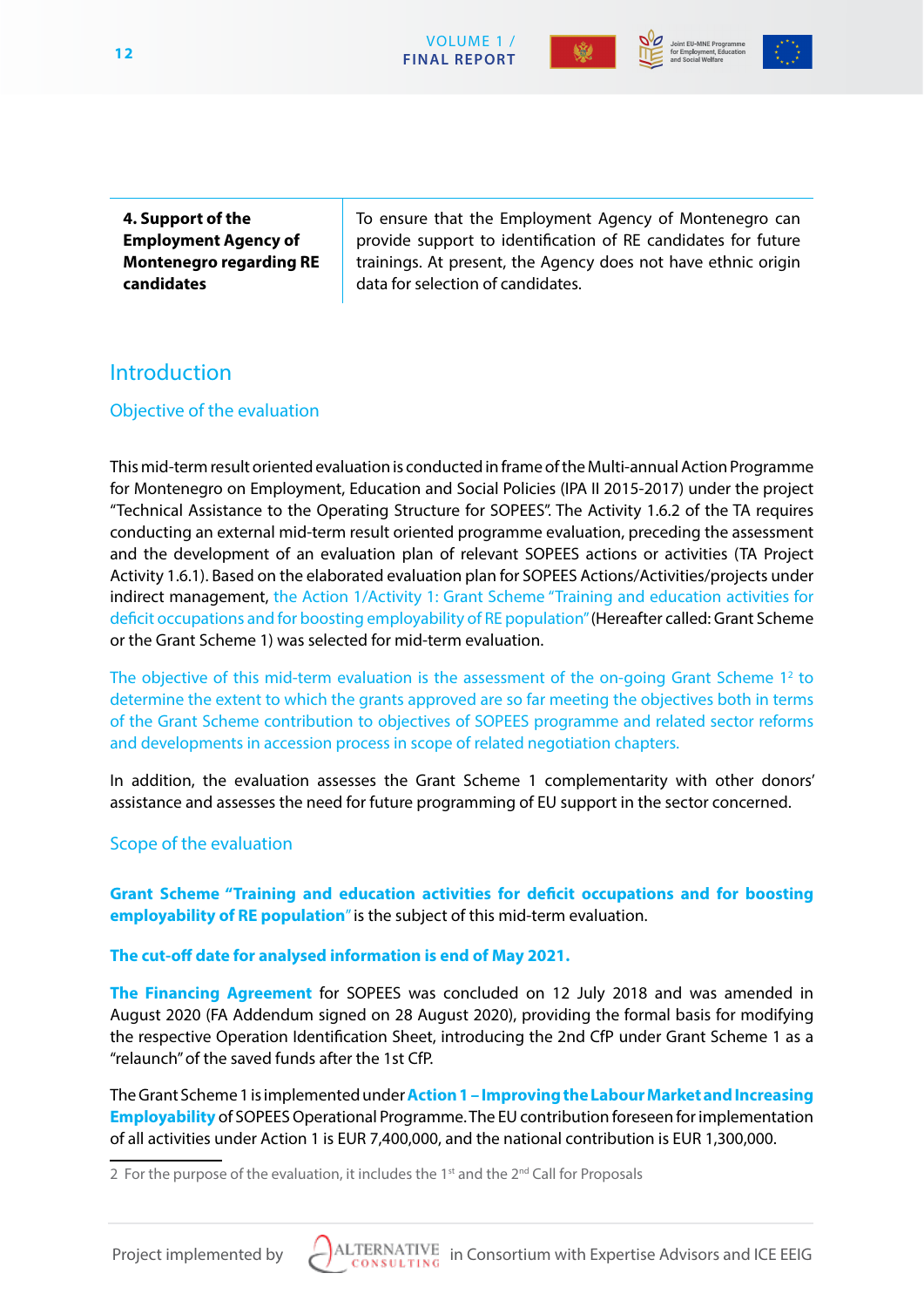| **4. Support of the Employment Agency of Montenegro regarding RE candidates** | To ensure that the Employment Agency of Montenegro can provide support to identification of RE candidates for future trainings. At present, the Agency does not have ethnic origin data for selection of candidates. |
|---|---|

# Introduction

## Objective of the evaluation

This mid-term result oriented evaluation is conducted in frame of the Multi-annual Action Programme for Montenegro on Employment, Education and Social Policies (IPA II 2015-2017) under the project "Technical Assistance to the Operating Structure for SOPEES". The Activity 1.6.2 of the TA requires conducting an external mid-term result oriented programme evaluation, preceding the assessment and the development of an evaluation plan of relevant SOPEES actions or activities (TA Project Activity 1.6.1). Based on the elaborated evaluation plan for SOPEES Actions/Activities/projects under indirect management, the Action 1/Activity 1: Grant Scheme "Training and education activities for deficit occupations and for boosting employability of RE population" (Hereafter called: Grant Scheme or the Grant Scheme 1) was selected for mid-term evaluation.

The objective of this mid-term evaluation is the assessment of the on-going Grant Scheme 1[2] to determine the extent to which the grants approved are so far meeting the objectives both in terms of the Grant Scheme contribution to objectives of SOPEES programme and related sector reforms and developments in accession process in scope of related negotiation chapters.

In addition, the evaluation assesses the Grant Scheme 1 complementarity with other donors' assistance and assesses the need for future programming of EU support in the sector concerned.

## Scope of the evaluation

**Grant Scheme "Training and education activities for deficit occupations and for boosting employability of RE population"** is the subject of this mid-term evaluation.

**The cut-off date for analysed information is end of May 2021.**

**The Financing Agreement** for SOPEES was concluded on 12 July 2018 and was amended in August 2020 (FA Addendum signed on 28 August 2020), providing the formal basis for modifying the respective Operation Identification Sheet, introducing the 2nd CfP under Grant Scheme 1 as a "relaunch" of the saved funds after the 1st CfP.

The Grant Scheme 1 is implemented under **Action 1 – Improving the Labour Market and Increasing Employability** of SOPEES Operational Programme. The EU contribution foreseen for implementation of all activities under Action 1 is EUR 7,400,000, and the national contribution is EUR 1,300,000.

2 For the purpose of the evaluation, it includes the 1st and the 2nd Call for Proposals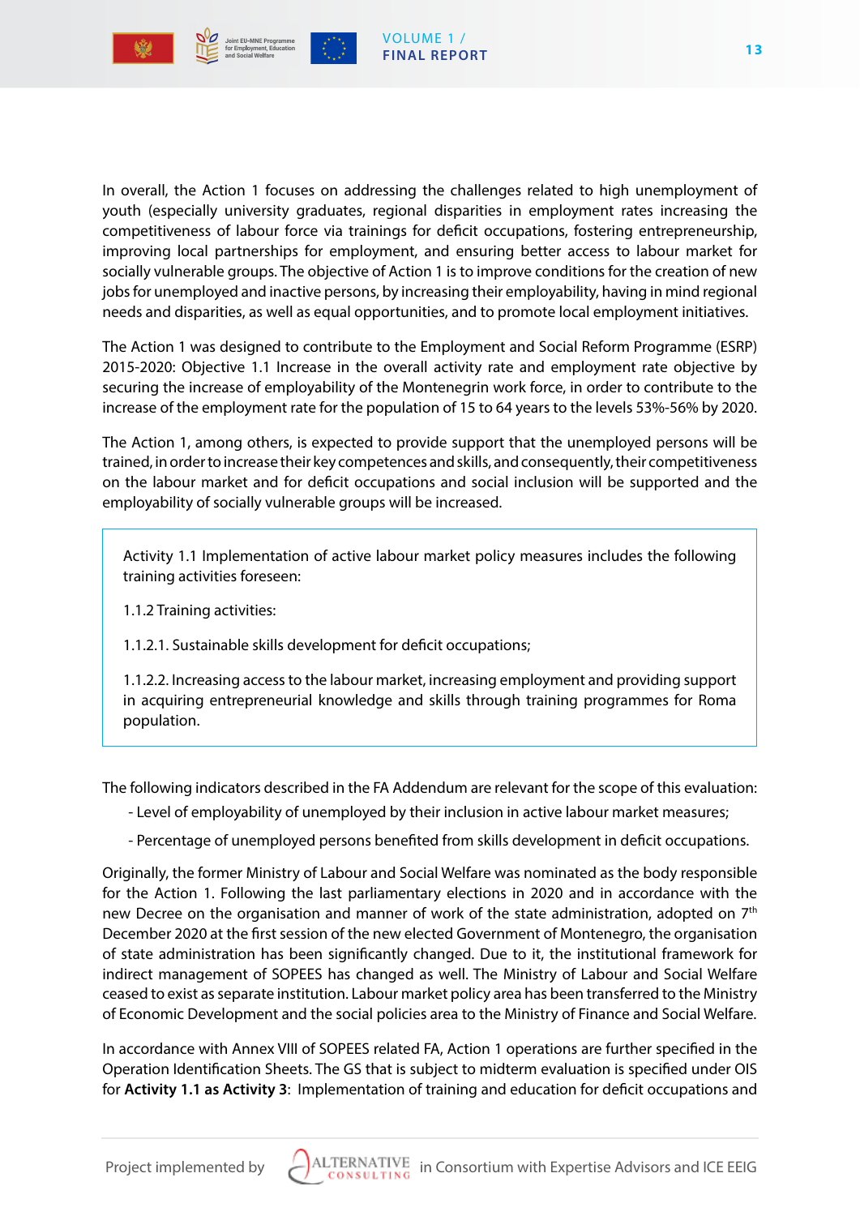In overall, the Action 1 focuses on addressing the challenges related to high unemployment of youth (especially university graduates, regional disparities in employment rates increasing the competitiveness of labour force via trainings for deficit occupations, fostering entrepreneurship, improving local partnerships for employment, and ensuring better access to labour market for socially vulnerable groups. The objective of Action 1 is to improve conditions for the creation of new jobs for unemployed and inactive persons, by increasing their employability, having in mind regional needs and disparities, as well as equal opportunities, and to promote local employment initiatives.

The Action 1 was designed to contribute to the Employment and Social Reform Programme (ESRP) 2015-2020: Objective 1.1 Increase in the overall activity rate and employment rate objective by securing the increase of employability of the Montenegrin work force, in order to contribute to the increase of the employment rate for the population of 15 to 64 years to the levels 53%-56% by 2020.

The Action 1, among others, is expected to provide support that the unemployed persons will be trained, in order to increase their key competences and skills, and consequently, their competitiveness on the labour market and for deficit occupations and social inclusion will be supported and the employability of socially vulnerable groups will be increased.

> Activity 1.1 Implementation of active labour market policy measures includes the following training activities foreseen:
>
> 1.1.2 Training activities:
>
> 1.1.2.1. Sustainable skills development for deficit occupations;
>
> 1.1.2.2. Increasing access to the labour market, increasing employment and providing support in acquiring entrepreneurial knowledge and skills through training programmes for Roma population.

The following indicators described in the FA Addendum are relevant for the scope of this evaluation:

- Level of employability of unemployed by their inclusion in active labour market measures;
- Percentage of unemployed persons benefited from skills development in deficit occupations.

Originally, the former Ministry of Labour and Social Welfare was nominated as the body responsible for the Action 1. Following the last parliamentary elections in 2020 and in accordance with the new Decree on the organisation and manner of work of the state administration, adopted on 7th December 2020 at the first session of the new elected Government of Montenegro, the organisation of state administration has been significantly changed. Due to it, the institutional framework for indirect management of SOPEES has changed as well. The Ministry of Labour and Social Welfare ceased to exist as separate institution. Labour market policy area has been transferred to the Ministry of Economic Development and the social policies area to the Ministry of Finance and Social Welfare.

In accordance with Annex VIII of SOPEES related FA, Action 1 operations are further specified in the Operation Identification Sheets. The GS that is subject to midterm evaluation is specified under OIS for **Activity 1.1 as Activity 3**: Implementation of training and education for deficit occupations and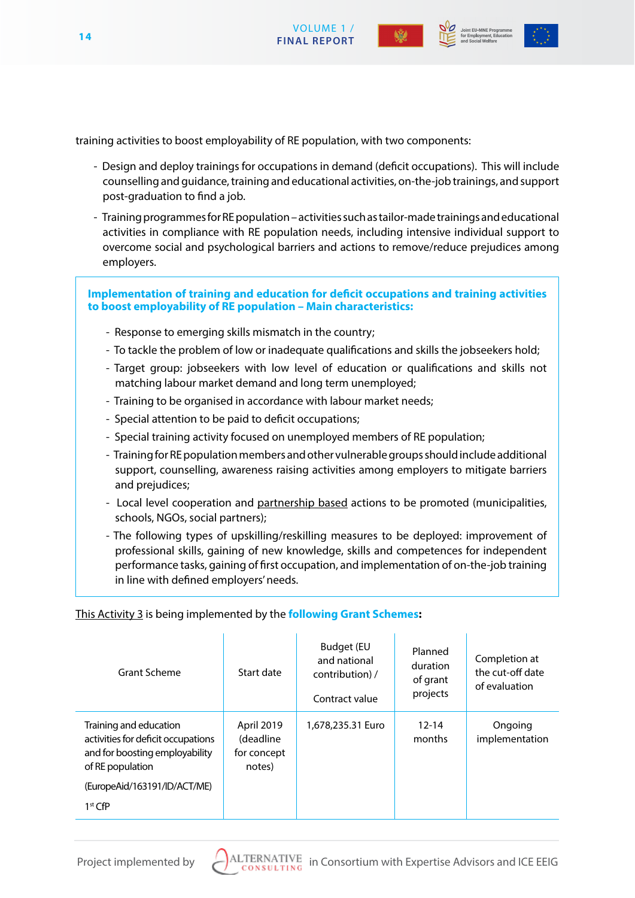training activities to boost employability of RE population, with two components:

- Design and deploy trainings for occupations in demand (deficit occupations). This will include counselling and guidance, training and educational activities, on-the-job trainings, and support post-graduation to find a job.
- Training programmes for RE population – activities such as tailor-made trainings and educational activities in compliance with RE population needs, including intensive individual support to overcome social and psychological barriers and actions to remove/reduce prejudices among employers.

**Implementation of training and education for deficit occupations and training activities to boost employability of RE population – Main characteristics:**

- Response to emerging skills mismatch in the country;
- To tackle the problem of low or inadequate qualifications and skills the jobseekers hold;
- Target group: jobseekers with low level of education or qualifications and skills not matching labour market demand and long term unemployed;
- Training to be organised in accordance with labour market needs;
- Special attention to be paid to deficit occupations;
- Special training activity focused on unemployed members of RE population;
- Training for RE population members and other vulnerable groups should include additional support, counselling, awareness raising activities among employers to mitigate barriers and prejudices;
- Local level cooperation and partnership based actions to be promoted (municipalities, schools, NGOs, social partners);
- The following types of upskilling/reskilling measures to be deployed: improvement of professional skills, gaining of new knowledge, skills and competences for independent performance tasks, gaining of first occupation, and implementation of on-the-job training in line with defined employers' needs.

This Activity 3 is being implemented by the **following Grant Schemes:**

| Grant Scheme | Start date | Budget (EU and national contribution) / Contract value | Planned duration of grant projects | Completion at the cut-off date of evaluation |
|---|---|---|---|---|
| Training and education activities for deficit occupations and for boosting employability of RE population (EuropeAid/163191/ID/ACT/ME) 1st CfP | April 2019 (deadline for concept notes) | 1,678,235.31 Euro | 12-14 months | Ongoing implementation |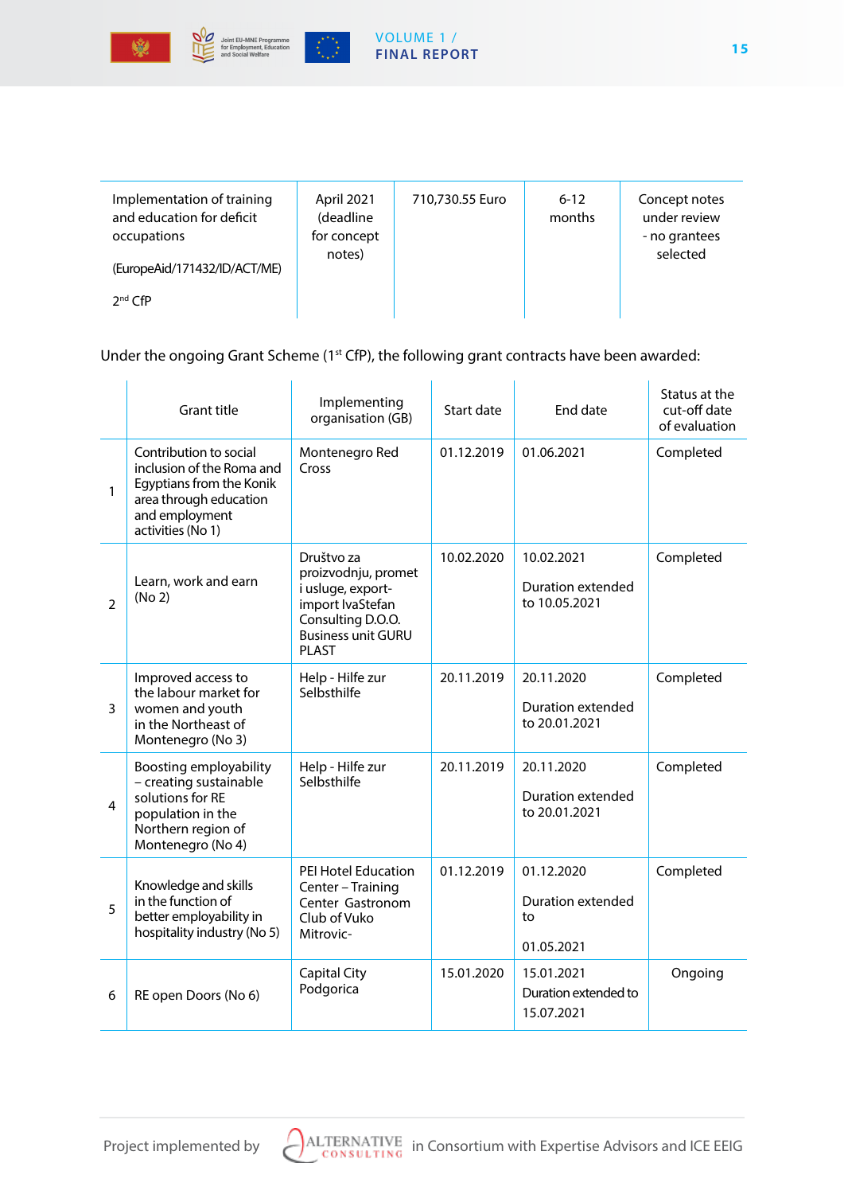| Implementation of training and education for deficit occupations<br><br>(EuropeAid/171432/ID/ACT/ME)<br><br>2[nd] CfP | April 2021 (deadline for concept notes) | 710,730.55 Euro | 6-12 months | Concept notes under review - no grantees selected |
|---|---|---|---|---|

Under the ongoing Grant Scheme (1[st] CfP), the following grant contracts have been awarded:

| | Grant title | Implementing organisation (GB) | Start date | End date | Status at the cut-off date of evaluation |
|---|---|---|---|---|---|
| 1 | Contribution to social inclusion of the Roma and Egyptians from the Konik area through education and employment activities (No 1) | Montenegro Red Cross | 01.12.2019 | 01.06.2021 | Completed |
| 2 | Learn, work and earn (No 2) | Društvo za proizvodnju, promet i usluge, export-import IvaStefan Consulting D.O.O. Business unit GURU PLAST | 10.02.2020 | 10.02.2021<br><br>Duration extended to 10.05.2021 | Completed |
| 3 | Improved access to the labour market for women and youth in the Northeast of Montenegro (No 3) | Help - Hilfe zur Selbsthilfe | 20.11.2019 | 20.11.2020<br><br>Duration extended to 20.01.2021 | Completed |
| 4 | Boosting employability – creating sustainable solutions for RE population in the Northern region of Montenegro (No 4) | Help - Hilfe zur Selbsthilfe | 20.11.2019 | 20.11.2020<br><br>Duration extended to 20.01.2021 | Completed |
| 5 | Knowledge and skills in the function of better employability in hospitality industry (No 5) | PEI Hotel Education Center – Training Center Gastronom Club of Vuko Mitrovic- | 01.12.2019 | 01.12.2020<br><br>Duration extended to<br><br>01.05.2021 | Completed |
| 6 | RE open Doors (No 6) | Capital City Podgorica | 15.01.2020 | 15.01.2021<br>Duration extended to<br>15.07.2021 | Ongoing |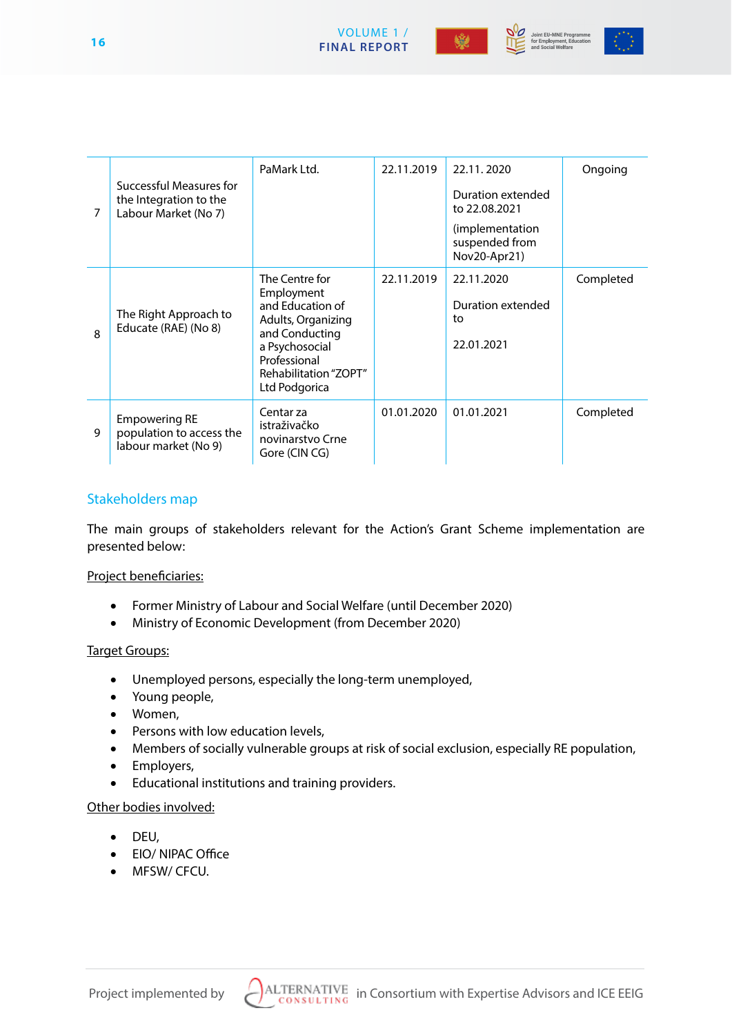| | | | | | |
|---|---|---|---|---|---|
| 7 | Successful Measures for the Integration to the Labour Market (No 7) | PaMark Ltd. | 22.11.2019 | 22.11. 2020<br><br>Duration extended to 22.08.2021<br><br>(implementation suspended from Nov20-Apr21) | Ongoing |
| 8 | The Right Approach to Educate (RAE) (No 8) | The Centre for Employment and Education of Adults, Organizing and Conducting a Psychosocial Professional Rehabilitation "ZOPT" Ltd Podgorica | 22.11.2019 | 22.11.2020<br><br>Duration extended to<br><br>22.01.2021 | Completed |
| 9 | Empowering RE population to access the labour market (No 9) | Centar za istraživačko novinarstvo Crne Gore (CIN CG) | 01.01.2020 | 01.01.2021 | Completed |

## Stakeholders map

The main groups of stakeholders relevant for the Action's Grant Scheme implementation are presented below:

Project beneficiaries:

- Former Ministry of Labour and Social Welfare (until December 2020)
- Ministry of Economic Development (from December 2020)

Target Groups:

- Unemployed persons, especially the long-term unemployed,
- Young people,
- Women,
- Persons with low education levels,
- Members of socially vulnerable groups at risk of social exclusion, especially RE population,
- Employers,
- Educational institutions and training providers.

Other bodies involved:

- DEU,
- EIO/ NIPAC Office
- MFSW/ CFCU.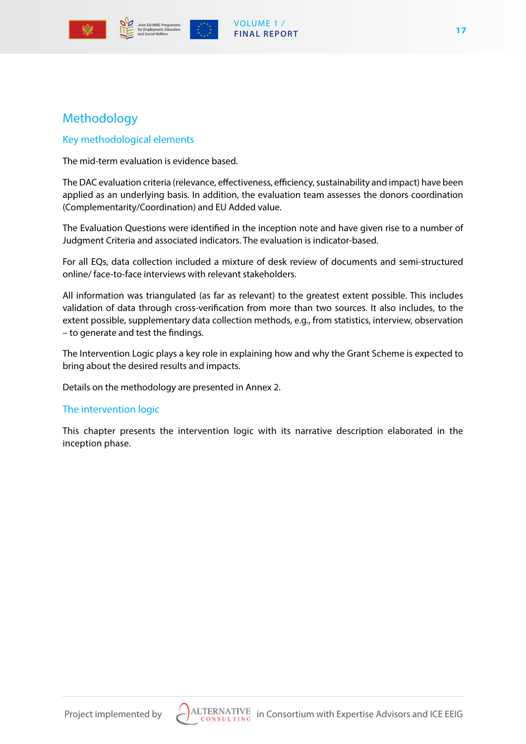# Methodology

## Key methodological elements

The mid-term evaluation is evidence based.

The DAC evaluation criteria (relevance, effectiveness, efficiency, sustainability and impact) have been applied as an underlying basis. In addition, the evaluation team assesses the donors coordination (Complementarity/Coordination) and EU Added value.

The Evaluation Questions were identified in the inception note and have given rise to a number of Judgment Criteria and associated indicators. The evaluation is indicator-based.

For all EQs, data collection included a mixture of desk review of documents and semi-structured online/ face-to-face interviews with relevant stakeholders.

All information was triangulated (as far as relevant) to the greatest extent possible. This includes validation of data through cross-verification from more than two sources. It also includes, to the extent possible, supplementary data collection methods, e.g., from statistics, interview, observation – to generate and test the findings.

The Intervention Logic plays a key role in explaining how and why the Grant Scheme is expected to bring about the desired results and impacts.

Details on the methodology are presented in Annex 2.

## The intervention logic

This chapter presents the intervention logic with its narrative description elaborated in the inception phase.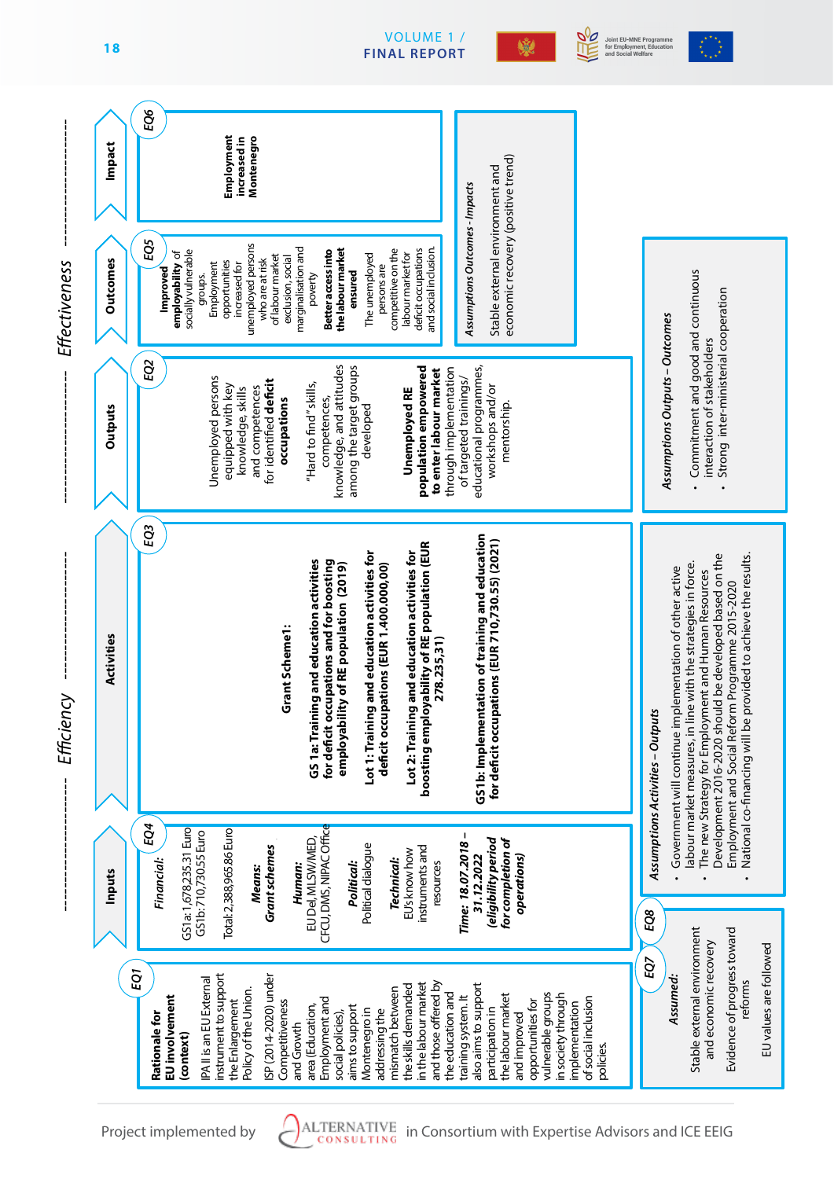**Efficiency** ——— **Effectiveness**

| Rationale for EU involvement (context) (EQ1) | Inputs (EQ4) | Activities (EQ3) | Outputs (EQ2) | Outcomes (EQ5) | Impact (EQ6) |
|---|---|---|---|---|---|
| IPA II is an EU External instrument to support the Enlargement Policy of the Union. ISP (2014-2020) under Competitiveness and Growth area (Education, Employment and social policies), aims to support Montenegro in addressing the mismatch between the skills demanded in the labour market and those offered by the education and training system. It also aims to support participation in the labour market and improved opportunities for vulnerable groups in society through implementation of social inclusion policies. | *Financial:* GS1a: 1,678,235.31 Euro GS1b: 710,730.55 Euro Total: 2,388,965.86 Euro *Means:* *Grant schemes* *Human:* EU Del, MLSW/MED, CFCU, DMS, NIPAC Office *Political:* Political dialogue *Technical:* EU's know how instruments and resources ***Time: 18.07.2018 – 31.12.2022 (eligibility period for completion of operations)*** | **Grant Scheme1:** **GS 1a: Training and education activities for deficit occupations and for boosting employability of RE population (2019)** **Lot 1: Training and education activities for deficit occupations (EUR 1.400.000,00)** **Lot 2: Training and education activities for boosting employability of RE population (EUR 278.235,31)** **GS1b: Implementation of training and education for deficit occupations (EUR 710,730.55) (2021)** | Unemployed persons equipped with key knowledge, skills and competences for identified **deficit occupations** "Hard to find" skills, competences, knowledge, and attitudes among the target groups developed **Unemployed RE population empowered to enter labour market** through implementation of targeted trainings/ educational programmes, workshops and/or mentorship. | **Improved employability** of socially vulnerable groups. Employment opportunities increased for unemployed persons who are at risk of labour market exclusion, social marginalisation and poverty **Better access into the labour market ensured** The unemployed persons are competitive on the labour market for deficit occupations and social inclusion. | **Employment increased in Montenegro** |

**EQ7 / EQ8**

*Assumed:*
Stable external environment and economic recovery
Evidence of progress toward reforms
EU values are followed

*Assumptions Activities – Outputs*
- Government will continue implementation of other active labour market measures, in line with the strategies in force.
- The new Strategy for Employment and Human Resources Development 2016-2020 should be developed based on the Employment and Social Reform Programme 2015-2020
- National co-financing will be provided to achieve the results.

*Assumptions Outputs – Outcomes*
- Commitment and good and continuous interaction of stakeholders
- Strong inter-ministerial cooperation

*Assumptions Outcomes - Impacts*
Stable external environment and economic recovery (positive trend)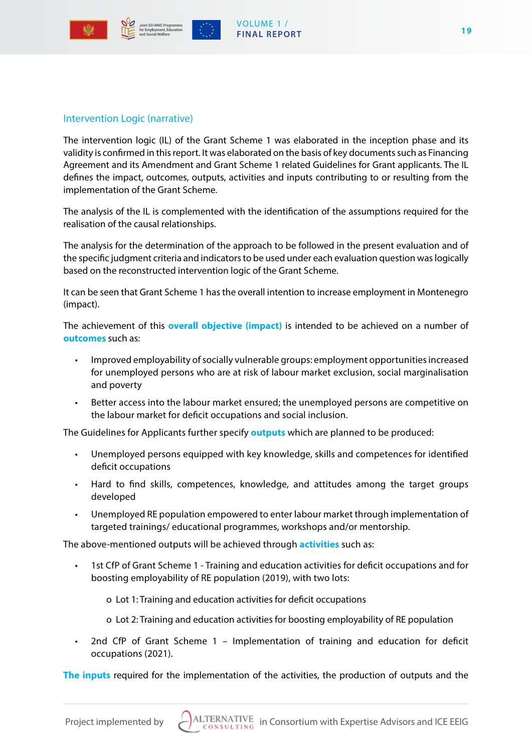## Intervention Logic (narrative)

The intervention logic (IL) of the Grant Scheme 1 was elaborated in the inception phase and its validity is confirmed in this report. It was elaborated on the basis of key documents such as Financing Agreement and its Amendment and Grant Scheme 1 related Guidelines for Grant applicants. The IL defines the impact, outcomes, outputs, activities and inputs contributing to or resulting from the implementation of the Grant Scheme.

The analysis of the IL is complemented with the identification of the assumptions required for the realisation of the causal relationships.

The analysis for the determination of the approach to be followed in the present evaluation and of the specific judgment criteria and indicators to be used under each evaluation question was logically based on the reconstructed intervention logic of the Grant Scheme.

It can be seen that Grant Scheme 1 has the overall intention to increase employment in Montenegro (impact).

The achievement of this **overall objective (impact)** is intended to be achieved on a number of **outcomes** such as:

- Improved employability of socially vulnerable groups: employment opportunities increased for unemployed persons who are at risk of labour market exclusion, social marginalisation and poverty
- Better access into the labour market ensured; the unemployed persons are competitive on the labour market for deficit occupations and social inclusion.

The Guidelines for Applicants further specify **outputs** which are planned to be produced:

- Unemployed persons equipped with key knowledge, skills and competences for identified deficit occupations
- Hard to find skills, competences, knowledge, and attitudes among the target groups developed
- Unemployed RE population empowered to enter labour market through implementation of targeted trainings/ educational programmes, workshops and/or mentorship.

The above-mentioned outputs will be achieved through **activities** such as:

- 1st CfP of Grant Scheme 1 - Training and education activities for deficit occupations and for boosting employability of RE population (2019), with two lots:
    - Lot 1: Training and education activities for deficit occupations
    - Lot 2: Training and education activities for boosting employability of RE population
- 2nd CfP of Grant Scheme 1 – Implementation of training and education for deficit occupations (2021).

**The inputs** required for the implementation of the activities, the production of outputs and the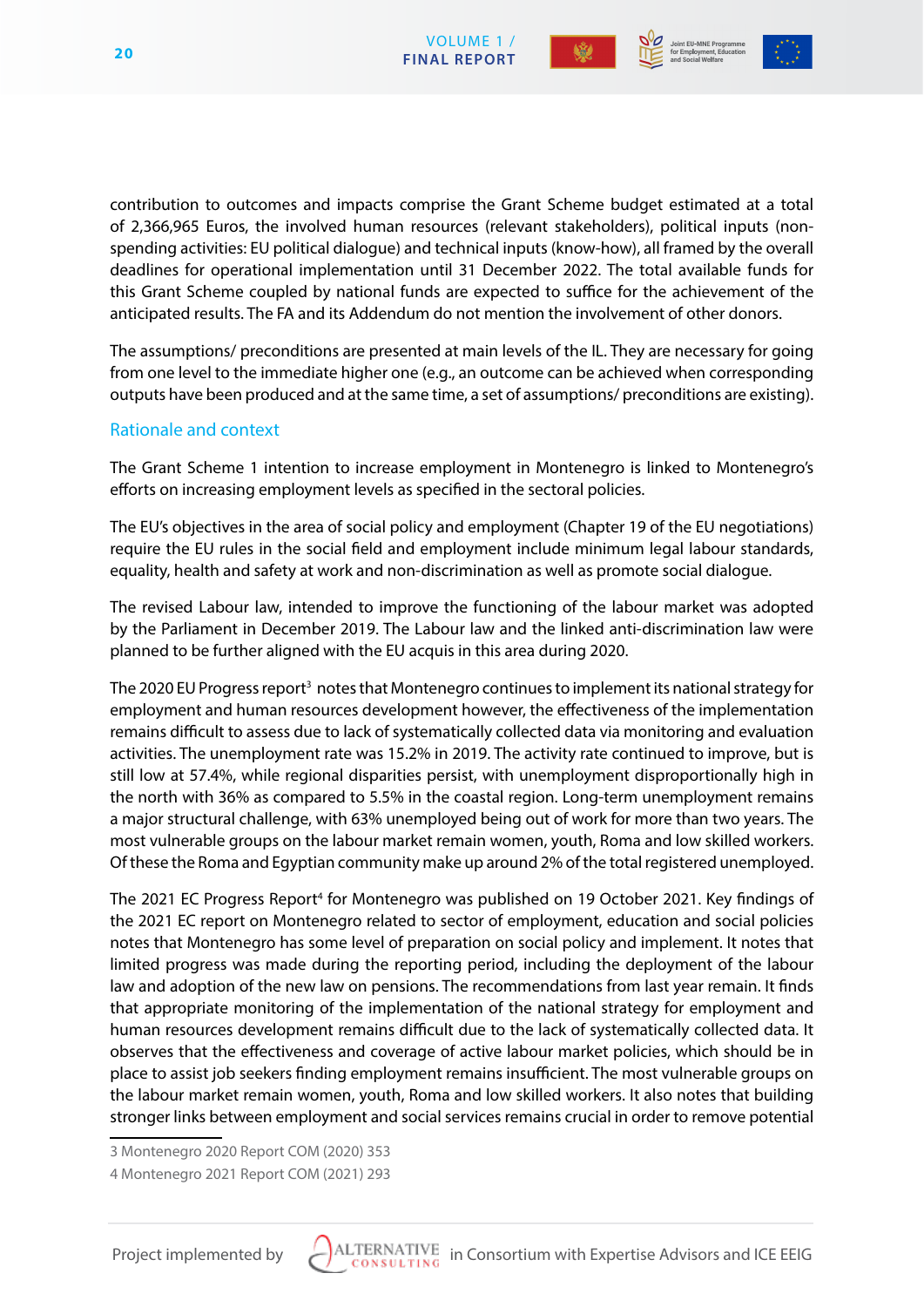contribution to outcomes and impacts comprise the Grant Scheme budget estimated at a total of 2,366,965 Euros, the involved human resources (relevant stakeholders), political inputs (non-spending activities: EU political dialogue) and technical inputs (know-how), all framed by the overall deadlines for operational implementation until 31 December 2022. The total available funds for this Grant Scheme coupled by national funds are expected to suffice for the achievement of the anticipated results. The FA and its Addendum do not mention the involvement of other donors.

The assumptions/ preconditions are presented at main levels of the IL. They are necessary for going from one level to the immediate higher one (e.g., an outcome can be achieved when corresponding outputs have been produced and at the same time, a set of assumptions/ preconditions are existing).

### Rationale and context

The Grant Scheme 1 intention to increase employment in Montenegro is linked to Montenegro's efforts on increasing employment levels as specified in the sectoral policies.

The EU's objectives in the area of social policy and employment (Chapter 19 of the EU negotiations) require the EU rules in the social field and employment include minimum legal labour standards, equality, health and safety at work and non-discrimination as well as promote social dialogue.

The revised Labour law, intended to improve the functioning of the labour market was adopted by the Parliament in December 2019. The Labour law and the linked anti-discrimination law were planned to be further aligned with the EU acquis in this area during 2020.

The 2020 EU Progress report[3] notes that Montenegro continues to implement its national strategy for employment and human resources development however, the effectiveness of the implementation remains difficult to assess due to lack of systematically collected data via monitoring and evaluation activities. The unemployment rate was 15.2% in 2019. The activity rate continued to improve, but is still low at 57.4%, while regional disparities persist, with unemployment disproportionally high in the north with 36% as compared to 5.5% in the coastal region. Long-term unemployment remains a major structural challenge, with 63% unemployed being out of work for more than two years. The most vulnerable groups on the labour market remain women, youth, Roma and low skilled workers. Of these the Roma and Egyptian community make up around 2% of the total registered unemployed.

The 2021 EC Progress Report[4] for Montenegro was published on 19 October 2021. Key findings of the 2021 EC report on Montenegro related to sector of employment, education and social policies notes that Montenegro has some level of preparation on social policy and implement. It notes that limited progress was made during the reporting period, including the deployment of the labour law and adoption of the new law on pensions. The recommendations from last year remain. It finds that appropriate monitoring of the implementation of the national strategy for employment and human resources development remains difficult due to the lack of systematically collected data. It observes that the effectiveness and coverage of active labour market policies, which should be in place to assist job seekers finding employment remains insufficient. The most vulnerable groups on the labour market remain women, youth, Roma and low skilled workers. It also notes that building stronger links between employment and social services remains crucial in order to remove potential

3 Montenegro 2020 Report COM (2020) 353

4 Montenegro 2021 Report COM (2021) 293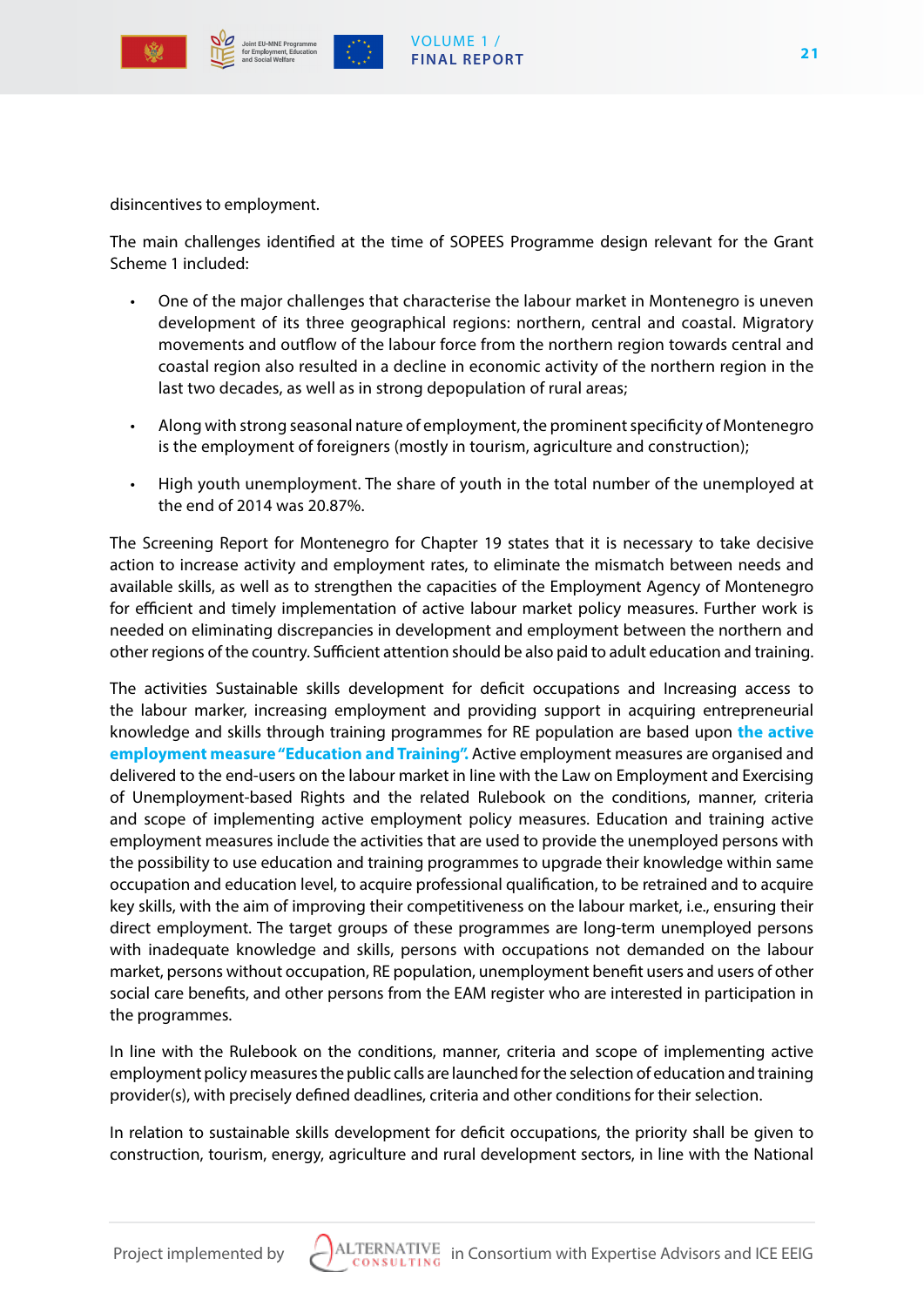disincentives to employment.

The main challenges identified at the time of SOPEES Programme design relevant for the Grant Scheme 1 included:

- One of the major challenges that characterise the labour market in Montenegro is uneven development of its three geographical regions: northern, central and coastal. Migratory movements and outflow of the labour force from the northern region towards central and coastal region also resulted in a decline in economic activity of the northern region in the last two decades, as well as in strong depopulation of rural areas;
- Along with strong seasonal nature of employment, the prominent specificity of Montenegro is the employment of foreigners (mostly in tourism, agriculture and construction);
- High youth unemployment. The share of youth in the total number of the unemployed at the end of 2014 was 20.87%.

The Screening Report for Montenegro for Chapter 19 states that it is necessary to take decisive action to increase activity and employment rates, to eliminate the mismatch between needs and available skills, as well as to strengthen the capacities of the Employment Agency of Montenegro for efficient and timely implementation of active labour market policy measures. Further work is needed on eliminating discrepancies in development and employment between the northern and other regions of the country. Sufficient attention should be also paid to adult education and training.

The activities Sustainable skills development for deficit occupations and Increasing access to the labour marker, increasing employment and providing support in acquiring entrepreneurial knowledge and skills through training programmes for RE population are based upon **the active employment measure "Education and Training".** Active employment measures are organised and delivered to the end-users on the labour market in line with the Law on Employment and Exercising of Unemployment-based Rights and the related Rulebook on the conditions, manner, criteria and scope of implementing active employment policy measures. Education and training active employment measures include the activities that are used to provide the unemployed persons with the possibility to use education and training programmes to upgrade their knowledge within same occupation and education level, to acquire professional qualification, to be retrained and to acquire key skills, with the aim of improving their competitiveness on the labour market, i.e., ensuring their direct employment. The target groups of these programmes are long-term unemployed persons with inadequate knowledge and skills, persons with occupations not demanded on the labour market, persons without occupation, RE population, unemployment benefit users and users of other social care benefits, and other persons from the EAM register who are interested in participation in the programmes.

In line with the Rulebook on the conditions, manner, criteria and scope of implementing active employment policy measures the public calls are launched for the selection of education and training provider(s), with precisely defined deadlines, criteria and other conditions for their selection.

In relation to sustainable skills development for deficit occupations, the priority shall be given to construction, tourism, energy, agriculture and rural development sectors, in line with the National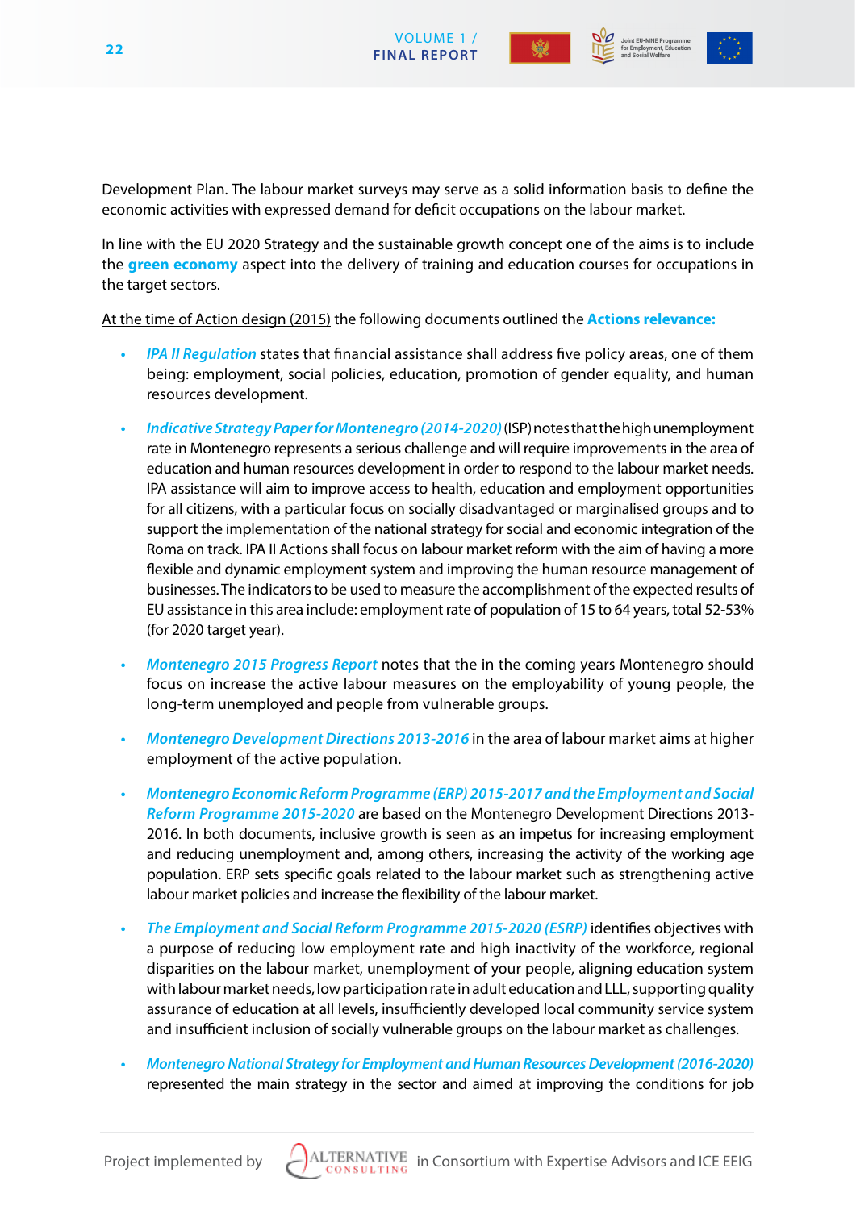Development Plan. The labour market surveys may serve as a solid information basis to define the economic activities with expressed demand for deficit occupations on the labour market.

In line with the EU 2020 Strategy and the sustainable growth concept one of the aims is to include the **green economy** aspect into the delivery of training and education courses for occupations in the target sectors.

At the time of Action design (2015) the following documents outlined the **Actions relevance:**

- *IPA II Regulation* states that financial assistance shall address five policy areas, one of them being: employment, social policies, education, promotion of gender equality, and human resources development.
- *Indicative Strategy Paper for Montenegro (2014-2020)* (ISP) notes that the high unemployment rate in Montenegro represents a serious challenge and will require improvements in the area of education and human resources development in order to respond to the labour market needs. IPA assistance will aim to improve access to health, education and employment opportunities for all citizens, with a particular focus on socially disadvantaged or marginalised groups and to support the implementation of the national strategy for social and economic integration of the Roma on track. IPA II Actions shall focus on labour market reform with the aim of having a more flexible and dynamic employment system and improving the human resource management of businesses. The indicators to be used to measure the accomplishment of the expected results of EU assistance in this area include: employment rate of population of 15 to 64 years, total 52-53% (for 2020 target year).
- *Montenegro 2015 Progress Report* notes that the in the coming years Montenegro should focus on increase the active labour measures on the employability of young people, the long-term unemployed and people from vulnerable groups.
- *Montenegro Development Directions 2013-2016* in the area of labour market aims at higher employment of the active population.
- *Montenegro Economic Reform Programme (ERP) 2015-2017 and the Employment and Social Reform Programme 2015-2020* are based on the Montenegro Development Directions 2013-2016. In both documents, inclusive growth is seen as an impetus for increasing employment and reducing unemployment and, among others, increasing the activity of the working age population. ERP sets specific goals related to the labour market such as strengthening active labour market policies and increase the flexibility of the labour market.
- *The Employment and Social Reform Programme 2015-2020 (ESRP)* identifies objectives with a purpose of reducing low employment rate and high inactivity of the workforce, regional disparities on the labour market, unemployment of your people, aligning education system with labour market needs, low participation rate in adult education and LLL, supporting quality assurance of education at all levels, insufficiently developed local community service system and insufficient inclusion of socially vulnerable groups on the labour market as challenges.
- *Montenegro National Strategy for Employment and Human Resources Development (2016-2020)* represented the main strategy in the sector and aimed at improving the conditions for job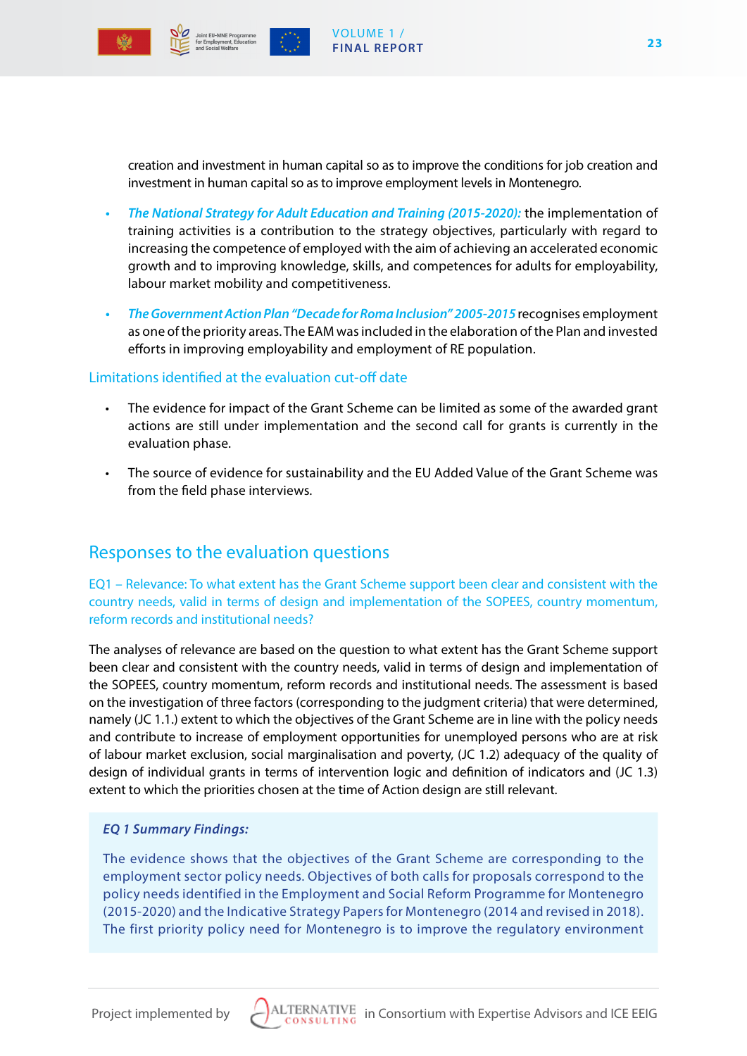creation and investment in human capital so as to improve the conditions for job creation and investment in human capital so as to improve employment levels in Montenegro.

- ***The National Strategy for Adult Education and Training (2015-2020):*** the implementation of training activities is a contribution to the strategy objectives, particularly with regard to increasing the competence of employed with the aim of achieving an accelerated economic growth and to improving knowledge, skills, and competences for adults for employability, labour market mobility and competitiveness.

- ***The Government Action Plan "Decade for Roma Inclusion" 2005-2015*** recognises employment as one of the priority areas. The EAM was included in the elaboration of the Plan and invested efforts in improving employability and employment of RE population.

### Limitations identified at the evaluation cut-off date

- The evidence for impact of the Grant Scheme can be limited as some of the awarded grant actions are still under implementation and the second call for grants is currently in the evaluation phase.

- The source of evidence for sustainability and the EU Added Value of the Grant Scheme was from the field phase interviews.

## Responses to the evaluation questions

### EQ1 – Relevance: To what extent has the Grant Scheme support been clear and consistent with the country needs, valid in terms of design and implementation of the SOPEES, country momentum, reform records and institutional needs?

The analyses of relevance are based on the question to what extent has the Grant Scheme support been clear and consistent with the country needs, valid in terms of design and implementation of the SOPEES, country momentum, reform records and institutional needs. The assessment is based on the investigation of three factors (corresponding to the judgment criteria) that were determined, namely (JC 1.1.) extent to which the objectives of the Grant Scheme are in line with the policy needs and contribute to increase of employment opportunities for unemployed persons who are at risk of labour market exclusion, social marginalisation and poverty, (JC 1.2) adequacy of the quality of design of individual grants in terms of intervention logic and definition of indicators and (JC 1.3) extent to which the priorities chosen at the time of Action design are still relevant.

***EQ 1 Summary Findings:***

The evidence shows that the objectives of the Grant Scheme are corresponding to the employment sector policy needs. Objectives of both calls for proposals correspond to the policy needs identified in the Employment and Social Reform Programme for Montenegro (2015-2020) and the Indicative Strategy Papers for Montenegro (2014 and revised in 2018). The first priority policy need for Montenegro is to improve the regulatory environment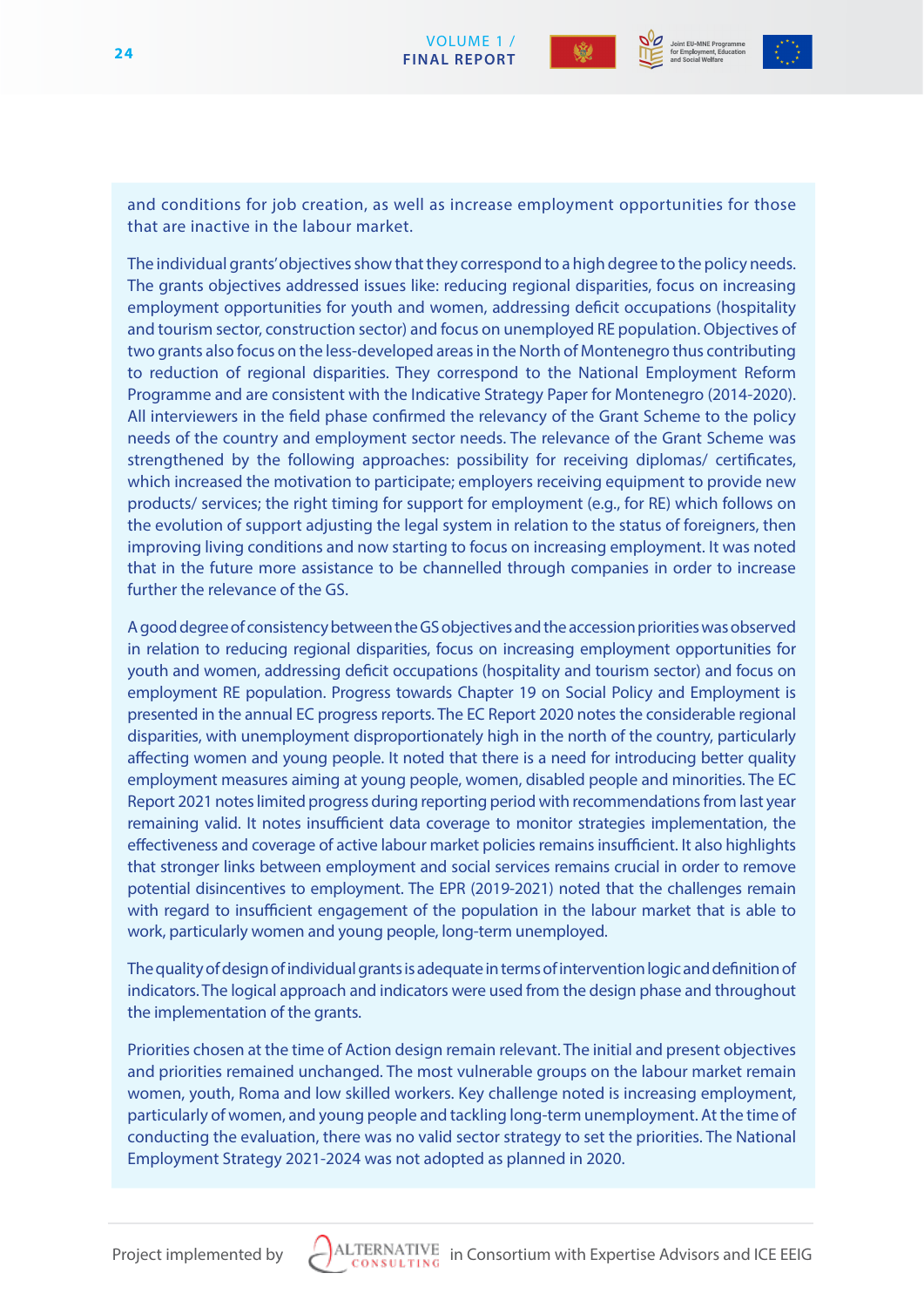and conditions for job creation, as well as increase employment opportunities for those that are inactive in the labour market.

The individual grants' objectives show that they correspond to a high degree to the policy needs. The grants objectives addressed issues like: reducing regional disparities, focus on increasing employment opportunities for youth and women, addressing deficit occupations (hospitality and tourism sector, construction sector) and focus on unemployed RE population. Objectives of two grants also focus on the less-developed areas in the North of Montenegro thus contributing to reduction of regional disparities. They correspond to the National Employment Reform Programme and are consistent with the Indicative Strategy Paper for Montenegro (2014-2020). All interviewers in the field phase confirmed the relevancy of the Grant Scheme to the policy needs of the country and employment sector needs. The relevance of the Grant Scheme was strengthened by the following approaches: possibility for receiving diplomas/ certificates, which increased the motivation to participate; employers receiving equipment to provide new products/ services; the right timing for support for employment (e.g., for RE) which follows on the evolution of support adjusting the legal system in relation to the status of foreigners, then improving living conditions and now starting to focus on increasing employment. It was noted that in the future more assistance to be channelled through companies in order to increase further the relevance of the GS.

A good degree of consistency between the GS objectives and the accession priorities was observed in relation to reducing regional disparities, focus on increasing employment opportunities for youth and women, addressing deficit occupations (hospitality and tourism sector) and focus on employment RE population. Progress towards Chapter 19 on Social Policy and Employment is presented in the annual EC progress reports. The EC Report 2020 notes the considerable regional disparities, with unemployment disproportionately high in the north of the country, particularly affecting women and young people. It noted that there is a need for introducing better quality employment measures aiming at young people, women, disabled people and minorities. The EC Report 2021 notes limited progress during reporting period with recommendations from last year remaining valid. It notes insufficient data coverage to monitor strategies implementation, the effectiveness and coverage of active labour market policies remains insufficient. It also highlights that stronger links between employment and social services remains crucial in order to remove potential disincentives to employment. The EPR (2019-2021) noted that the challenges remain with regard to insufficient engagement of the population in the labour market that is able to work, particularly women and young people, long-term unemployed.

The quality of design of individual grants is adequate in terms of intervention logic and definition of indicators. The logical approach and indicators were used from the design phase and throughout the implementation of the grants.

Priorities chosen at the time of Action design remain relevant. The initial and present objectives and priorities remained unchanged. The most vulnerable groups on the labour market remain women, youth, Roma and low skilled workers. Key challenge noted is increasing employment, particularly of women, and young people and tackling long-term unemployment. At the time of conducting the evaluation, there was no valid sector strategy to set the priorities. The National Employment Strategy 2021-2024 was not adopted as planned in 2020.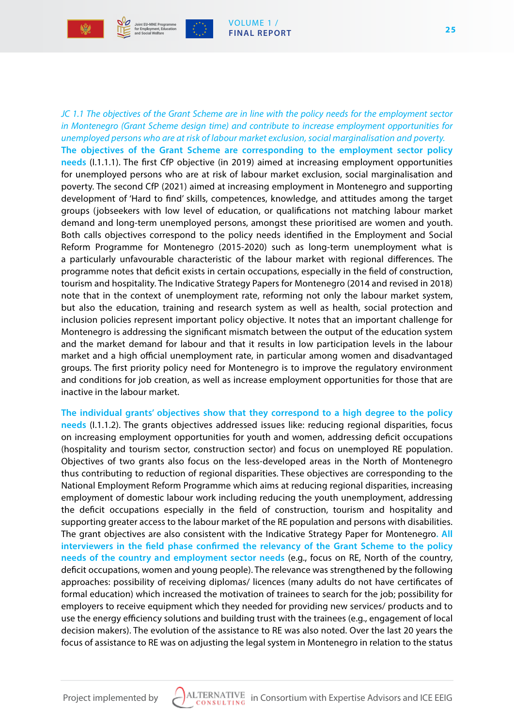*JC 1.1 The objectives of the Grant Scheme are in line with the policy needs for the employment sector in Montenegro (Grant Scheme design time) and contribute to increase employment opportunities for unemployed persons who are at risk of labour market exclusion, social marginalisation and poverty.*

**The objectives of the Grant Scheme are corresponding to the employment sector policy needs** (I.1.1.1). The first CfP objective (in 2019) aimed at increasing employment opportunities for unemployed persons who are at risk of labour market exclusion, social marginalisation and poverty. The second CfP (2021) aimed at increasing employment in Montenegro and supporting development of 'Hard to find' skills, competences, knowledge, and attitudes among the target groups (jobseekers with low level of education, or qualifications not matching labour market demand and long-term unemployed persons, amongst these prioritised are women and youth. Both calls objectives correspond to the policy needs identified in the Employment and Social Reform Programme for Montenegro (2015-2020) such as long-term unemployment what is a particularly unfavourable characteristic of the labour market with regional differences. The programme notes that deficit exists in certain occupations, especially in the field of construction, tourism and hospitality. The Indicative Strategy Papers for Montenegro (2014 and revised in 2018) note that in the context of unemployment rate, reforming not only the labour market system, but also the education, training and research system as well as health, social protection and inclusion policies represent important policy objective. It notes that an important challenge for Montenegro is addressing the significant mismatch between the output of the education system and the market demand for labour and that it results in low participation levels in the labour market and a high official unemployment rate, in particular among women and disadvantaged groups. The first priority policy need for Montenegro is to improve the regulatory environment and conditions for job creation, as well as increase employment opportunities for those that are inactive in the labour market.

**The individual grants' objectives show that they correspond to a high degree to the policy needs** (I.1.1.2). The grants objectives addressed issues like: reducing regional disparities, focus on increasing employment opportunities for youth and women, addressing deficit occupations (hospitality and tourism sector, construction sector) and focus on unemployed RE population. Objectives of two grants also focus on the less-developed areas in the North of Montenegro thus contributing to reduction of regional disparities. These objectives are corresponding to the National Employment Reform Programme which aims at reducing regional disparities, increasing employment of domestic labour work including reducing the youth unemployment, addressing the deficit occupations especially in the field of construction, tourism and hospitality and supporting greater access to the labour market of the RE population and persons with disabilities. The grant objectives are also consistent with the Indicative Strategy Paper for Montenegro. **All interviewers in the field phase confirmed the relevancy of the Grant Scheme to the policy needs of the country and employment sector needs** (e.g., focus on RE, North of the country, deficit occupations, women and young people). The relevance was strengthened by the following approaches: possibility of receiving diplomas/ licences (many adults do not have certificates of formal education) which increased the motivation of trainees to search for the job; possibility for employers to receive equipment which they needed for providing new services/ products and to use the energy efficiency solutions and building trust with the trainees (e.g., engagement of local decision makers). The evolution of the assistance to RE was also noted. Over the last 20 years the focus of assistance to RE was on adjusting the legal system in Montenegro in relation to the status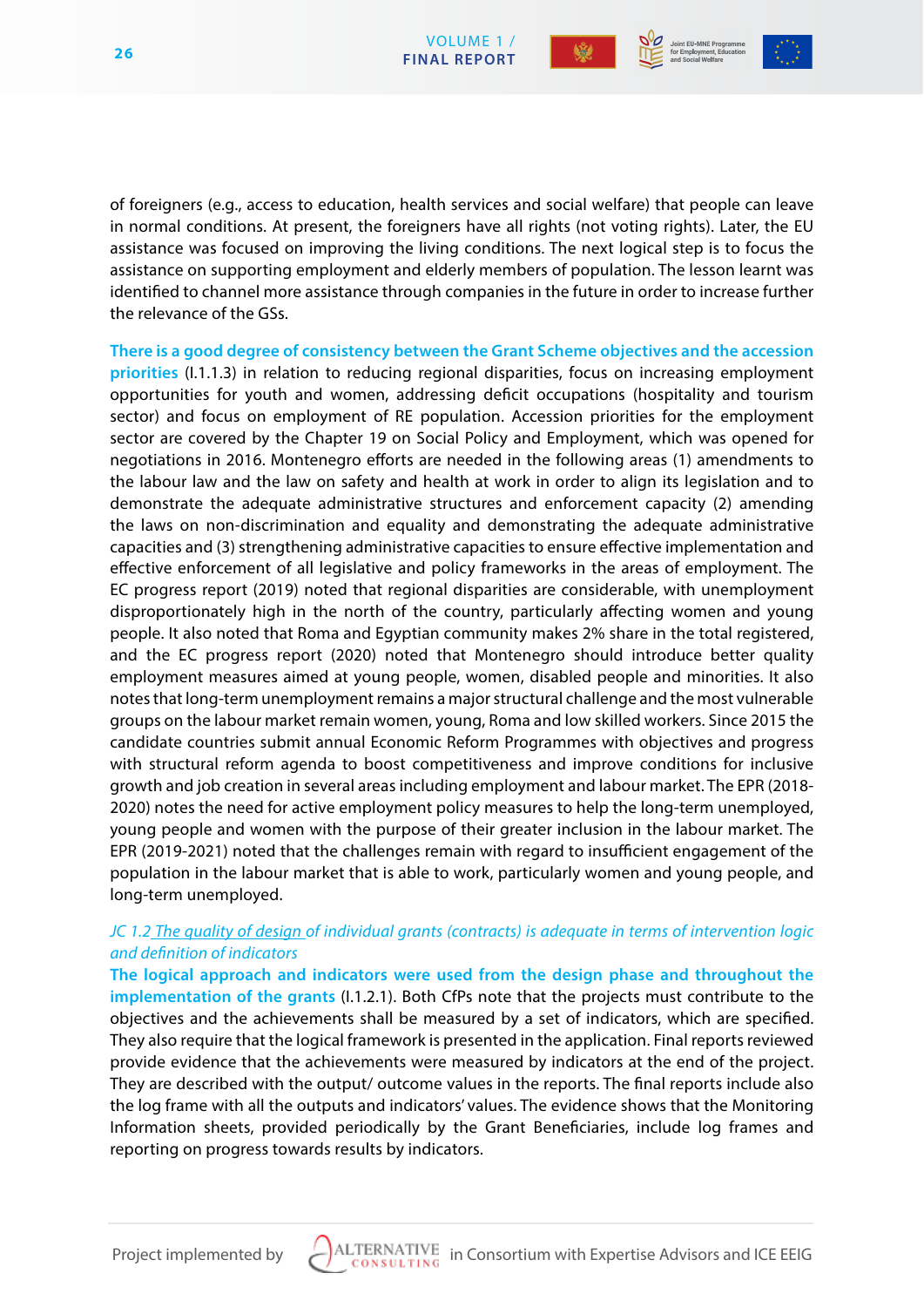of foreigners (e.g., access to education, health services and social welfare) that people can leave in normal conditions. At present, the foreigners have all rights (not voting rights). Later, the EU assistance was focused on improving the living conditions. The next logical step is to focus the assistance on supporting employment and elderly members of population. The lesson learnt was identified to channel more assistance through companies in the future in order to increase further the relevance of the GSs.

**There is a good degree of consistency between the Grant Scheme objectives and the accession priorities** (I.1.1.3) in relation to reducing regional disparities, focus on increasing employment opportunities for youth and women, addressing deficit occupations (hospitality and tourism sector) and focus on employment of RE population. Accession priorities for the employment sector are covered by the Chapter 19 on Social Policy and Employment, which was opened for negotiations in 2016. Montenegro efforts are needed in the following areas (1) amendments to the labour law and the law on safety and health at work in order to align its legislation and to demonstrate the adequate administrative structures and enforcement capacity (2) amending the laws on non-discrimination and equality and demonstrating the adequate administrative capacities and (3) strengthening administrative capacities to ensure effective implementation and effective enforcement of all legislative and policy frameworks in the areas of employment. The EC progress report (2019) noted that regional disparities are considerable, with unemployment disproportionately high in the north of the country, particularly affecting women and young people. It also noted that Roma and Egyptian community makes 2% share in the total registered, and the EC progress report (2020) noted that Montenegro should introduce better quality employment measures aimed at young people, women, disabled people and minorities. It also notes that long-term unemployment remains a major structural challenge and the most vulnerable groups on the labour market remain women, young, Roma and low skilled workers. Since 2015 the candidate countries submit annual Economic Reform Programmes with objectives and progress with structural reform agenda to boost competitiveness and improve conditions for inclusive growth and job creation in several areas including employment and labour market. The EPR (2018-2020) notes the need for active employment policy measures to help the long-term unemployed, young people and women with the purpose of their greater inclusion in the labour market. The EPR (2019-2021) noted that the challenges remain with regard to insufficient engagement of the population in the labour market that is able to work, particularly women and young people, and long-term unemployed.

*JC 1.2 The quality of design of individual grants (contracts) is adequate in terms of intervention logic and definition of indicators*

**The logical approach and indicators were used from the design phase and throughout the implementation of the grants** (I.1.2.1). Both CfPs note that the projects must contribute to the objectives and the achievements shall be measured by a set of indicators, which are specified. They also require that the logical framework is presented in the application. Final reports reviewed provide evidence that the achievements were measured by indicators at the end of the project. They are described with the output/ outcome values in the reports. The final reports include also the log frame with all the outputs and indicators' values. The evidence shows that the Monitoring Information sheets, provided periodically by the Grant Beneficiaries, include log frames and reporting on progress towards results by indicators.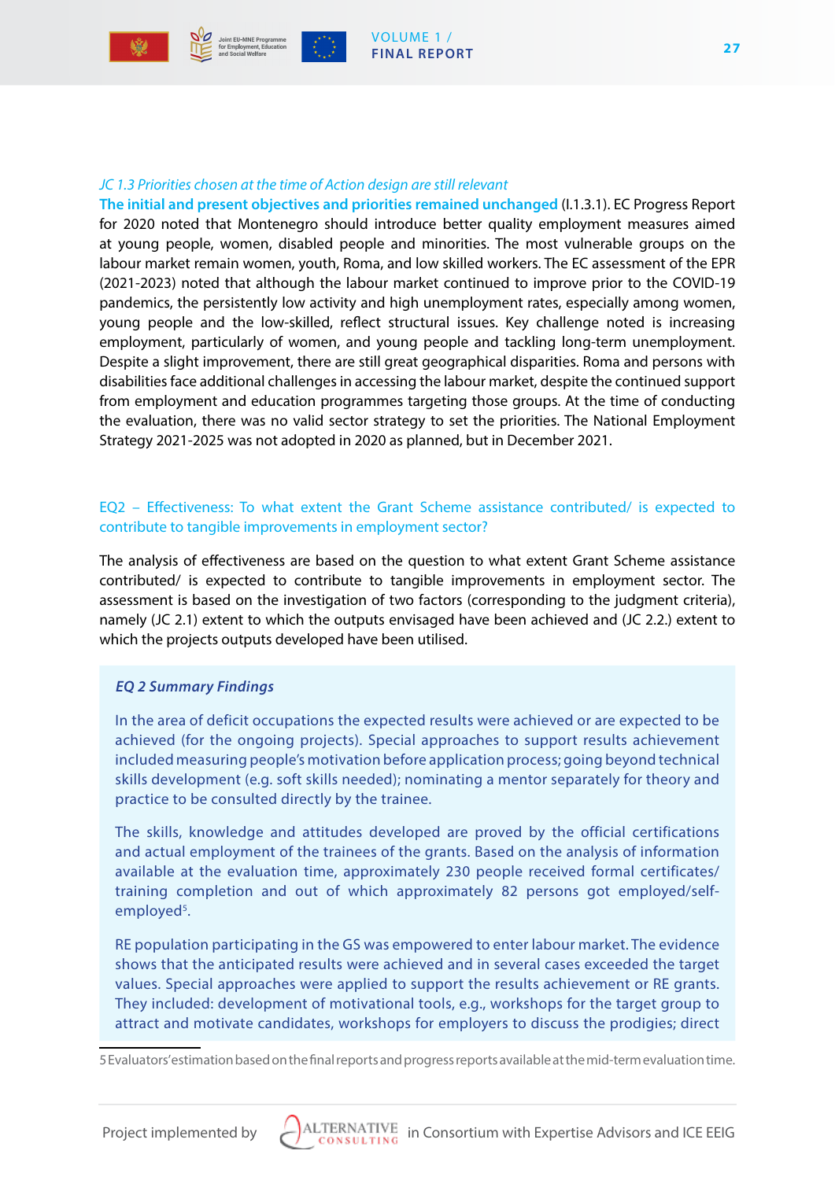*JC 1.3 Priorities chosen at the time of Action design are still relevant*

**The initial and present objectives and priorities remained unchanged** (I.1.3.1). EC Progress Report for 2020 noted that Montenegro should introduce better quality employment measures aimed at young people, women, disabled people and minorities. The most vulnerable groups on the labour market remain women, youth, Roma, and low skilled workers. The EC assessment of the EPR (2021-2023) noted that although the labour market continued to improve prior to the COVID-19 pandemics, the persistently low activity and high unemployment rates, especially among women, young people and the low-skilled, reflect structural issues. Key challenge noted is increasing employment, particularly of women, and young people and tackling long-term unemployment. Despite a slight improvement, there are still great geographical disparities. Roma and persons with disabilities face additional challenges in accessing the labour market, despite the continued support from employment and education programmes targeting those groups. At the time of conducting the evaluation, there was no valid sector strategy to set the priorities. The National Employment Strategy 2021-2025 was not adopted in 2020 as planned, but in December 2021.

## EQ2 – Effectiveness: To what extent the Grant Scheme assistance contributed/ is expected to contribute to tangible improvements in employment sector?

The analysis of effectiveness are based on the question to what extent Grant Scheme assistance contributed/ is expected to contribute to tangible improvements in employment sector. The assessment is based on the investigation of two factors (corresponding to the judgment criteria), namely (JC 2.1) extent to which the outputs envisaged have been achieved and (JC 2.2.) extent to which the projects outputs developed have been utilised.

***EQ 2 Summary Findings***

In the area of deficit occupations the expected results were achieved or are expected to be achieved (for the ongoing projects). Special approaches to support results achievement included measuring people's motivation before application process; going beyond technical skills development (e.g. soft skills needed); nominating a mentor separately for theory and practice to be consulted directly by the trainee.

The skills, knowledge and attitudes developed are proved by the official certifications and actual employment of the trainees of the grants. Based on the analysis of information available at the evaluation time, approximately 230 people received formal certificates/ training completion and out of which approximately 82 persons got employed/self-employed[5].

RE population participating in the GS was empowered to enter labour market. The evidence shows that the anticipated results were achieved and in several cases exceeded the target values. Special approaches were applied to support the results achievement or RE grants. They included: development of motivational tools, e.g., workshops for the target group to attract and motivate candidates, workshops for employers to discuss the prodigies; direct

5 Evaluators' estimation based on the final reports and progress reports available at the mid-term evaluation time.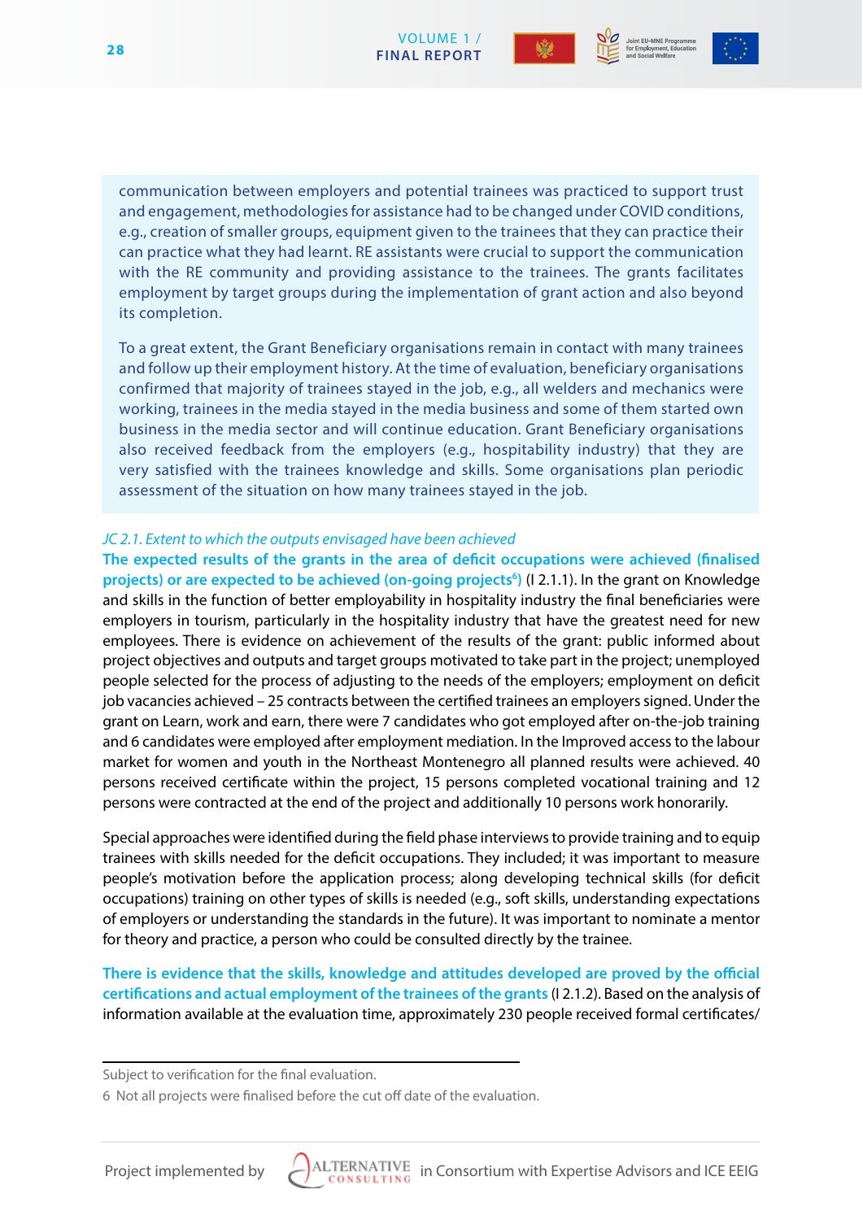communication between employers and potential trainees was practiced to support trust and engagement, methodologies for assistance had to be changed under COVID conditions, e.g., creation of smaller groups, equipment given to the trainees that they can practice their can practice what they had learnt. RE assistants were crucial to support the communication with the RE community and providing assistance to the trainees. The grants facilitates employment by target groups during the implementation of grant action and also beyond its completion.

To a great extent, the Grant Beneficiary organisations remain in contact with many trainees and follow up their employment history. At the time of evaluation, beneficiary organisations confirmed that majority of trainees stayed in the job, e.g., all welders and mechanics were working, trainees in the media stayed in the media business and some of them started own business in the media sector and will continue education. Grant Beneficiary organisations also received feedback from the employers (e.g., hospitability industry) that they are very satisfied with the trainees knowledge and skills. Some organisations plan periodic assessment of the situation on how many trainees stayed in the job.

*JC 2.1. Extent to which the outputs envisaged have been achieved*

**The expected results of the grants in the area of deficit occupations were achieved (finalised projects) or are expected to be achieved (on-going projects[6])** (I 2.1.1). In the grant on Knowledge and skills in the function of better employability in hospitality industry the final beneficiaries were employers in tourism, particularly in the hospitality industry that have the greatest need for new employees. There is evidence on achievement of the results of the grant: public informed about project objectives and outputs and target groups motivated to take part in the project; unemployed people selected for the process of adjusting to the needs of the employers; employment on deficit job vacancies achieved – 25 contracts between the certified trainees an employers signed. Under the grant on Learn, work and earn, there were 7 candidates who got employed after on-the-job training and 6 candidates were employed after employment mediation. In the Improved access to the labour market for women and youth in the Northeast Montenegro all planned results were achieved. 40 persons received certificate within the project, 15 persons completed vocational training and 12 persons were contracted at the end of the project and additionally 10 persons work honorarily.

Special approaches were identified during the field phase interviews to provide training and to equip trainees with skills needed for the deficit occupations. They included; it was important to measure people's motivation before the application process; along developing technical skills (for deficit occupations) training on other types of skills is needed (e.g., soft skills, understanding expectations of employers or understanding the standards in the future). It was important to nominate a mentor for theory and practice, a person who could be consulted directly by the trainee.

**There is evidence that the skills, knowledge and attitudes developed are proved by the official certifications and actual employment of the trainees of the grants** (I 2.1.2). Based on the analysis of information available at the evaluation time, approximately 230 people received formal certificates/

---

Subject to verification for the final evaluation.

6 Not all projects were finalised before the cut off date of the evaluation.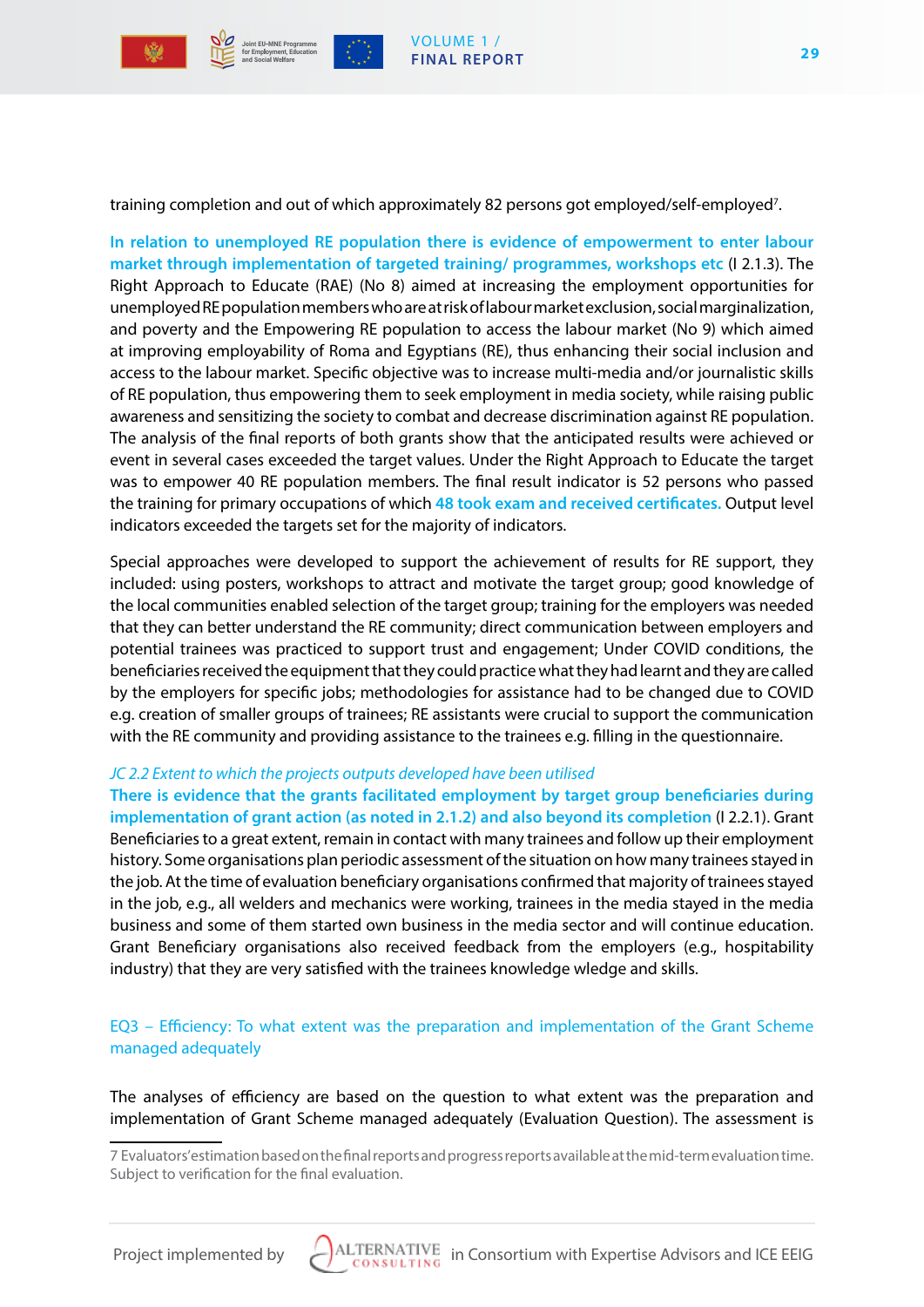training completion and out of which approximately 82 persons got employed/self-employed[7].

**In relation to unemployed RE population there is evidence of empowerment to enter labour market through implementation of targeted training/ programmes, workshops etc** (I 2.1.3). The Right Approach to Educate (RAE) (No 8) aimed at increasing the employment opportunities for unemployed RE population members who are at risk of labour market exclusion, social marginalization, and poverty and the Empowering RE population to access the labour market (No 9) which aimed at improving employability of Roma and Egyptians (RE), thus enhancing their social inclusion and access to the labour market. Specific objective was to increase multi-media and/or journalistic skills of RE population, thus empowering them to seek employment in media society, while raising public awareness and sensitizing the society to combat and decrease discrimination against RE population. The analysis of the final reports of both grants show that the anticipated results were achieved or event in several cases exceeded the target values. Under the Right Approach to Educate the target was to empower 40 RE population members. The final result indicator is 52 persons who passed the training for primary occupations of which **48 took exam and received certificates.** Output level indicators exceeded the targets set for the majority of indicators.

Special approaches were developed to support the achievement of results for RE support, they included: using posters, workshops to attract and motivate the target group; good knowledge of the local communities enabled selection of the target group; training for the employers was needed that they can better understand the RE community; direct communication between employers and potential trainees was practiced to support trust and engagement; Under COVID conditions, the beneficiaries received the equipment that they could practice what they had learnt and they are called by the employers for specific jobs; methodologies for assistance had to be changed due to COVID e.g. creation of smaller groups of trainees; RE assistants were crucial to support the communication with the RE community and providing assistance to the trainees e.g. filling in the questionnaire.

*JC 2.2 Extent to which the projects outputs developed have been utilised*

**There is evidence that the grants facilitated employment by target group beneficiaries during implementation of grant action (as noted in 2.1.2) and also beyond its completion** (I 2.2.1). Grant Beneficiaries to a great extent, remain in contact with many trainees and follow up their employment history. Some organisations plan periodic assessment of the situation on how many trainees stayed in the job. At the time of evaluation beneficiary organisations confirmed that majority of trainees stayed in the job, e.g., all welders and mechanics were working, trainees in the media stayed in the media business and some of them started own business in the media sector and will continue education. Grant Beneficiary organisations also received feedback from the employers (e.g., hospitability industry) that they are very satisfied with the trainees knowledge wledge and skills.

## EQ3 – Efficiency: To what extent was the preparation and implementation of the Grant Scheme managed adequately

The analyses of efficiency are based on the question to what extent was the preparation and implementation of Grant Scheme managed adequately (Evaluation Question). The assessment is

---

7 Evaluators' estimation based on the final reports and progress reports available at the mid-term evaluation time. Subject to verification for the final evaluation.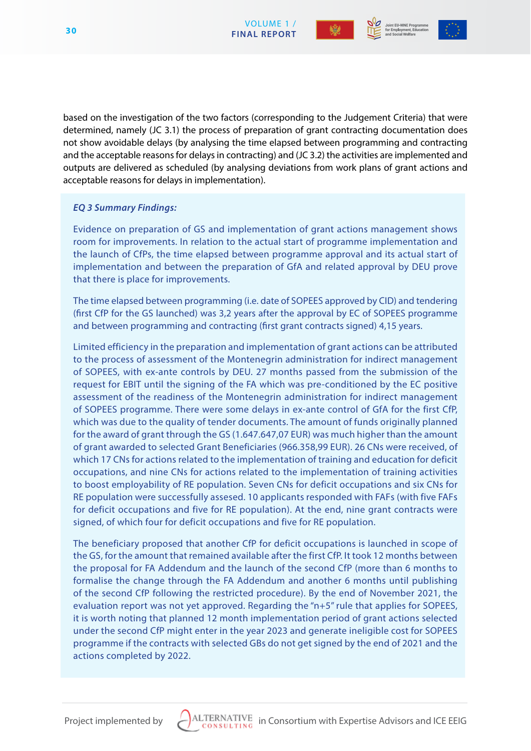based on the investigation of the two factors (corresponding to the Judgement Criteria) that were determined, namely (JC 3.1) the process of preparation of grant contracting documentation does not show avoidable delays (by analysing the time elapsed between programming and contracting and the acceptable reasons for delays in contracting) and (JC 3.2) the activities are implemented and outputs are delivered as scheduled (by analysing deviations from work plans of grant actions and acceptable reasons for delays in implementation).

***EQ 3 Summary Findings:***

Evidence on preparation of GS and implementation of grant actions management shows room for improvements. In relation to the actual start of programme implementation and the launch of CfPs, the time elapsed between programme approval and its actual start of implementation and between the preparation of GfA and related approval by DEU prove that there is place for improvements.

The time elapsed between programming (i.e. date of SOPEES approved by CID) and tendering (first CfP for the GS launched) was 3,2 years after the approval by EC of SOPEES programme and between programming and contracting (first grant contracts signed) 4,15 years.

Limited efficiency in the preparation and implementation of grant actions can be attributed to the process of assessment of the Montenegrin administration for indirect management of SOPEES, with ex-ante controls by DEU. 27 months passed from the submission of the request for EBIT until the signing of the FA which was pre-conditioned by the EC positive assessment of the readiness of the Montenegrin administration for indirect management of SOPEES programme. There were some delays in ex-ante control of GfA for the first CfP, which was due to the quality of tender documents. The amount of funds originally planned for the award of grant through the GS (1.647.647,07 EUR) was much higher than the amount of grant awarded to selected Grant Beneficiaries (966.358,99 EUR). 26 CNs were received, of which 17 CNs for actions related to the implementation of training and education for deficit occupations, and nine CNs for actions related to the implementation of training activities to boost employability of RE population. Seven CNs for deficit occupations and six CNs for RE population were successfully assesed. 10 applicants responded with FAFs (with five FAFs for deficit occupations and five for RE population). At the end, nine grant contracts were signed, of which four for deficit occupations and five for RE population.

The beneficiary proposed that another CfP for deficit occupations is launched in scope of the GS, for the amount that remained available after the first CfP. It took 12 months between the proposal for FA Addendum and the launch of the second CfP (more than 6 months to formalise the change through the FA Addendum and another 6 months until publishing of the second CfP following the restricted procedure). By the end of November 2021, the evaluation report was not yet approved. Regarding the "n+5" rule that applies for SOPEES, it is worth noting that planned 12 month implementation period of grant actions selected under the second CfP might enter in the year 2023 and generate ineligible cost for SOPEES programme if the contracts with selected GBs do not get signed by the end of 2021 and the actions completed by 2022.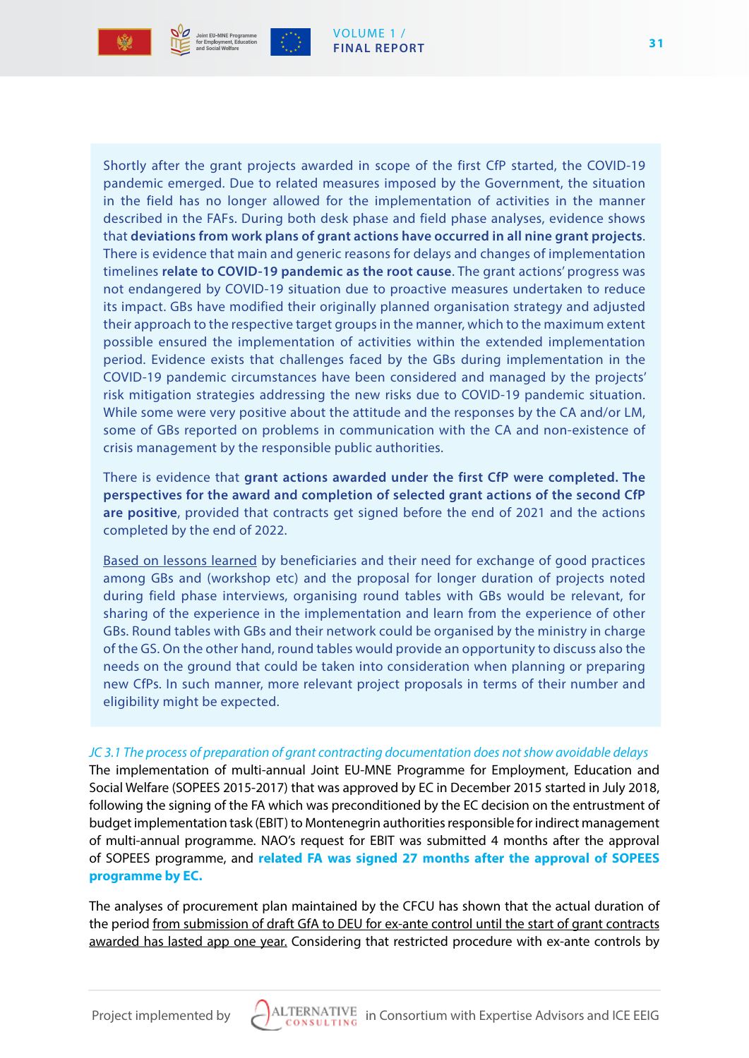Shortly after the grant projects awarded in scope of the first CfP started, the COVID-19 pandemic emerged. Due to related measures imposed by the Government, the situation in the field has no longer allowed for the implementation of activities in the manner described in the FAFs. During both desk phase and field phase analyses, evidence shows that **deviations from work plans of grant actions have occurred in all nine grant projects**. There is evidence that main and generic reasons for delays and changes of implementation timelines **relate to COVID-19 pandemic as the root cause**. The grant actions' progress was not endangered by COVID-19 situation due to proactive measures undertaken to reduce its impact. GBs have modified their originally planned organisation strategy and adjusted their approach to the respective target groups in the manner, which to the maximum extent possible ensured the implementation of activities within the extended implementation period. Evidence exists that challenges faced by the GBs during implementation in the COVID-19 pandemic circumstances have been considered and managed by the projects' risk mitigation strategies addressing the new risks due to COVID-19 pandemic situation. While some were very positive about the attitude and the responses by the CA and/or LM, some of GBs reported on problems in communication with the CA and non-existence of crisis management by the responsible public authorities.

There is evidence that **grant actions awarded under the first CfP were completed. The perspectives for the award and completion of selected grant actions of the second CfP are positive**, provided that contracts get signed before the end of 2021 and the actions completed by the end of 2022.

Based on lessons learned by beneficiaries and their need for exchange of good practices among GBs and (workshop etc) and the proposal for longer duration of projects noted during field phase interviews, organising round tables with GBs would be relevant, for sharing of the experience in the implementation and learn from the experience of other GBs. Round tables with GBs and their network could be organised by the ministry in charge of the GS. On the other hand, round tables would provide an opportunity to discuss also the needs on the ground that could be taken into consideration when planning or preparing new CfPs. In such manner, more relevant project proposals in terms of their number and eligibility might be expected.

*JC 3.1 The process of preparation of grant contracting documentation does not show avoidable delays*

The implementation of multi-annual Joint EU-MNE Programme for Employment, Education and Social Welfare (SOPEES 2015-2017) that was approved by EC in December 2015 started in July 2018, following the signing of the FA which was preconditioned by the EC decision on the entrustment of budget implementation task (EBIT) to Montenegrin authorities responsible for indirect management of multi-annual programme. NAO's request for EBIT was submitted 4 months after the approval of SOPEES programme, and **related FA was signed 27 months after the approval of SOPEES programme by EC.**

The analyses of procurement plan maintained by the CFCU has shown that the actual duration of the period from submission of draft GfA to DEU for ex-ante control until the start of grant contracts awarded has lasted app one year. Considering that restricted procedure with ex-ante controls by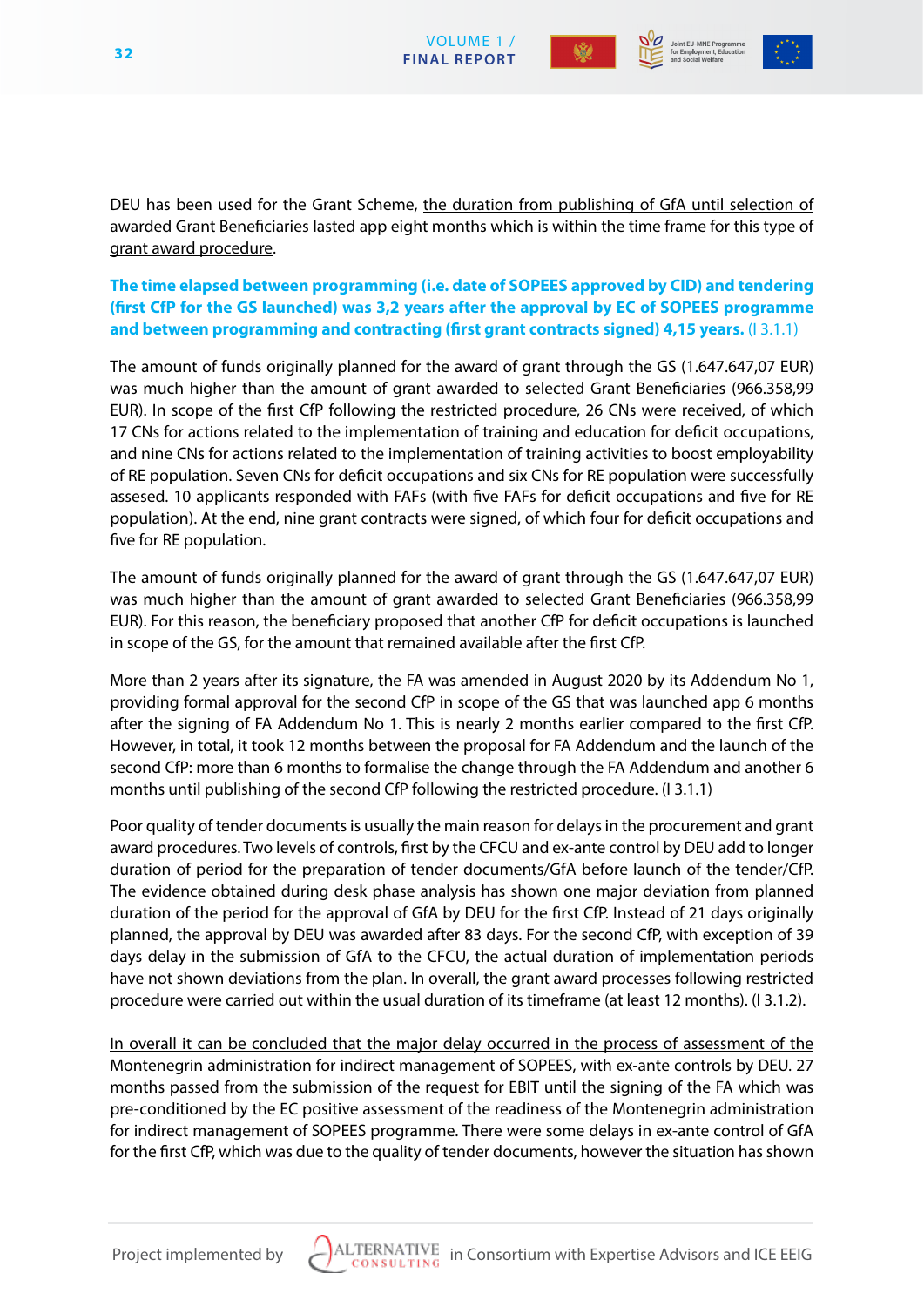DEU has been used for the Grant Scheme, the duration from publishing of GfA until selection of awarded Grant Beneficiaries lasted app eight months which is within the time frame for this type of grant award procedure.

**The time elapsed between programming (i.e. date of SOPEES approved by CID) and tendering (first CfP for the GS launched) was 3,2 years after the approval by EC of SOPEES programme and between programming and contracting (first grant contracts signed) 4,15 years.** (I 3.1.1)

The amount of funds originally planned for the award of grant through the GS (1.647.647,07 EUR) was much higher than the amount of grant awarded to selected Grant Beneficiaries (966.358,99 EUR). In scope of the first CfP following the restricted procedure, 26 CNs were received, of which 17 CNs for actions related to the implementation of training and education for deficit occupations, and nine CNs for actions related to the implementation of training activities to boost employability of RE population. Seven CNs for deficit occupations and six CNs for RE population were successfully assesed. 10 applicants responded with FAFs (with five FAFs for deficit occupations and five for RE population). At the end, nine grant contracts were signed, of which four for deficit occupations and five for RE population.

The amount of funds originally planned for the award of grant through the GS (1.647.647,07 EUR) was much higher than the amount of grant awarded to selected Grant Beneficiaries (966.358,99 EUR). For this reason, the beneficiary proposed that another CfP for deficit occupations is launched in scope of the GS, for the amount that remained available after the first CfP.

More than 2 years after its signature, the FA was amended in August 2020 by its Addendum No 1, providing formal approval for the second CfP in scope of the GS that was launched app 6 months after the signing of FA Addendum No 1. This is nearly 2 months earlier compared to the first CfP. However, in total, it took 12 months between the proposal for FA Addendum and the launch of the second CfP: more than 6 months to formalise the change through the FA Addendum and another 6 months until publishing of the second CfP following the restricted procedure. (I 3.1.1)

Poor quality of tender documents is usually the main reason for delays in the procurement and grant award procedures. Two levels of controls, first by the CFCU and ex-ante control by DEU add to longer duration of period for the preparation of tender documents/GfA before launch of the tender/CfP. The evidence obtained during desk phase analysis has shown one major deviation from planned duration of the period for the approval of GfA by DEU for the first CfP. Instead of 21 days originally planned, the approval by DEU was awarded after 83 days. For the second CfP, with exception of 39 days delay in the submission of GfA to the CFCU, the actual duration of implementation periods have not shown deviations from the plan. In overall, the grant award processes following restricted procedure were carried out within the usual duration of its timeframe (at least 12 months). (I 3.1.2).

In overall it can be concluded that the major delay occurred in the process of assessment of the Montenegrin administration for indirect management of SOPEES, with ex-ante controls by DEU. 27 months passed from the submission of the request for EBIT until the signing of the FA which was pre-conditioned by the EC positive assessment of the readiness of the Montenegrin administration for indirect management of SOPEES programme. There were some delays in ex-ante control of GfA for the first CfP, which was due to the quality of tender documents, however the situation has shown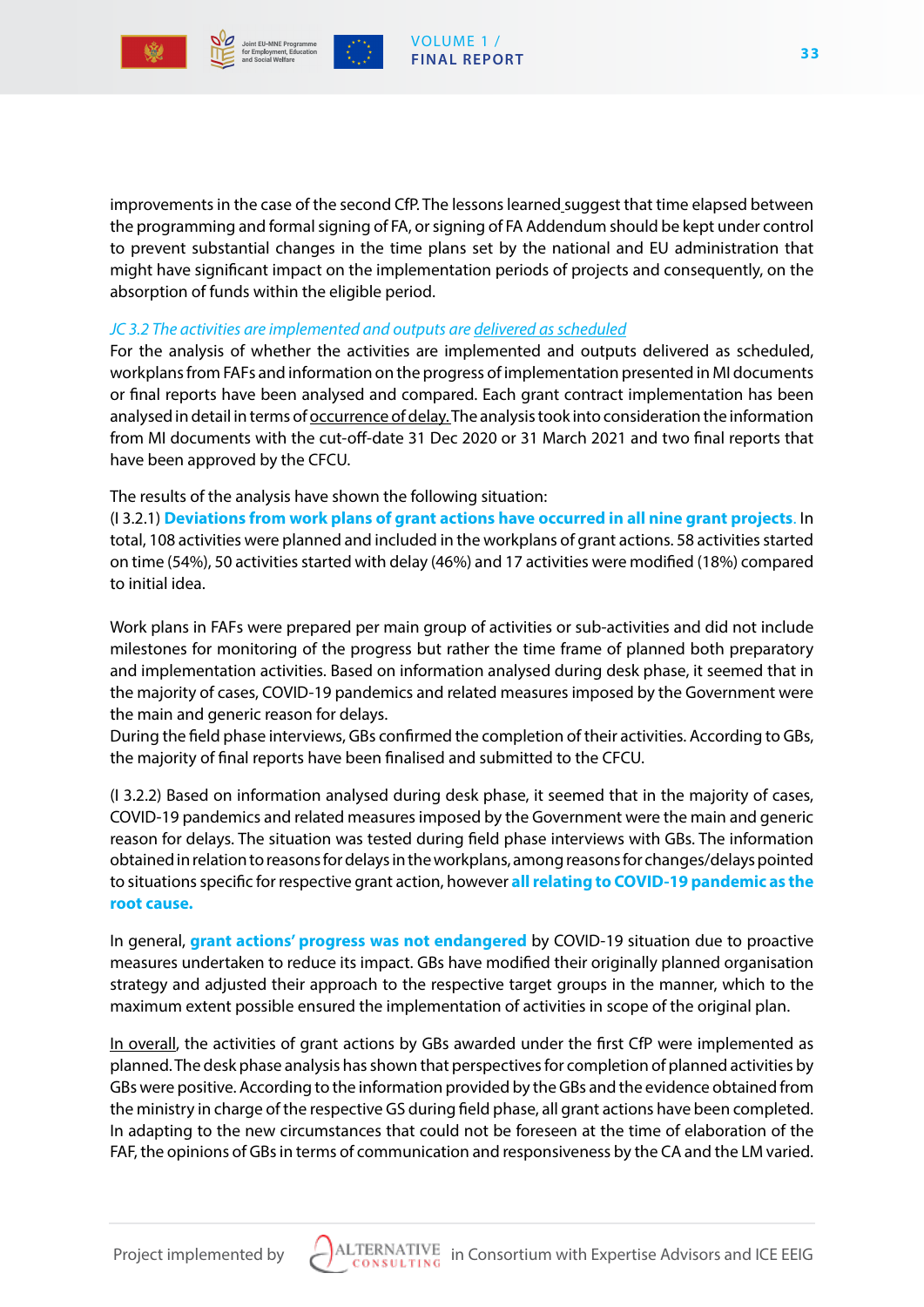improvements in the case of the second CfP. The lessons learned suggest that time elapsed between the programming and formal signing of FA, or signing of FA Addendum should be kept under control to prevent substantial changes in the time plans set by the national and EU administration that might have significant impact on the implementation periods of projects and consequently, on the absorption of funds within the eligible period.

*JC 3.2 The activities are implemented and outputs are delivered as scheduled*

For the analysis of whether the activities are implemented and outputs delivered as scheduled, workplans from FAFs and information on the progress of implementation presented in MI documents or final reports have been analysed and compared. Each grant contract implementation has been analysed in detail in terms of occurrence of delay. The analysis took into consideration the information from MI documents with the cut-off-date 31 Dec 2020 or 31 March 2021 and two final reports that have been approved by the CFCU.

The results of the analysis have shown the following situation:

(I 3.2.1) **Deviations from work plans of grant actions have occurred in all nine grant projects.** In total, 108 activities were planned and included in the workplans of grant actions. 58 activities started on time (54%), 50 activities started with delay (46%) and 17 activities were modified (18%) compared to initial idea.

Work plans in FAFs were prepared per main group of activities or sub-activities and did not include milestones for monitoring of the progress but rather the time frame of planned both preparatory and implementation activities. Based on information analysed during desk phase, it seemed that in the majority of cases, COVID-19 pandemics and related measures imposed by the Government were the main and generic reason for delays.

During the field phase interviews, GBs confirmed the completion of their activities. According to GBs, the majority of final reports have been finalised and submitted to the CFCU.

(I 3.2.2) Based on information analysed during desk phase, it seemed that in the majority of cases, COVID-19 pandemics and related measures imposed by the Government were the main and generic reason for delays. The situation was tested during field phase interviews with GBs. The information obtained in relation to reasons for delays in the workplans, among reasons for changes/delays pointed to situations specific for respective grant action, however **all relating to COVID-19 pandemic as the root cause.**

In general, **grant actions' progress was not endangered** by COVID-19 situation due to proactive measures undertaken to reduce its impact. GBs have modified their originally planned organisation strategy and adjusted their approach to the respective target groups in the manner, which to the maximum extent possible ensured the implementation of activities in scope of the original plan.

In overall, the activities of grant actions by GBs awarded under the first CfP were implemented as planned. The desk phase analysis has shown that perspectives for completion of planned activities by GBs were positive. According to the information provided by the GBs and the evidence obtained from the ministry in charge of the respective GS during field phase, all grant actions have been completed. In adapting to the new circumstances that could not be foreseen at the time of elaboration of the FAF, the opinions of GBs in terms of communication and responsiveness by the CA and the LM varied.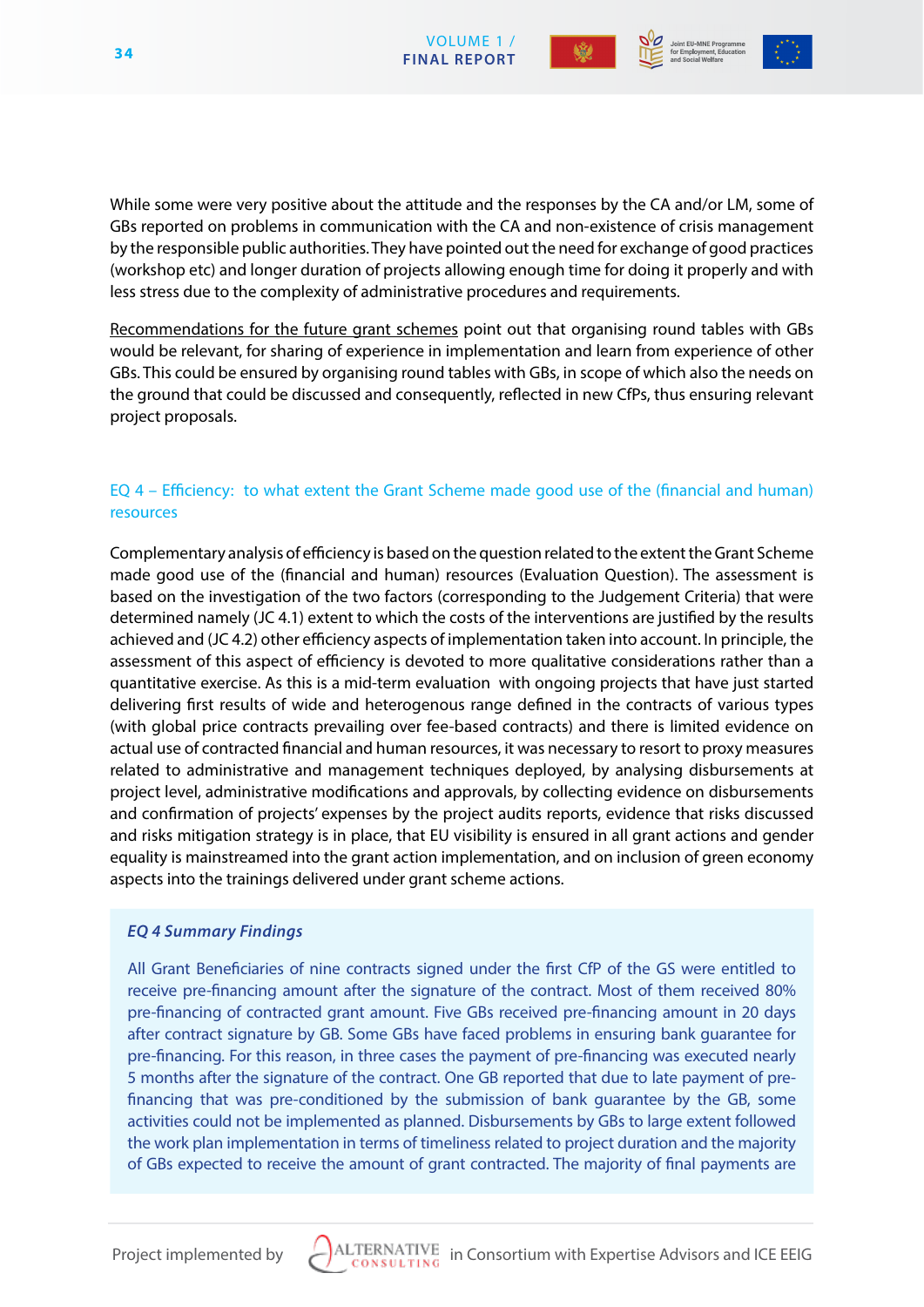While some were very positive about the attitude and the responses by the CA and/or LM, some of GBs reported on problems in communication with the CA and non-existence of crisis management by the responsible public authorities. They have pointed out the need for exchange of good practices (workshop etc) and longer duration of projects allowing enough time for doing it properly and with less stress due to the complexity of administrative procedures and requirements.

Recommendations for the future grant schemes point out that organising round tables with GBs would be relevant, for sharing of experience in implementation and learn from experience of other GBs. This could be ensured by organising round tables with GBs, in scope of which also the needs on the ground that could be discussed and consequently, reflected in new CfPs, thus ensuring relevant project proposals.

### EQ 4 – Efficiency: to what extent the Grant Scheme made good use of the (financial and human) resources

Complementary analysis of efficiency is based on the question related to the extent the Grant Scheme made good use of the (financial and human) resources (Evaluation Question). The assessment is based on the investigation of the two factors (corresponding to the Judgement Criteria) that were determined namely (JC 4.1) extent to which the costs of the interventions are justified by the results achieved and (JC 4.2) other efficiency aspects of implementation taken into account. In principle, the assessment of this aspect of efficiency is devoted to more qualitative considerations rather than a quantitative exercise. As this is a mid-term evaluation with ongoing projects that have just started delivering first results of wide and heterogenous range defined in the contracts of various types (with global price contracts prevailing over fee-based contracts) and there is limited evidence on actual use of contracted financial and human resources, it was necessary to resort to proxy measures related to administrative and management techniques deployed, by analysing disbursements at project level, administrative modifications and approvals, by collecting evidence on disbursements and confirmation of projects' expenses by the project audits reports, evidence that risks discussed and risks mitigation strategy is in place, that EU visibility is ensured in all grant actions and gender equality is mainstreamed into the grant action implementation, and on inclusion of green economy aspects into the trainings delivered under grant scheme actions.

***EQ 4 Summary Findings***

All Grant Beneficiaries of nine contracts signed under the first CfP of the GS were entitled to receive pre-financing amount after the signature of the contract. Most of them received 80% pre-financing of contracted grant amount. Five GBs received pre-financing amount in 20 days after contract signature by GB. Some GBs have faced problems in ensuring bank guarantee for pre-financing. For this reason, in three cases the payment of pre-financing was executed nearly 5 months after the signature of the contract. One GB reported that due to late payment of pre-financing that was pre-conditioned by the submission of bank guarantee by the GB, some activities could not be implemented as planned. Disbursements by GBs to large extent followed the work plan implementation in terms of timeliness related to project duration and the majority of GBs expected to receive the amount of grant contracted. The majority of final payments are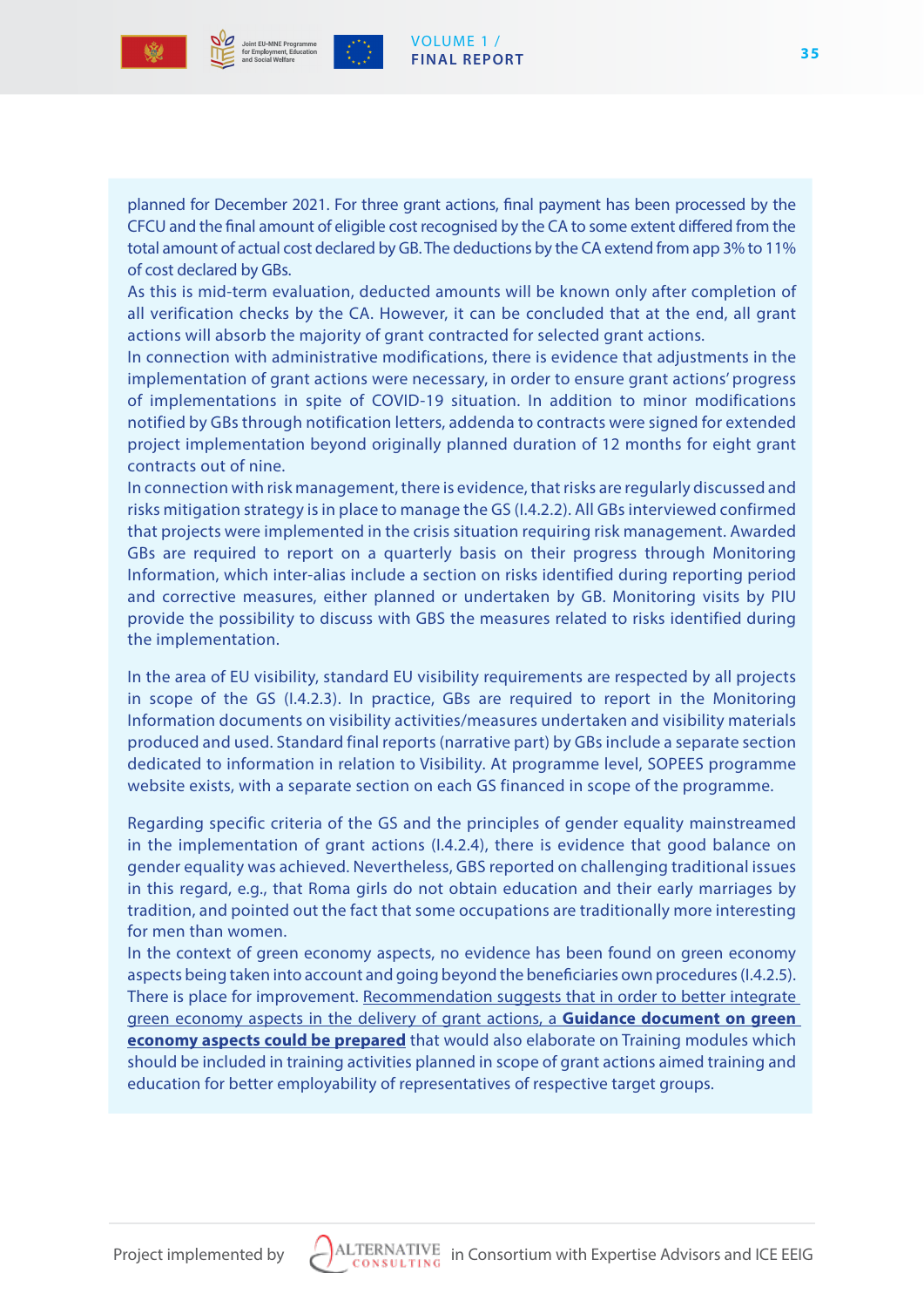planned for December 2021. For three grant actions, final payment has been processed by the CFCU and the final amount of eligible cost recognised by the CA to some extent differed from the total amount of actual cost declared by GB. The deductions by the CA extend from app 3% to 11% of cost declared by GBs.

As this is mid-term evaluation, deducted amounts will be known only after completion of all verification checks by the CA. However, it can be concluded that at the end, all grant actions will absorb the majority of grant contracted for selected grant actions.

In connection with administrative modifications, there is evidence that adjustments in the implementation of grant actions were necessary, in order to ensure grant actions' progress of implementations in spite of COVID-19 situation. In addition to minor modifications notified by GBs through notification letters, addenda to contracts were signed for extended project implementation beyond originally planned duration of 12 months for eight grant contracts out of nine.

In connection with risk management, there is evidence, that risks are regularly discussed and risks mitigation strategy is in place to manage the GS (I.4.2.2). All GBs interviewed confirmed that projects were implemented in the crisis situation requiring risk management. Awarded GBs are required to report on a quarterly basis on their progress through Monitoring Information, which inter-alias include a section on risks identified during reporting period and corrective measures, either planned or undertaken by GB. Monitoring visits by PIU provide the possibility to discuss with GBS the measures related to risks identified during the implementation.

In the area of EU visibility, standard EU visibility requirements are respected by all projects in scope of the GS (I.4.2.3). In practice, GBs are required to report in the Monitoring Information documents on visibility activities/measures undertaken and visibility materials produced and used. Standard final reports (narrative part) by GBs include a separate section dedicated to information in relation to Visibility. At programme level, SOPEES programme website exists, with a separate section on each GS financed in scope of the programme.

Regarding specific criteria of the GS and the principles of gender equality mainstreamed in the implementation of grant actions (I.4.2.4), there is evidence that good balance on gender equality was achieved. Nevertheless, GBS reported on challenging traditional issues in this regard, e.g., that Roma girls do not obtain education and their early marriages by tradition, and pointed out the fact that some occupations are traditionally more interesting for men than women.

In the context of green economy aspects, no evidence has been found on green economy aspects being taken into account and going beyond the beneficiaries own procedures (I.4.2.5). There is place for improvement. Recommendation suggests that in order to better integrate green economy aspects in the delivery of grant actions, a **Guidance document on green economy aspects could be prepared** that would also elaborate on Training modules which should be included in training activities planned in scope of grant actions aimed training and education for better employability of representatives of respective target groups.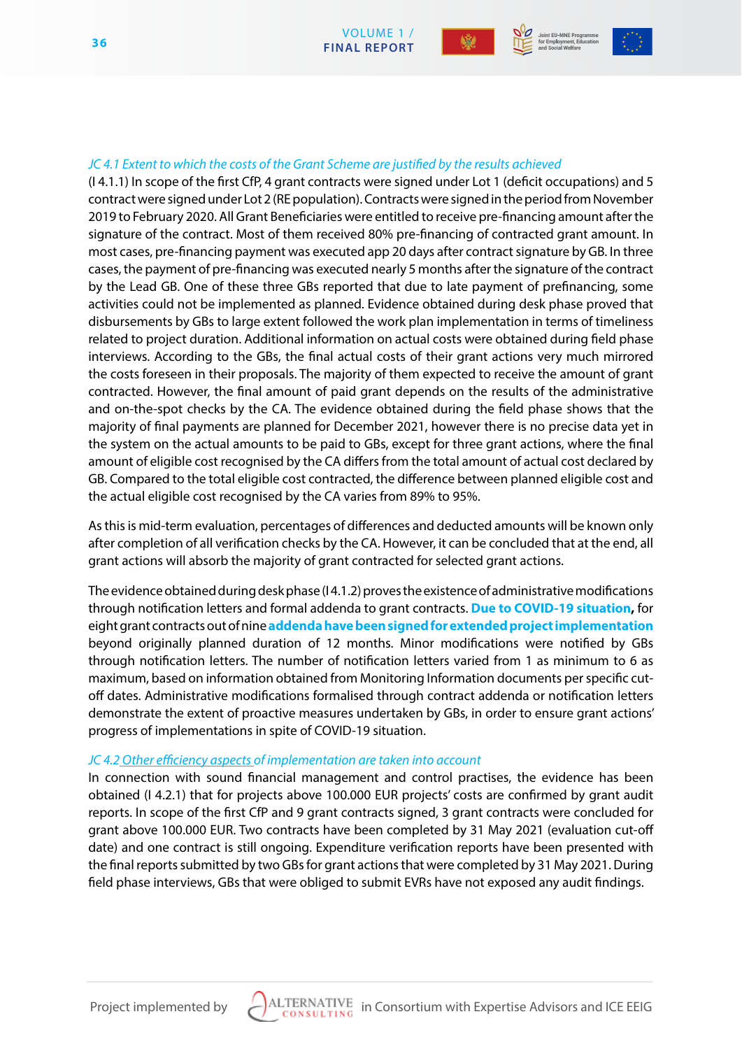*JC 4.1 Extent to which the costs of the Grant Scheme are justified by the results achieved*

(I 4.1.1) In scope of the first CfP, 4 grant contracts were signed under Lot 1 (deficit occupations) and 5 contract were signed under Lot 2 (RE population). Contracts were signed in the period from November 2019 to February 2020. All Grant Beneficiaries were entitled to receive pre-financing amount after the signature of the contract. Most of them received 80% pre-financing of contracted grant amount. In most cases, pre-financing payment was executed app 20 days after contract signature by GB. In three cases, the payment of pre-financing was executed nearly 5 months after the signature of the contract by the Lead GB. One of these three GBs reported that due to late payment of prefinancing, some activities could not be implemented as planned. Evidence obtained during desk phase proved that disbursements by GBs to large extent followed the work plan implementation in terms of timeliness related to project duration. Additional information on actual costs were obtained during field phase interviews. According to the GBs, the final actual costs of their grant actions very much mirrored the costs foreseen in their proposals. The majority of them expected to receive the amount of grant contracted. However, the final amount of paid grant depends on the results of the administrative and on-the-spot checks by the CA. The evidence obtained during the field phase shows that the majority of final payments are planned for December 2021, however there is no precise data yet in the system on the actual amounts to be paid to GBs, except for three grant actions, where the final amount of eligible cost recognised by the CA differs from the total amount of actual cost declared by GB. Compared to the total eligible cost contracted, the difference between planned eligible cost and the actual eligible cost recognised by the CA varies from 89% to 95%.

As this is mid-term evaluation, percentages of differences and deducted amounts will be known only after completion of all verification checks by the CA. However, it can be concluded that at the end, all grant actions will absorb the majority of grant contracted for selected grant actions.

The evidence obtained during desk phase (I 4.1.2) proves the existence of administrative modifications through notification letters and formal addenda to grant contracts. **Due to COVID-19 situation,** for eight grant contracts out of nine **addenda have been signed for extended project implementation** beyond originally planned duration of 12 months. Minor modifications were notified by GBs through notification letters. The number of notification letters varied from 1 as minimum to 6 as maximum, based on information obtained from Monitoring Information documents per specific cut-off dates. Administrative modifications formalised through contract addenda or notification letters demonstrate the extent of proactive measures undertaken by GBs, in order to ensure grant actions' progress of implementations in spite of COVID-19 situation.

*JC 4.2 Other efficiency aspects of implementation are taken into account*

In connection with sound financial management and control practises, the evidence has been obtained (I 4.2.1) that for projects above 100.000 EUR projects' costs are confirmed by grant audit reports. In scope of the first CfP and 9 grant contracts signed, 3 grant contracts were concluded for grant above 100.000 EUR. Two contracts have been completed by 31 May 2021 (evaluation cut-off date) and one contract is still ongoing. Expenditure verification reports have been presented with the final reports submitted by two GBs for grant actions that were completed by 31 May 2021. During field phase interviews, GBs that were obliged to submit EVRs have not exposed any audit findings.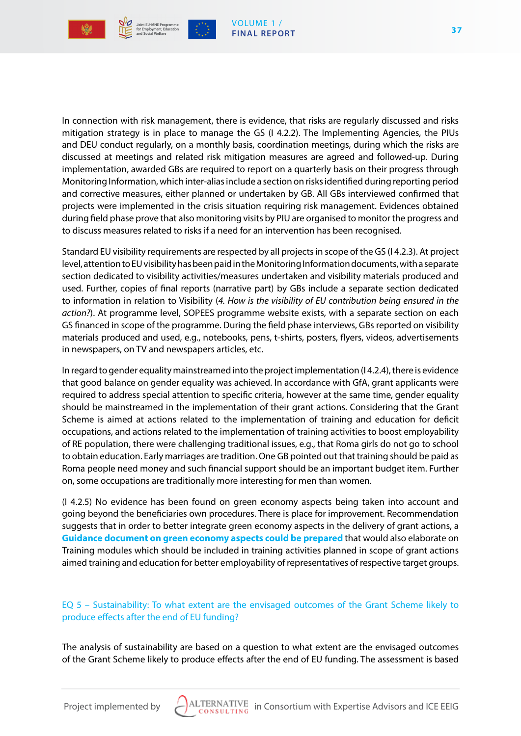In connection with risk management, there is evidence, that risks are regularly discussed and risks mitigation strategy is in place to manage the GS (I 4.2.2). The Implementing Agencies, the PIUs and DEU conduct regularly, on a monthly basis, coordination meetings, during which the risks are discussed at meetings and related risk mitigation measures are agreed and followed-up. During implementation, awarded GBs are required to report on a quarterly basis on their progress through Monitoring Information, which inter-alias include a section on risks identified during reporting period and corrective measures, either planned or undertaken by GB. All GBs interviewed confirmed that projects were implemented in the crisis situation requiring risk management. Evidences obtained during field phase prove that also monitoring visits by PIU are organised to monitor the progress and to discuss measures related to risks if a need for an intervention has been recognised.

Standard EU visibility requirements are respected by all projects in scope of the GS (I 4.2.3). At project level, attention to EU visibility has been paid in the Monitoring Information documents, with a separate section dedicated to visibility activities/measures undertaken and visibility materials produced and used. Further, copies of final reports (narrative part) by GBs include a separate section dedicated to information in relation to Visibility (*4. How is the visibility of EU contribution being ensured in the action?*). At programme level, SOPEES programme website exists, with a separate section on each GS financed in scope of the programme. During the field phase interviews, GBs reported on visibility materials produced and used, e.g., notebooks, pens, t-shirts, posters, flyers, videos, advertisements in newspapers, on TV and newspapers articles, etc.

In regard to gender equality mainstreamed into the project implementation (I 4.2.4), there is evidence that good balance on gender equality was achieved. In accordance with GfA, grant applicants were required to address special attention to specific criteria, however at the same time, gender equality should be mainstreamed in the implementation of their grant actions. Considering that the Grant Scheme is aimed at actions related to the implementation of training and education for deficit occupations, and actions related to the implementation of training activities to boost employability of RE population, there were challenging traditional issues, e.g., that Roma girls do not go to school to obtain education. Early marriages are tradition. One GB pointed out that training should be paid as Roma people need money and such financial support should be an important budget item. Further on, some occupations are traditionally more interesting for men than women.

(I 4.2.5) No evidence has been found on green economy aspects being taken into account and going beyond the beneficiaries own procedures. There is place for improvement. Recommendation suggests that in order to better integrate green economy aspects in the delivery of grant actions, a **Guidance document on green economy aspects could be prepared** that would also elaborate on Training modules which should be included in training activities planned in scope of grant actions aimed training and education for better employability of representatives of respective target groups.

### EQ 5 – Sustainability: To what extent are the envisaged outcomes of the Grant Scheme likely to produce effects after the end of EU funding?

The analysis of sustainability are based on a question to what extent are the envisaged outcomes of the Grant Scheme likely to produce effects after the end of EU funding. The assessment is based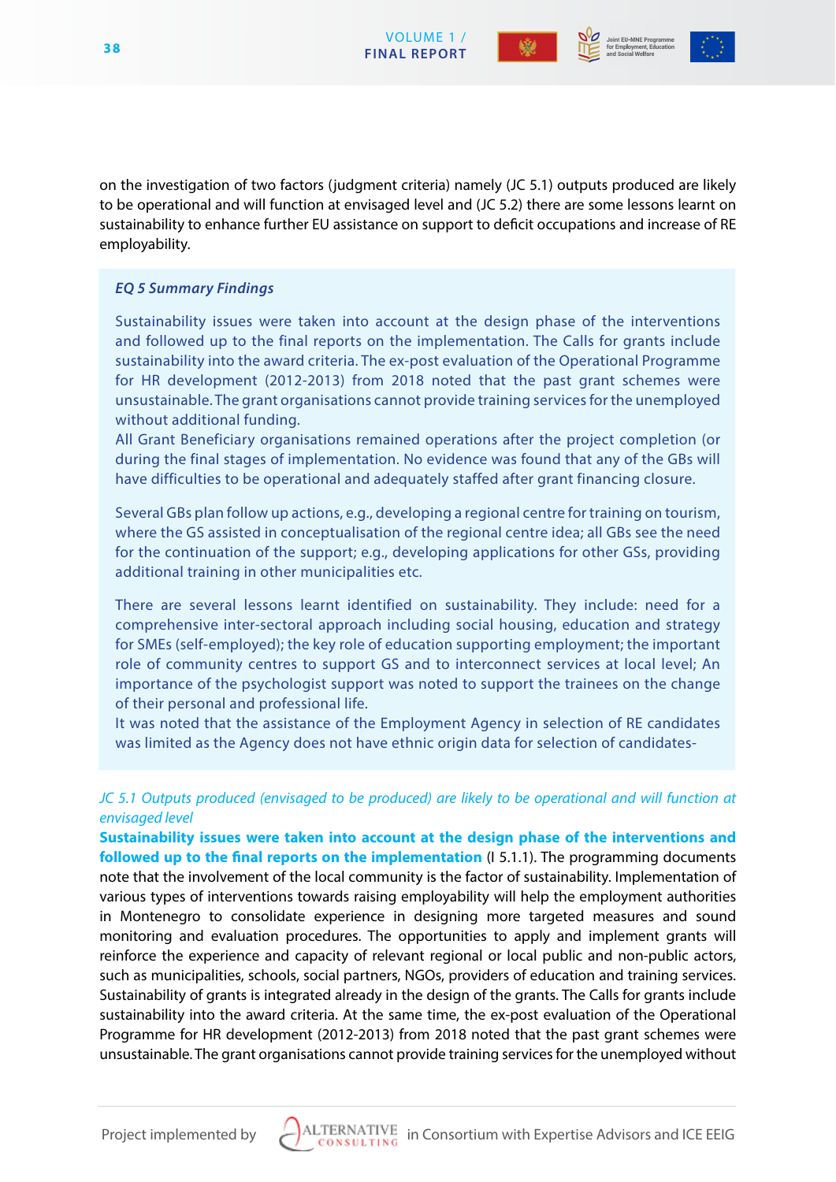on the investigation of two factors (judgment criteria) namely (JC 5.1) outputs produced are likely to be operational and will function at envisaged level and (JC 5.2) there are some lessons learnt on sustainability to enhance further EU assistance on support to deficit occupations and increase of RE employability.

> ***EQ 5 Summary Findings***
>
> Sustainability issues were taken into account at the design phase of the interventions and followed up to the final reports on the implementation. The Calls for grants include sustainability into the award criteria. The ex-post evaluation of the Operational Programme for HR development (2012-2013) from 2018 noted that the past grant schemes were unsustainable. The grant organisations cannot provide training services for the unemployed without additional funding.
> All Grant Beneficiary organisations remained operations after the project completion (or during the final stages of implementation. No evidence was found that any of the GBs will have difficulties to be operational and adequately staffed after grant financing closure.
>
> Several GBs plan follow up actions, e.g., developing a regional centre for training on tourism, where the GS assisted in conceptualisation of the regional centre idea; all GBs see the need for the continuation of the support; e.g., developing applications for other GSs, providing additional training in other municipalities etc.
>
> There are several lessons learnt identified on sustainability. They include: need for a comprehensive inter-sectoral approach including social housing, education and strategy for SMEs (self-employed); the key role of education supporting employment; the important role of community centres to support GS and to interconnect services at local level; An importance of the psychologist support was noted to support the trainees on the change of their personal and professional life.
> It was noted that the assistance of the Employment Agency in selection of RE candidates was limited as the Agency does not have ethnic origin data for selection of candidates-

*JC 5.1 Outputs produced (envisaged to be produced) are likely to be operational and will function at envisaged level*

**Sustainability issues were taken into account at the design phase of the interventions and followed up to the final reports on the implementation** (I 5.1.1). The programming documents note that the involvement of the local community is the factor of sustainability. Implementation of various types of interventions towards raising employability will help the employment authorities in Montenegro to consolidate experience in designing more targeted measures and sound monitoring and evaluation procedures. The opportunities to apply and implement grants will reinforce the experience and capacity of relevant regional or local public and non-public actors, such as municipalities, schools, social partners, NGOs, providers of education and training services. Sustainability of grants is integrated already in the design of the grants. The Calls for grants include sustainability into the award criteria. At the same time, the ex-post evaluation of the Operational Programme for HR development (2012-2013) from 2018 noted that the past grant schemes were unsustainable. The grant organisations cannot provide training services for the unemployed without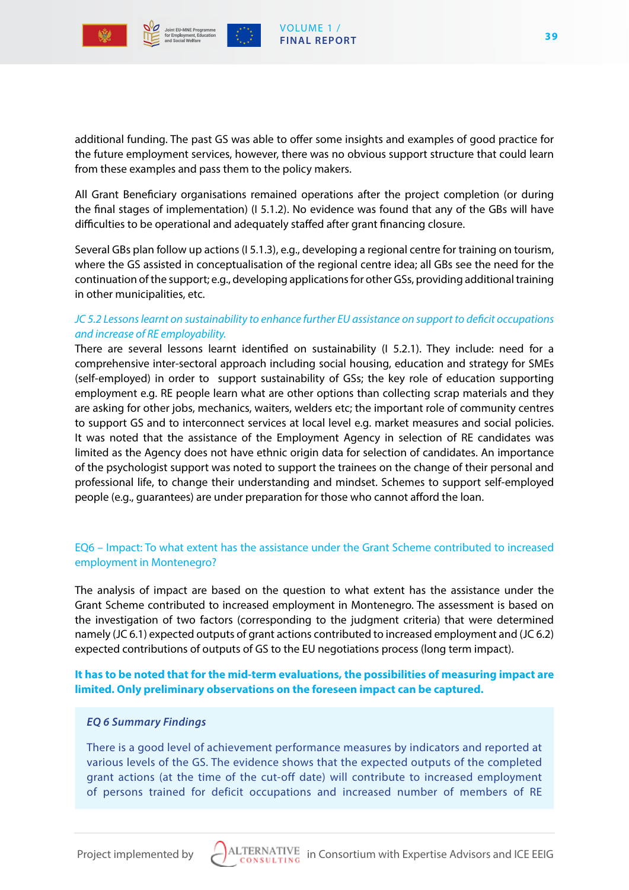additional funding. The past GS was able to offer some insights and examples of good practice for the future employment services, however, there was no obvious support structure that could learn from these examples and pass them to the policy makers.

All Grant Beneficiary organisations remained operations after the project completion (or during the final stages of implementation) (I 5.1.2). No evidence was found that any of the GBs will have difficulties to be operational and adequately staffed after grant financing closure.

Several GBs plan follow up actions (I 5.1.3), e.g., developing a regional centre for training on tourism, where the GS assisted in conceptualisation of the regional centre idea; all GBs see the need for the continuation of the support; e.g., developing applications for other GSs, providing additional training in other municipalities, etc.

*JC 5.2 Lessons learnt on sustainability to enhance further EU assistance on support to deficit occupations and increase of RE employability.*

There are several lessons learnt identified on sustainability (I 5.2.1). They include: need for a comprehensive inter-sectoral approach including social housing, education and strategy for SMEs (self-employed) in order to support sustainability of GSs; the key role of education supporting employment e.g. RE people learn what are other options than collecting scrap materials and they are asking for other jobs, mechanics, waiters, welders etc; the important role of community centres to support GS and to interconnect services at local level e.g. market measures and social policies. It was noted that the assistance of the Employment Agency in selection of RE candidates was limited as the Agency does not have ethnic origin data for selection of candidates. An importance of the psychologist support was noted to support the trainees on the change of their personal and professional life, to change their understanding and mindset. Schemes to support self-employed people (e.g., guarantees) are under preparation for those who cannot afford the loan.

### EQ6 – Impact: To what extent has the assistance under the Grant Scheme contributed to increased employment in Montenegro?

The analysis of impact are based on the question to what extent has the assistance under the Grant Scheme contributed to increased employment in Montenegro. The assessment is based on the investigation of two factors (corresponding to the judgment criteria) that were determined namely (JC 6.1) expected outputs of grant actions contributed to increased employment and (JC 6.2) expected contributions of outputs of GS to the EU negotiations process (long term impact).

**It has to be noted that for the mid-term evaluations, the possibilities of measuring impact are limited. Only preliminary observations on the foreseen impact can be captured.**

***EQ 6 Summary Findings***

There is a good level of achievement performance measures by indicators and reported at various levels of the GS. The evidence shows that the expected outputs of the completed grant actions (at the time of the cut-off date) will contribute to increased employment of persons trained for deficit occupations and increased number of members of RE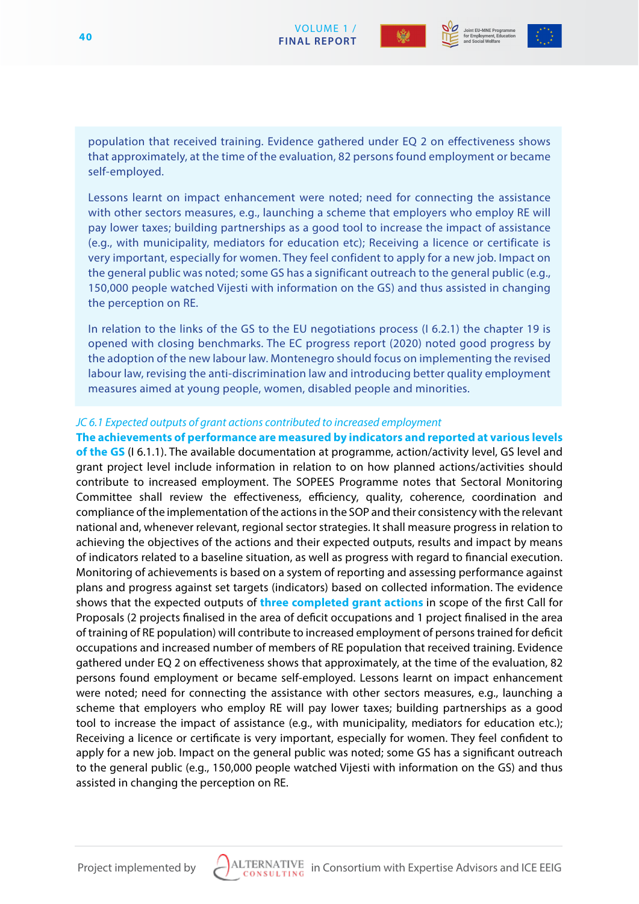population that received training. Evidence gathered under EQ 2 on effectiveness shows that approximately, at the time of the evaluation, 82 persons found employment or became self-employed.

Lessons learnt on impact enhancement were noted; need for connecting the assistance with other sectors measures, e.g., launching a scheme that employers who employ RE will pay lower taxes; building partnerships as a good tool to increase the impact of assistance (e.g., with municipality, mediators for education etc); Receiving a licence or certificate is very important, especially for women. They feel confident to apply for a new job. Impact on the general public was noted; some GS has a significant outreach to the general public (e.g., 150,000 people watched Vijesti with information on the GS) and thus assisted in changing the perception on RE.

In relation to the links of the GS to the EU negotiations process (I 6.2.1) the chapter 19 is opened with closing benchmarks. The EC progress report (2020) noted good progress by the adoption of the new labour law. Montenegro should focus on implementing the revised labour law, revising the anti-discrimination law and introducing better quality employment measures aimed at young people, women, disabled people and minorities.

*JC 6.1 Expected outputs of grant actions contributed to increased employment*

**The achievements of performance are measured by indicators and reported at various levels of the GS** (I 6.1.1). The available documentation at programme, action/activity level, GS level and grant project level include information in relation to on how planned actions/activities should contribute to increased employment. The SOPEES Programme notes that Sectoral Monitoring Committee shall review the effectiveness, efficiency, quality, coherence, coordination and compliance of the implementation of the actions in the SOP and their consistency with the relevant national and, whenever relevant, regional sector strategies. It shall measure progress in relation to achieving the objectives of the actions and their expected outputs, results and impact by means of indicators related to a baseline situation, as well as progress with regard to financial execution. Monitoring of achievements is based on a system of reporting and assessing performance against plans and progress against set targets (indicators) based on collected information. The evidence shows that the expected outputs of **three completed grant actions** in scope of the first Call for Proposals (2 projects finalised in the area of deficit occupations and 1 project finalised in the area of training of RE population) will contribute to increased employment of persons trained for deficit occupations and increased number of members of RE population that received training. Evidence gathered under EQ 2 on effectiveness shows that approximately, at the time of the evaluation, 82 persons found employment or became self-employed. Lessons learnt on impact enhancement were noted; need for connecting the assistance with other sectors measures, e.g., launching a scheme that employers who employ RE will pay lower taxes; building partnerships as a good tool to increase the impact of assistance (e.g., with municipality, mediators for education etc.); Receiving a licence or certificate is very important, especially for women. They feel confident to apply for a new job. Impact on the general public was noted; some GS has a significant outreach to the general public (e.g., 150,000 people watched Vijesti with information on the GS) and thus assisted in changing the perception on RE.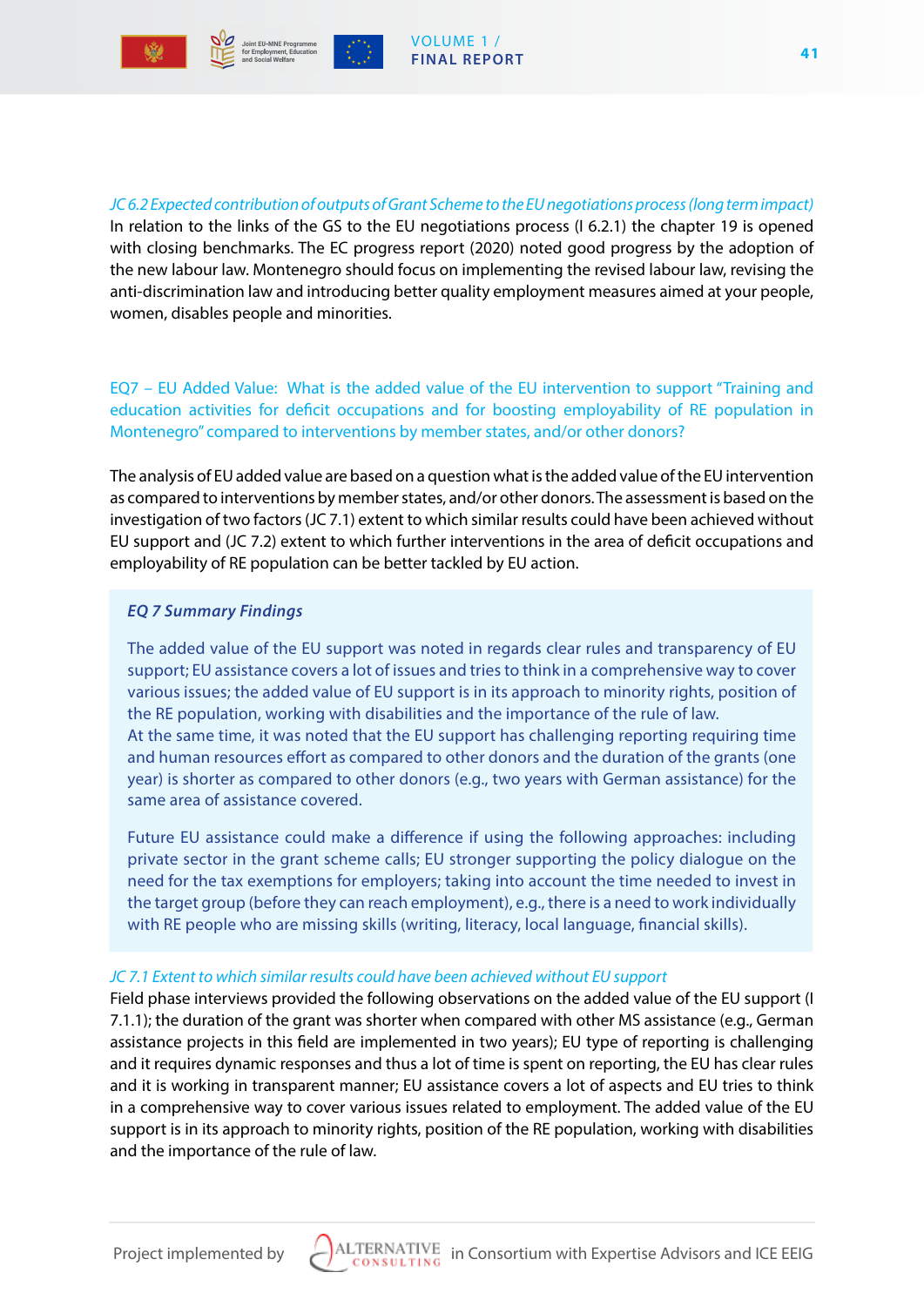*JC 6.2 Expected contribution of outputs of Grant Scheme to the EU negotiations process (long term impact)*

In relation to the links of the GS to the EU negotiations process (I 6.2.1) the chapter 19 is opened with closing benchmarks. The EC progress report (2020) noted good progress by the adoption of the new labour law. Montenegro should focus on implementing the revised labour law, revising the anti-discrimination law and introducing better quality employment measures aimed at your people, women, disables people and minorities.

## EQ7 – EU Added Value: What is the added value of the EU intervention to support "Training and education activities for deficit occupations and for boosting employability of RE population in Montenegro" compared to interventions by member states, and/or other donors?

The analysis of EU added value are based on a question what is the added value of the EU intervention as compared to interventions by member states, and/or other donors. The assessment is based on the investigation of two factors (JC 7.1) extent to which similar results could have been achieved without EU support and (JC 7.2) extent to which further interventions in the area of deficit occupations and employability of RE population can be better tackled by EU action.

> ***EQ 7 Summary Findings***
>
> The added value of the EU support was noted in regards clear rules and transparency of EU support; EU assistance covers a lot of issues and tries to think in a comprehensive way to cover various issues; the added value of EU support is in its approach to minority rights, position of the RE population, working with disabilities and the importance of the rule of law.
> At the same time, it was noted that the EU support has challenging reporting requiring time and human resources effort as compared to other donors and the duration of the grants (one year) is shorter as compared to other donors (e.g., two years with German assistance) for the same area of assistance covered.
>
> Future EU assistance could make a difference if using the following approaches: including private sector in the grant scheme calls; EU stronger supporting the policy dialogue on the need for the tax exemptions for employers; taking into account the time needed to invest in the target group (before they can reach employment), e.g., there is a need to work individually with RE people who are missing skills (writing, literacy, local language, financial skills).

*JC 7.1 Extent to which similar results could have been achieved without EU support*

Field phase interviews provided the following observations on the added value of the EU support (I 7.1.1); the duration of the grant was shorter when compared with other MS assistance (e.g., German assistance projects in this field are implemented in two years); EU type of reporting is challenging and it requires dynamic responses and thus a lot of time is spent on reporting, the EU has clear rules and it is working in transparent manner; EU assistance covers a lot of aspects and EU tries to think in a comprehensive way to cover various issues related to employment. The added value of the EU support is in its approach to minority rights, position of the RE population, working with disabilities and the importance of the rule of law.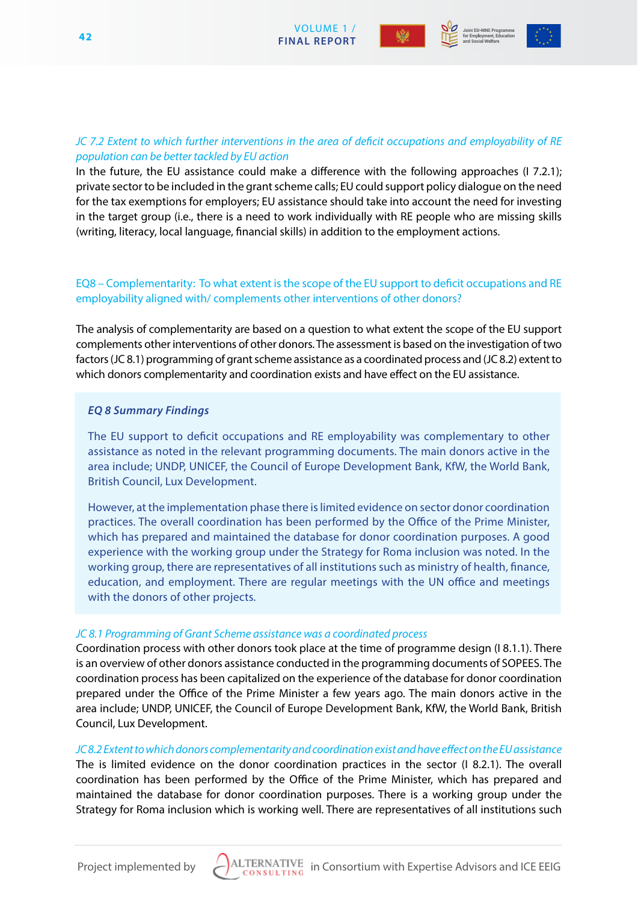*JC 7.2 Extent to which further interventions in the area of deficit occupations and employability of RE population can be better tackled by EU action*

In the future, the EU assistance could make a difference with the following approaches (I 7.2.1); private sector to be included in the grant scheme calls; EU could support policy dialogue on the need for the tax exemptions for employers; EU assistance should take into account the need for investing in the target group (i.e., there is a need to work individually with RE people who are missing skills (writing, literacy, local language, financial skills) in addition to the employment actions.

## EQ8 – Complementarity: To what extent is the scope of the EU support to deficit occupations and RE employability aligned with/ complements other interventions of other donors?

The analysis of complementarity are based on a question to what extent the scope of the EU support complements other interventions of other donors. The assessment is based on the investigation of two factors (JC 8.1) programming of grant scheme assistance as a coordinated process and (JC 8.2) extent to which donors complementarity and coordination exists and have effect on the EU assistance.

**EQ 8 Summary Findings**

The EU support to deficit occupations and RE employability was complementary to other assistance as noted in the relevant programming documents. The main donors active in the area include; UNDP, UNICEF, the Council of Europe Development Bank, KfW, the World Bank, British Council, Lux Development.

However, at the implementation phase there is limited evidence on sector donor coordination practices. The overall coordination has been performed by the Office of the Prime Minister, which has prepared and maintained the database for donor coordination purposes. A good experience with the working group under the Strategy for Roma inclusion was noted. In the working group, there are representatives of all institutions such as ministry of health, finance, education, and employment. There are regular meetings with the UN office and meetings with the donors of other projects.

*JC 8.1 Programming of Grant Scheme assistance was a coordinated process*

Coordination process with other donors took place at the time of programme design (I 8.1.1). There is an overview of other donors assistance conducted in the programming documents of SOPEES. The coordination process has been capitalized on the experience of the database for donor coordination prepared under the Office of the Prime Minister a few years ago. The main donors active in the area include; UNDP, UNICEF, the Council of Europe Development Bank, KfW, the World Bank, British Council, Lux Development.

*JC 8.2 Extent to which donors complementarity and coordination exist and have effect on the EU assistance*

The is limited evidence on the donor coordination practices in the sector (I 8.2.1). The overall coordination has been performed by the Office of the Prime Minister, which has prepared and maintained the database for donor coordination purposes. There is a working group under the Strategy for Roma inclusion which is working well. There are representatives of all institutions such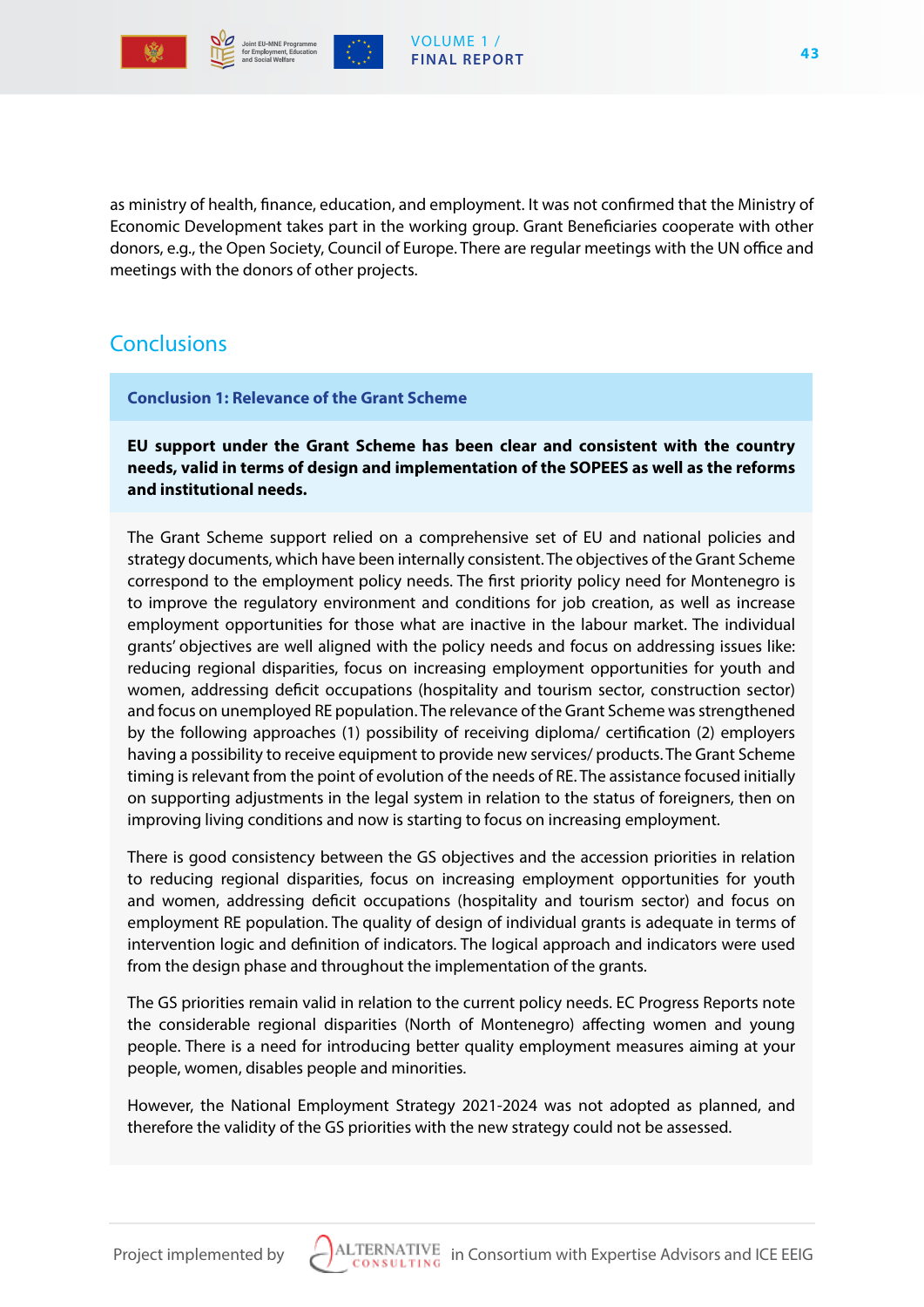as ministry of health, finance, education, and employment. It was not confirmed that the Ministry of Economic Development takes part in the working group. Grant Beneficiaries cooperate with other donors, e.g., the Open Society, Council of Europe. There are regular meetings with the UN office and meetings with the donors of other projects.

## Conclusions

### Conclusion 1: Relevance of the Grant Scheme

**EU support under the Grant Scheme has been clear and consistent with the country needs, valid in terms of design and implementation of the SOPEES as well as the reforms and institutional needs.**

The Grant Scheme support relied on a comprehensive set of EU and national policies and strategy documents, which have been internally consistent. The objectives of the Grant Scheme correspond to the employment policy needs. The first priority policy need for Montenegro is to improve the regulatory environment and conditions for job creation, as well as increase employment opportunities for those what are inactive in the labour market. The individual grants' objectives are well aligned with the policy needs and focus on addressing issues like: reducing regional disparities, focus on increasing employment opportunities for youth and women, addressing deficit occupations (hospitality and tourism sector, construction sector) and focus on unemployed RE population. The relevance of the Grant Scheme was strengthened by the following approaches (1) possibility of receiving diploma/ certification (2) employers having a possibility to receive equipment to provide new services/ products. The Grant Scheme timing is relevant from the point of evolution of the needs of RE. The assistance focused initially on supporting adjustments in the legal system in relation to the status of foreigners, then on improving living conditions and now is starting to focus on increasing employment.

There is good consistency between the GS objectives and the accession priorities in relation to reducing regional disparities, focus on increasing employment opportunities for youth and women, addressing deficit occupations (hospitality and tourism sector) and focus on employment RE population. The quality of design of individual grants is adequate in terms of intervention logic and definition of indicators. The logical approach and indicators were used from the design phase and throughout the implementation of the grants.

The GS priorities remain valid in relation to the current policy needs. EC Progress Reports note the considerable regional disparities (North of Montenegro) affecting women and young people. There is a need for introducing better quality employment measures aiming at your people, women, disables people and minorities.

However, the National Employment Strategy 2021-2024 was not adopted as planned, and therefore the validity of the GS priorities with the new strategy could not be assessed.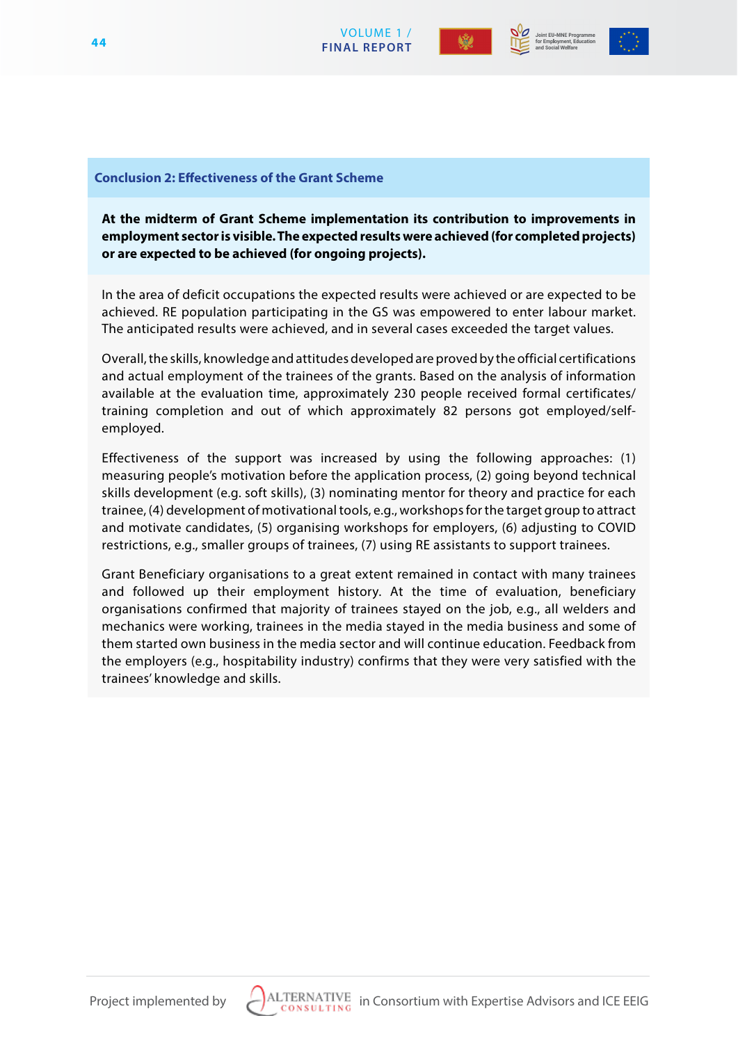### Conclusion 2: Effectiveness of the Grant Scheme

**At the midterm of Grant Scheme implementation its contribution to improvements in employment sector is visible. The expected results were achieved (for completed projects) or are expected to be achieved (for ongoing projects).**

In the area of deficit occupations the expected results were achieved or are expected to be achieved. RE population participating in the GS was empowered to enter labour market. The anticipated results were achieved, and in several cases exceeded the target values.

Overall, the skills, knowledge and attitudes developed are proved by the official certifications and actual employment of the trainees of the grants. Based on the analysis of information available at the evaluation time, approximately 230 people received formal certificates/training completion and out of which approximately 82 persons got employed/self-employed.

Effectiveness of the support was increased by using the following approaches: (1) measuring people's motivation before the application process, (2) going beyond technical skills development (e.g. soft skills), (3) nominating mentor for theory and practice for each trainee, (4) development of motivational tools, e.g., workshops for the target group to attract and motivate candidates, (5) organising workshops for employers, (6) adjusting to COVID restrictions, e.g., smaller groups of trainees, (7) using RE assistants to support trainees.

Grant Beneficiary organisations to a great extent remained in contact with many trainees and followed up their employment history. At the time of evaluation, beneficiary organisations confirmed that majority of trainees stayed on the job, e.g., all welders and mechanics were working, trainees in the media stayed in the media business and some of them started own business in the media sector and will continue education. Feedback from the employers (e.g., hospitability industry) confirms that they were very satisfied with the trainees' knowledge and skills.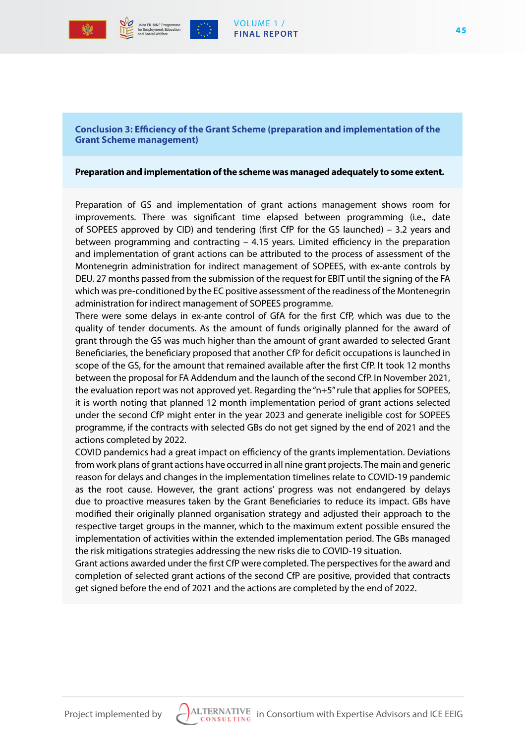**Conclusion 3: Efficiency of the Grant Scheme (preparation and implementation of the Grant Scheme management)**

**Preparation and implementation of the scheme was managed adequately to some extent.**

Preparation of GS and implementation of grant actions management shows room for improvements. There was significant time elapsed between programming (i.e., date of SOPEES approved by CID) and tendering (first CfP for the GS launched) – 3.2 years and between programming and contracting – 4.15 years. Limited efficiency in the preparation and implementation of grant actions can be attributed to the process of assessment of the Montenegrin administration for indirect management of SOPEES, with ex-ante controls by DEU. 27 months passed from the submission of the request for EBIT until the signing of the FA which was pre-conditioned by the EC positive assessment of the readiness of the Montenegrin administration for indirect management of SOPEES programme.

There were some delays in ex-ante control of GfA for the first CfP, which was due to the quality of tender documents. As the amount of funds originally planned for the award of grant through the GS was much higher than the amount of grant awarded to selected Grant Beneficiaries, the beneficiary proposed that another CfP for deficit occupations is launched in scope of the GS, for the amount that remained available after the first CfP. It took 12 months between the proposal for FA Addendum and the launch of the second CfP. In November 2021, the evaluation report was not approved yet. Regarding the "n+5" rule that applies for SOPEES, it is worth noting that planned 12 month implementation period of grant actions selected under the second CfP might enter in the year 2023 and generate ineligible cost for SOPEES programme, if the contracts with selected GBs do not get signed by the end of 2021 and the actions completed by 2022.

COVID pandemics had a great impact on efficiency of the grants implementation. Deviations from work plans of grant actions have occurred in all nine grant projects. The main and generic reason for delays and changes in the implementation timelines relate to COVID-19 pandemic as the root cause. However, the grant actions' progress was not endangered by delays due to proactive measures taken by the Grant Beneficiaries to reduce its impact. GBs have modified their originally planned organisation strategy and adjusted their approach to the respective target groups in the manner, which to the maximum extent possible ensured the implementation of activities within the extended implementation period. The GBs managed the risk mitigations strategies addressing the new risks die to COVID-19 situation.

Grant actions awarded under the first CfP were completed. The perspectives for the award and completion of selected grant actions of the second CfP are positive, provided that contracts get signed before the end of 2021 and the actions are completed by the end of 2022.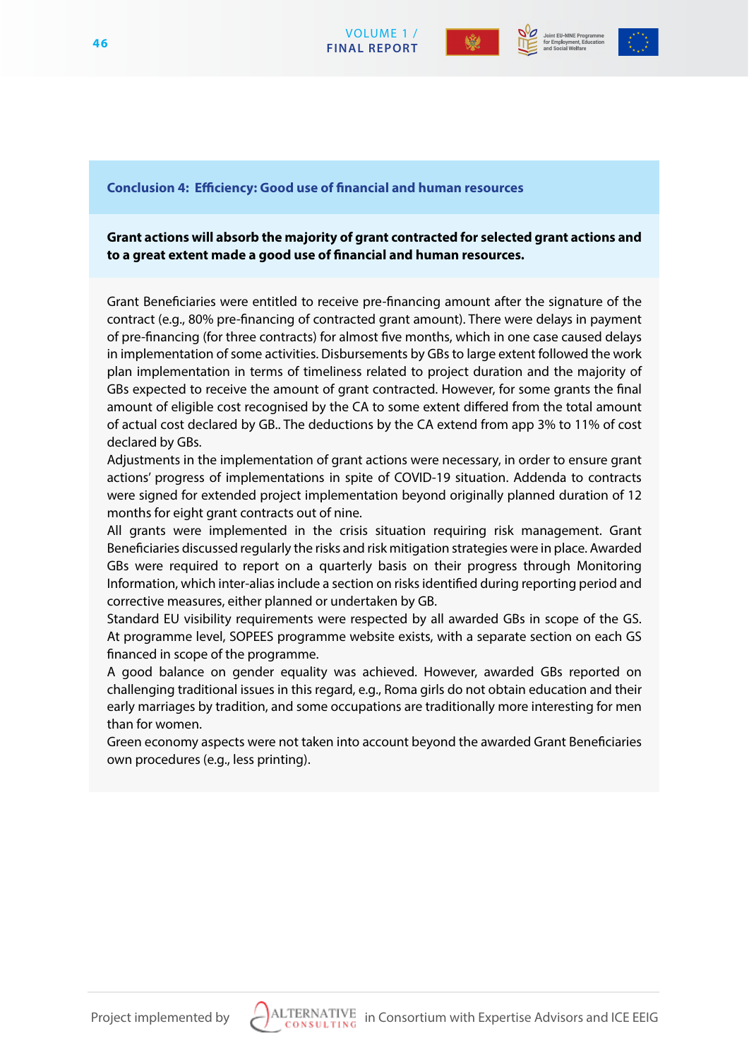**Conclusion 4: Efficiency: Good use of financial and human resources**

**Grant actions will absorb the majority of grant contracted for selected grant actions and to a great extent made a good use of financial and human resources.**

Grant Beneficiaries were entitled to receive pre-financing amount after the signature of the contract (e.g., 80% pre-financing of contracted grant amount). There were delays in payment of pre-financing (for three contracts) for almost five months, which in one case caused delays in implementation of some activities. Disbursements by GBs to large extent followed the work plan implementation in terms of timeliness related to project duration and the majority of GBs expected to receive the amount of grant contracted. However, for some grants the final amount of eligible cost recognised by the CA to some extent differed from the total amount of actual cost declared by GB.. The deductions by the CA extend from app 3% to 11% of cost declared by GBs.

Adjustments in the implementation of grant actions were necessary, in order to ensure grant actions' progress of implementations in spite of COVID-19 situation. Addenda to contracts were signed for extended project implementation beyond originally planned duration of 12 months for eight grant contracts out of nine.

All grants were implemented in the crisis situation requiring risk management. Grant Beneficiaries discussed regularly the risks and risk mitigation strategies were in place. Awarded GBs were required to report on a quarterly basis on their progress through Monitoring Information, which inter-alias include a section on risks identified during reporting period and corrective measures, either planned or undertaken by GB.

Standard EU visibility requirements were respected by all awarded GBs in scope of the GS. At programme level, SOPEES programme website exists, with a separate section on each GS financed in scope of the programme.

A good balance on gender equality was achieved. However, awarded GBs reported on challenging traditional issues in this regard, e.g., Roma girls do not obtain education and their early marriages by tradition, and some occupations are traditionally more interesting for men than for women.

Green economy aspects were not taken into account beyond the awarded Grant Beneficiaries own procedures (e.g., less printing).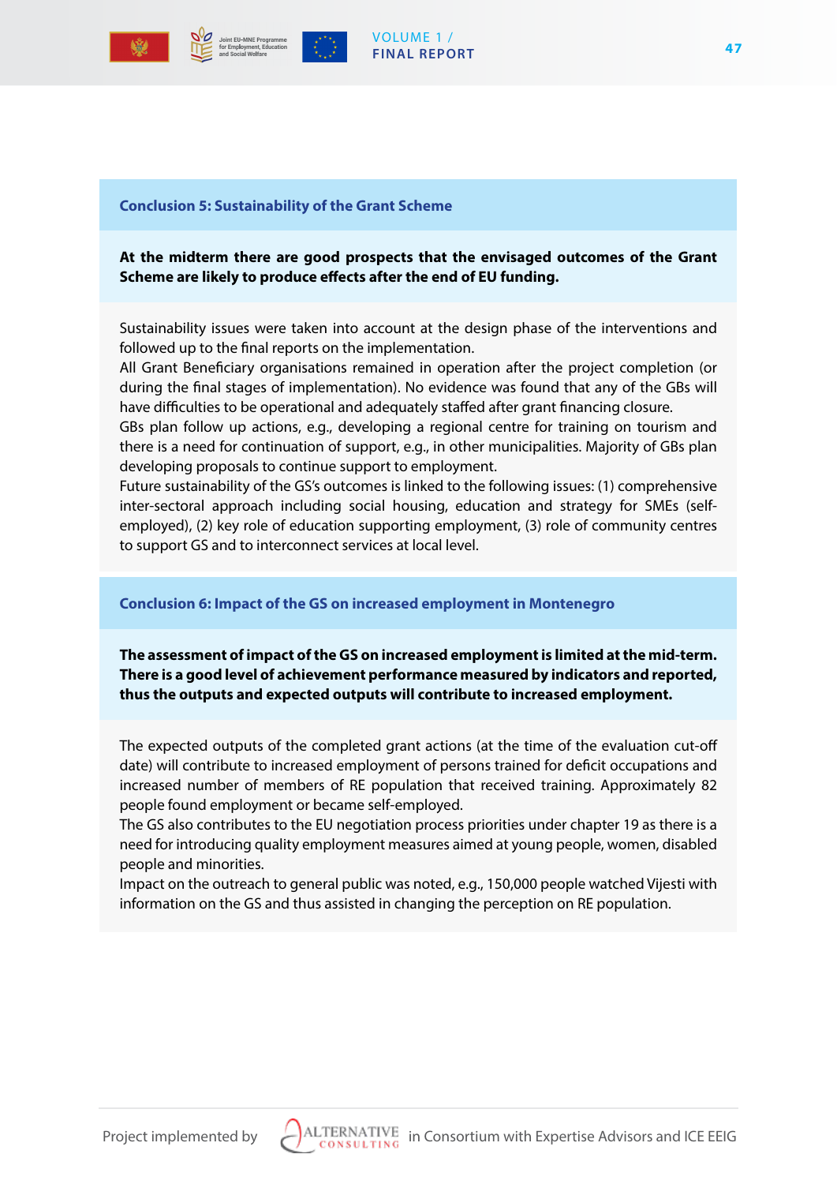### Conclusion 5: Sustainability of the Grant Scheme

**At the midterm there are good prospects that the envisaged outcomes of the Grant Scheme are likely to produce effects after the end of EU funding.**

Sustainability issues were taken into account at the design phase of the interventions and followed up to the final reports on the implementation.

All Grant Beneficiary organisations remained in operation after the project completion (or during the final stages of implementation). No evidence was found that any of the GBs will have difficulties to be operational and adequately staffed after grant financing closure.

GBs plan follow up actions, e.g., developing a regional centre for training on tourism and there is a need for continuation of support, e.g., in other municipalities. Majority of GBs plan developing proposals to continue support to employment.

Future sustainability of the GS's outcomes is linked to the following issues: (1) comprehensive inter-sectoral approach including social housing, education and strategy for SMEs (self-employed), (2) key role of education supporting employment, (3) role of community centres to support GS and to interconnect services at local level.

### Conclusion 6: Impact of the GS on increased employment in Montenegro

**The assessment of impact of the GS on increased employment is limited at the mid-term. There is a good level of achievement performance measured by indicators and reported, thus the outputs and expected outputs will contribute to increased employment.**

The expected outputs of the completed grant actions (at the time of the evaluation cut-off date) will contribute to increased employment of persons trained for deficit occupations and increased number of members of RE population that received training. Approximately 82 people found employment or became self-employed.

The GS also contributes to the EU negotiation process priorities under chapter 19 as there is a need for introducing quality employment measures aimed at young people, women, disabled people and minorities.

Impact on the outreach to general public was noted, e.g., 150,000 people watched Vijesti with information on the GS and thus assisted in changing the perception on RE population.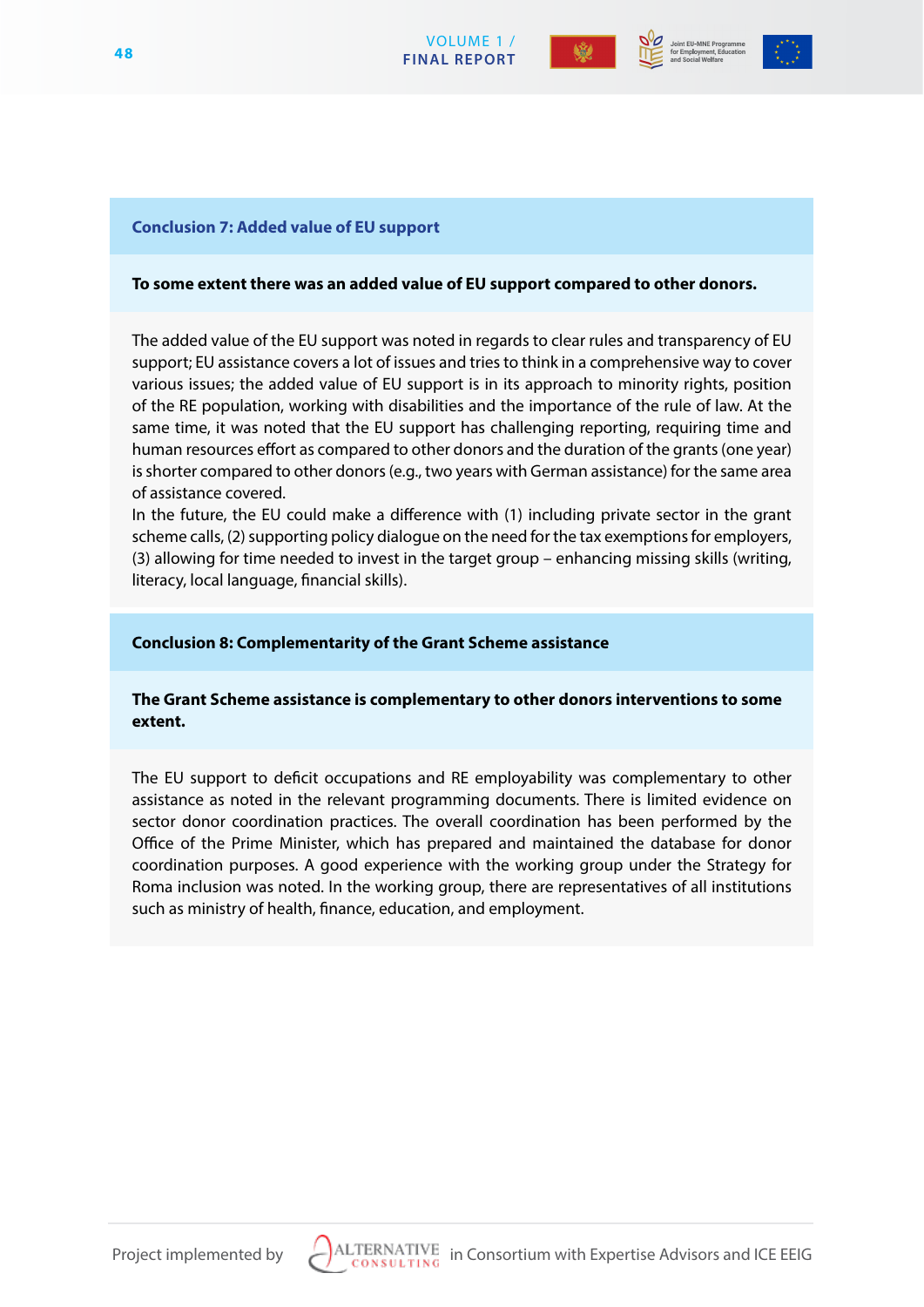### Conclusion 7: Added value of EU support

**To some extent there was an added value of EU support compared to other donors.**

The added value of the EU support was noted in regards to clear rules and transparency of EU support; EU assistance covers a lot of issues and tries to think in a comprehensive way to cover various issues; the added value of EU support is in its approach to minority rights, position of the RE population, working with disabilities and the importance of the rule of law. At the same time, it was noted that the EU support has challenging reporting, requiring time and human resources effort as compared to other donors and the duration of the grants (one year) is shorter compared to other donors (e.g., two years with German assistance) for the same area of assistance covered.

In the future, the EU could make a difference with (1) including private sector in the grant scheme calls, (2) supporting policy dialogue on the need for the tax exemptions for employers, (3) allowing for time needed to invest in the target group – enhancing missing skills (writing, literacy, local language, financial skills).

### Conclusion 8: Complementarity of the Grant Scheme assistance

**The Grant Scheme assistance is complementary to other donors interventions to some extent.**

The EU support to deficit occupations and RE employability was complementary to other assistance as noted in the relevant programming documents. There is limited evidence on sector donor coordination practices. The overall coordination has been performed by the Office of the Prime Minister, which has prepared and maintained the database for donor coordination purposes. A good experience with the working group under the Strategy for Roma inclusion was noted. In the working group, there are representatives of all institutions such as ministry of health, finance, education, and employment.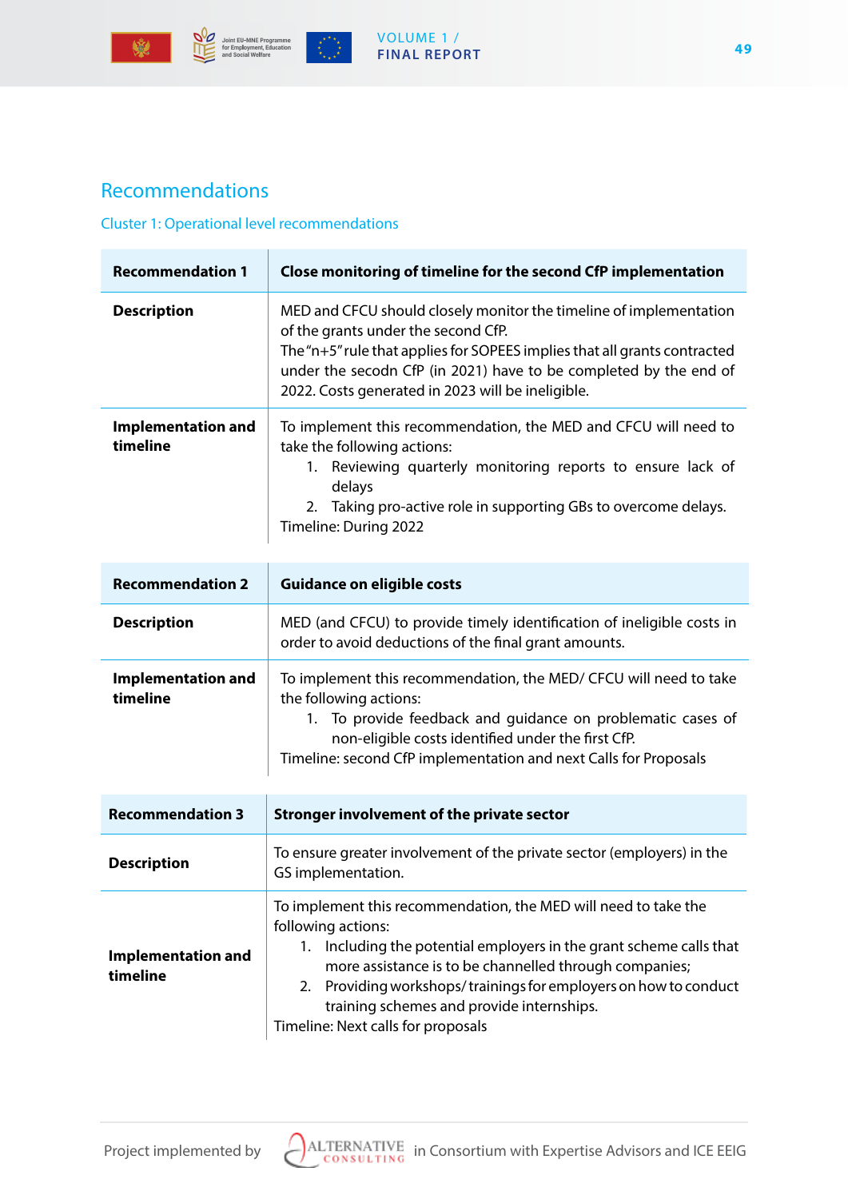## Recommendations

### Cluster 1: Operational level recommendations

| Recommendation 1 | Close monitoring of timeline for the second CfP implementation |
|---|---|
| **Description** | MED and CFCU should closely monitor the timeline of implementation of the grants under the second CfP.<br>The "n+5" rule that applies for SOPEES implies that all grants contracted under the secodn CfP (in 2021) have to be completed by the end of 2022. Costs generated in 2023 will be ineligible. |
| **Implementation and timeline** | To implement this recommendation, the MED and CFCU will need to take the following actions:<br>1. Reviewing quarterly monitoring reports to ensure lack of delays<br>2. Taking pro-active role in supporting GBs to overcome delays.<br>Timeline: During 2022 |

| Recommendation 2 | Guidance on eligible costs |
|---|---|
| **Description** | MED (and CFCU) to provide timely identification of ineligible costs in order to avoid deductions of the final grant amounts. |
| **Implementation and timeline** | To implement this recommendation, the MED/ CFCU will need to take the following actions:<br>1. To provide feedback and guidance on problematic cases of non-eligible costs identified under the first CfP.<br>Timeline: second CfP implementation and next Calls for Proposals |

| Recommendation 3 | Stronger involvement of the private sector |
|---|---|
| **Description** | To ensure greater involvement of the private sector (employers) in the GS implementation. |
| **Implementation and timeline** | To implement this recommendation, the MED will need to take the following actions:<br>1. Including the potential employers in the grant scheme calls that more assistance is to be channelled through companies;<br>2. Providing workshops/ trainings for employers on how to conduct training schemes and provide internships.<br>Timeline: Next calls for proposals |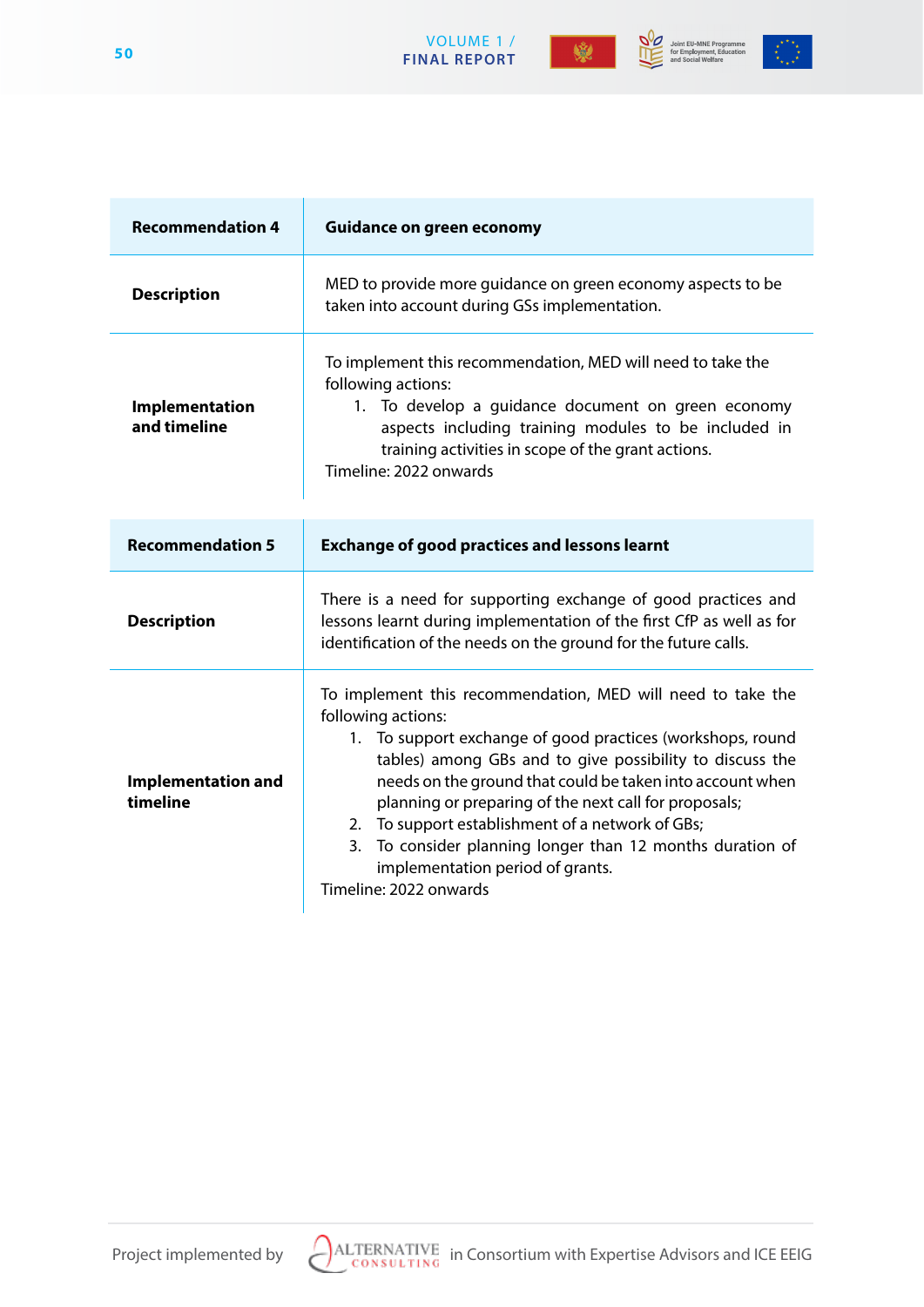| Recommendation 4 | Guidance on green economy |
|---|---|
| **Description** | MED to provide more guidance on green economy aspects to be taken into account during GSs implementation. |
| **Implementation and timeline** | To implement this recommendation, MED will need to take the following actions:<br>1. To develop a guidance document on green economy aspects including training modules to be included in training activities in scope of the grant actions.<br>Timeline: 2022 onwards |

| Recommendation 5 | Exchange of good practices and lessons learnt |
|---|---|
| **Description** | There is a need for supporting exchange of good practices and lessons learnt during implementation of the first CfP as well as for identification of the needs on the ground for the future calls. |
| **Implementation and timeline** | To implement this recommendation, MED will need to take the following actions:<br>1. To support exchange of good practices (workshops, round tables) among GBs and to give possibility to discuss the needs on the ground that could be taken into account when planning or preparing of the next call for proposals;<br>2. To support establishment of a network of GBs;<br>3. To consider planning longer than 12 months duration of implementation period of grants.<br>Timeline: 2022 onwards |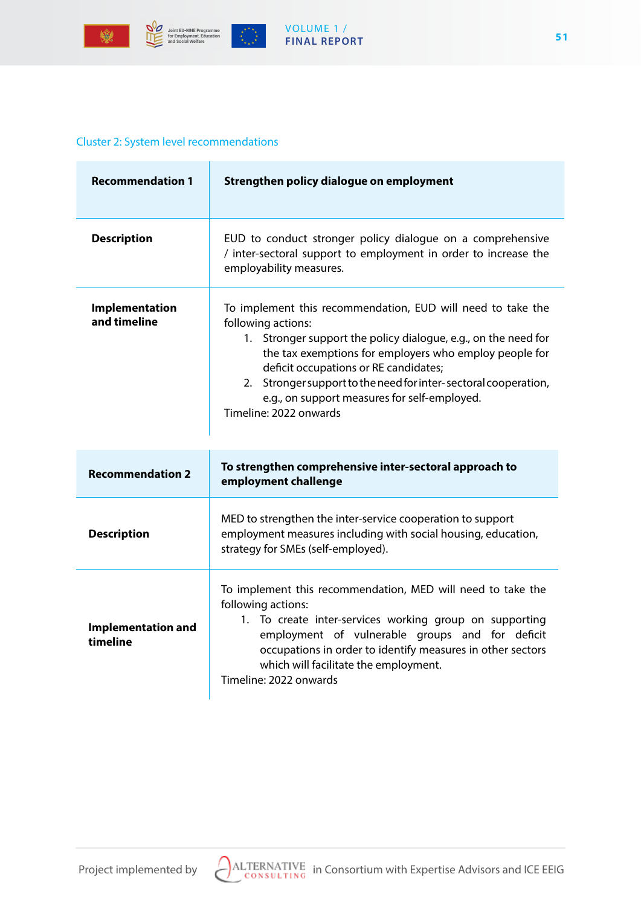### Cluster 2: System level recommendations

| **Recommendation 1** | **Strengthen policy dialogue on employment** |
|---|---|
| **Description** | EUD to conduct stronger policy dialogue on a comprehensive / inter-sectoral support to employment in order to increase the employability measures. |
| **Implementation and timeline** | To implement this recommendation, EUD will need to take the following actions:<br>1. Stronger support the policy dialogue, e.g., on the need for the tax exemptions for employers who employ people for deficit occupations or RE candidates;<br>2. Stronger support to the need for inter- sectoral cooperation, e.g., on support measures for self-employed.<br>Timeline: 2022 onwards |

| **Recommendation 2** | **To strengthen comprehensive inter-sectoral approach to employment challenge** |
|---|---|
| **Description** | MED to strengthen the inter-service cooperation to support employment measures including with social housing, education, strategy for SMEs (self-employed). |
| **Implementation and timeline** | To implement this recommendation, MED will need to take the following actions:<br>1. To create inter-services working group on supporting employment of vulnerable groups and for deficit occupations in order to identify measures in other sectors which will facilitate the employment.<br>Timeline: 2022 onwards |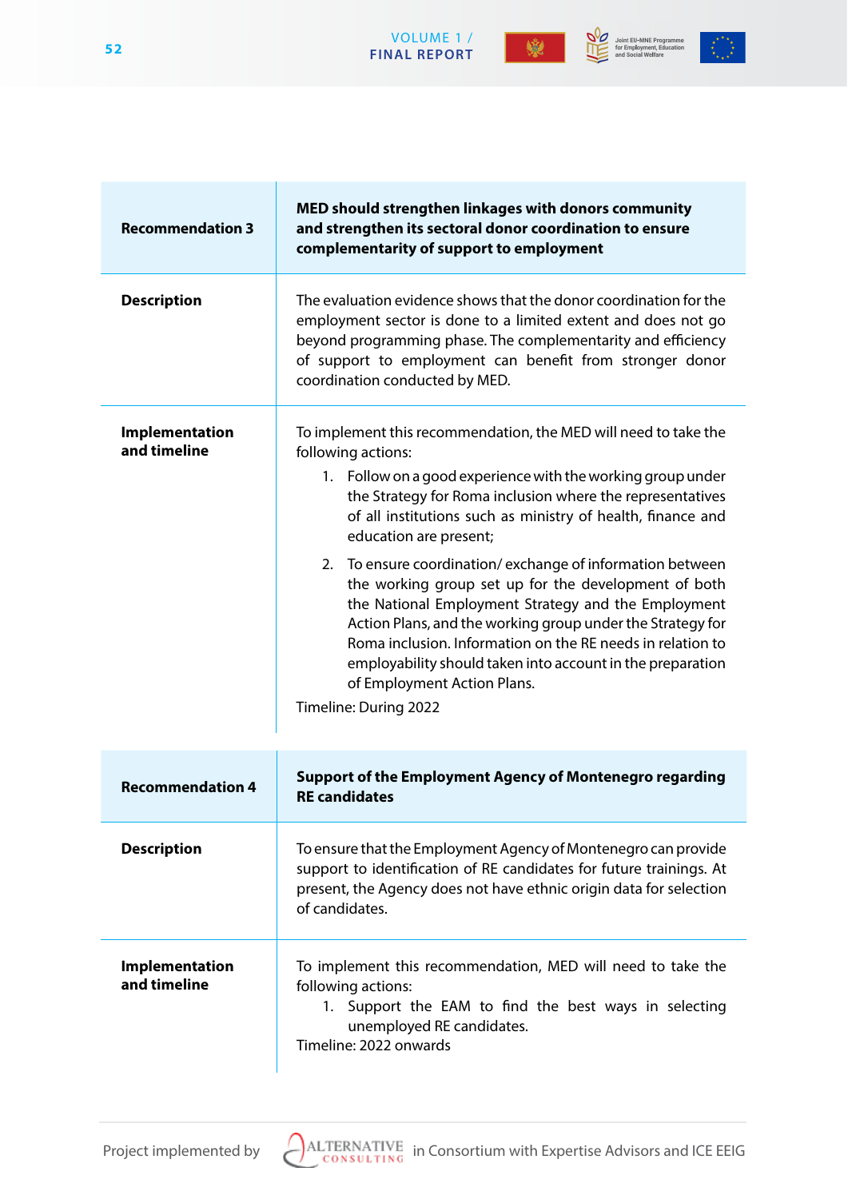| Recommendation 3 | MED should strengthen linkages with donors community and strengthen its sectoral donor coordination to ensure complementarity of support to employment |
|---|---|
| **Description** | The evaluation evidence shows that the donor coordination for the employment sector is done to a limited extent and does not go beyond programming phase. The complementarity and efficiency of support to employment can benefit from stronger donor coordination conducted by MED. |
| **Implementation and timeline** | To implement this recommendation, the MED will need to take the following actions:<br>1. Follow on a good experience with the working group under the Strategy for Roma inclusion where the representatives of all institutions such as ministry of health, finance and education are present;<br>2. To ensure coordination/ exchange of information between the working group set up for the development of both the National Employment Strategy and the Employment Action Plans, and the working group under the Strategy for Roma inclusion. Information on the RE needs in relation to employability should taken into account in the preparation of Employment Action Plans.<br>Timeline: During 2022 |

| Recommendation 4 | Support of the Employment Agency of Montenegro regarding RE candidates |
|---|---|
| **Description** | To ensure that the Employment Agency of Montenegro can provide support to identification of RE candidates for future trainings. At present, the Agency does not have ethnic origin data for selection of candidates. |
| **Implementation and timeline** | To implement this recommendation, MED will need to take the following actions:<br>1. Support the EAM to find the best ways in selecting unemployed RE candidates.<br>Timeline: 2022 onwards |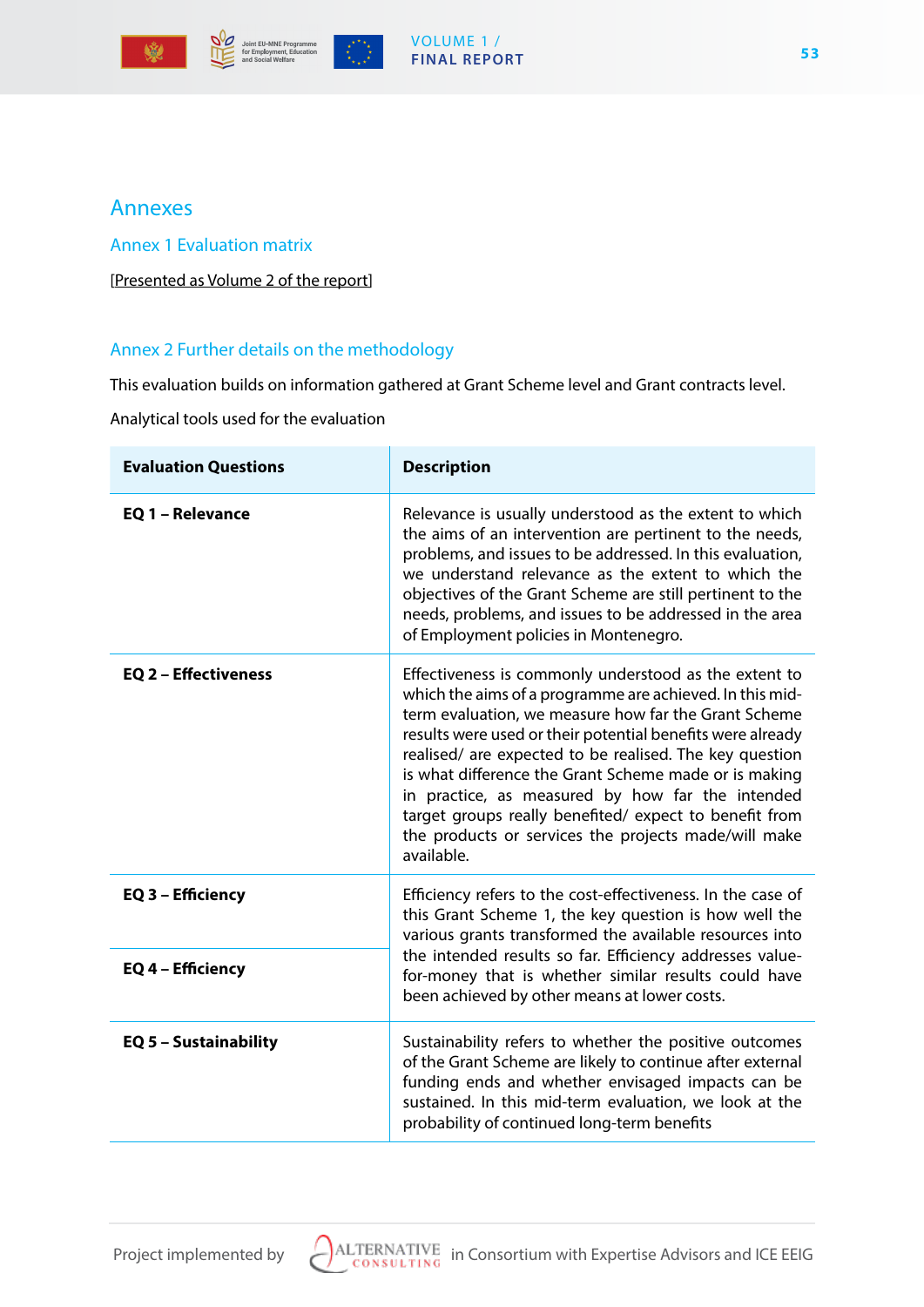# Annexes

## Annex 1 Evaluation matrix

[Presented as Volume 2 of the report]

## Annex 2 Further details on the methodology

This evaluation builds on information gathered at Grant Scheme level and Grant contracts level.

Analytical tools used for the evaluation

| Evaluation Questions | Description |
|---|---|
| **EQ 1 – Relevance** | Relevance is usually understood as the extent to which the aims of an intervention are pertinent to the needs, problems, and issues to be addressed. In this evaluation, we understand relevance as the extent to which the objectives of the Grant Scheme are still pertinent to the needs, problems, and issues to be addressed in the area of Employment policies in Montenegro. |
| **EQ 2 – Effectiveness** | Effectiveness is commonly understood as the extent to which the aims of a programme are achieved. In this mid-term evaluation, we measure how far the Grant Scheme results were used or their potential benefits were already realised/ are expected to be realised. The key question is what difference the Grant Scheme made or is making in practice, as measured by how far the intended target groups really benefited/ expect to benefit from the products or services the projects made/will make available. |
| **EQ 3 – Efficiency** | Efficiency refers to the cost-effectiveness. In the case of this Grant Scheme 1, the key question is how well the various grants transformed the available resources into the intended results so far. Efficiency addresses value-for-money that is whether similar results could have been achieved by other means at lower costs. |
| **EQ 4 – Efficiency** | |
| **EQ 5 – Sustainability** | Sustainability refers to whether the positive outcomes of the Grant Scheme are likely to continue after external funding ends and whether envisaged impacts can be sustained. In this mid-term evaluation, we look at the probability of continued long-term benefits |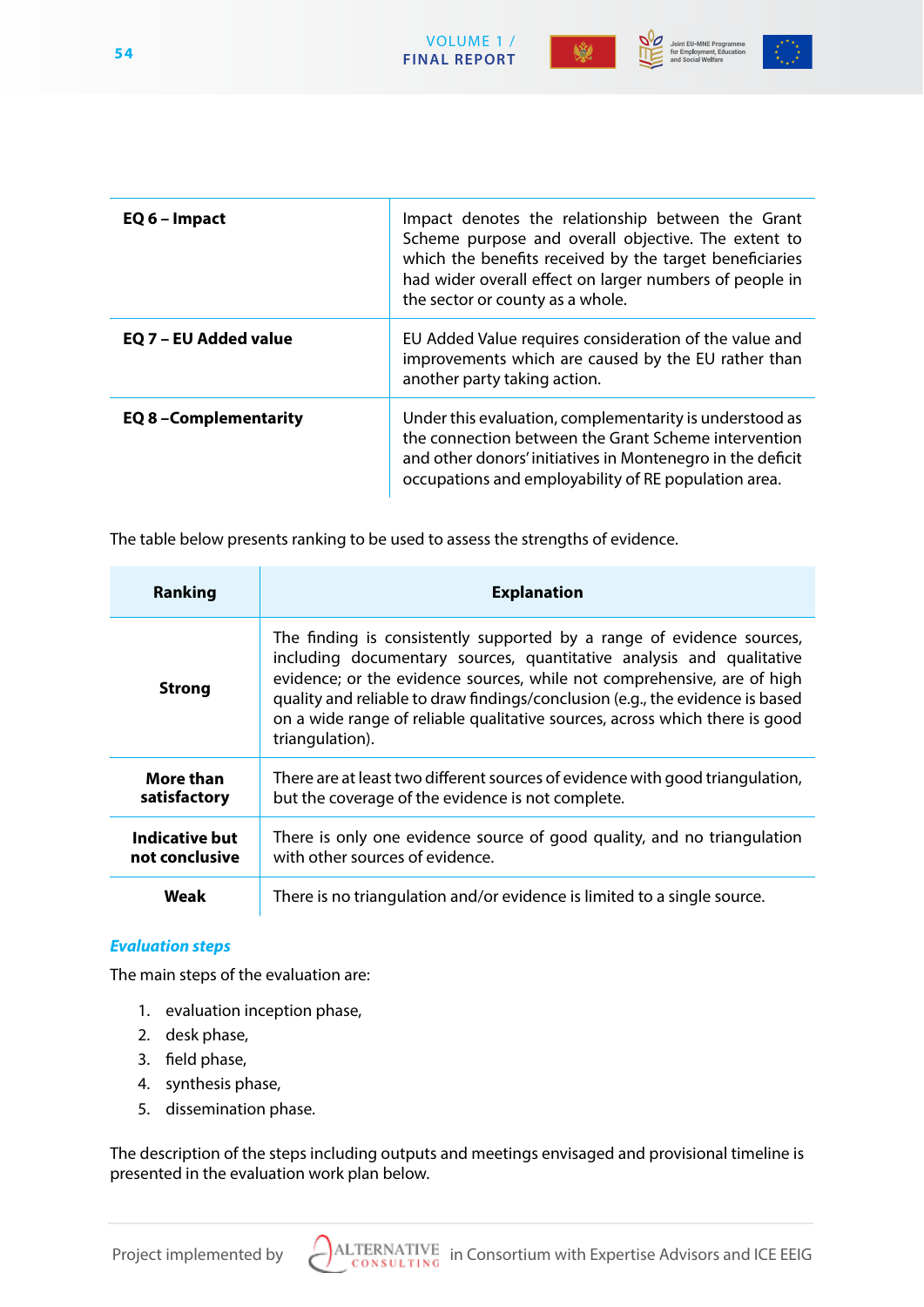| | |
|---|---|
| **EQ 6 – Impact** | Impact denotes the relationship between the Grant Scheme purpose and overall objective. The extent to which the benefits received by the target beneficiaries had wider overall effect on larger numbers of people in the sector or county as a whole. |
| **EQ 7 – EU Added value** | EU Added Value requires consideration of the value and improvements which are caused by the EU rather than another party taking action. |
| **EQ 8 –Complementarity** | Under this evaluation, complementarity is understood as the connection between the Grant Scheme intervention and other donors' initiatives in Montenegro in the deficit occupations and employability of RE population area. |

The table below presents ranking to be used to assess the strengths of evidence.

| Ranking | Explanation |
|---|---|
| **Strong** | The finding is consistently supported by a range of evidence sources, including documentary sources, quantitative analysis and qualitative evidence; or the evidence sources, while not comprehensive, are of high quality and reliable to draw findings/conclusion (e.g., the evidence is based on a wide range of reliable qualitative sources, across which there is good triangulation). |
| **More than satisfactory** | There are at least two different sources of evidence with good triangulation, but the coverage of the evidence is not complete. |
| **Indicative but not conclusive** | There is only one evidence source of good quality, and no triangulation with other sources of evidence. |
| **Weak** | There is no triangulation and/or evidence is limited to a single source. |

***Evaluation steps***

The main steps of the evaluation are:

1. evaluation inception phase,
2. desk phase,
3. field phase,
4. synthesis phase,
5. dissemination phase.

The description of the steps including outputs and meetings envisaged and provisional timeline is presented in the evaluation work plan below.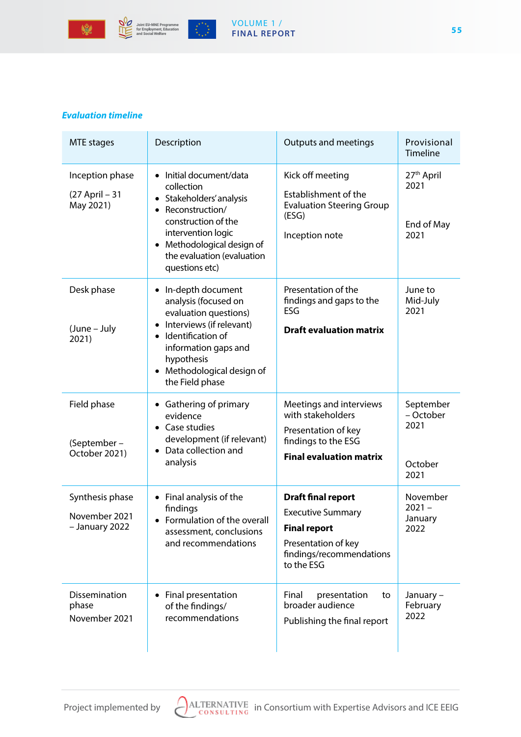***Evaluation timeline***

| MTE stages | Description | Outputs and meetings | Provisional Timeline |
|---|---|---|---|
| Inception phase<br><br>(27 April – 31 May 2021) | • Initial document/data collection<br>• Stakeholders' analysis<br>• Reconstruction/ construction of the intervention logic<br>• Methodological design of the evaluation (evaluation questions etc) | Kick off meeting<br><br>Establishment of the Evaluation Steering Group (ESG)<br><br>Inception note | 27th April 2021<br><br>End of May 2021 |
| Desk phase<br><br>(June – July 2021) | • In-depth document analysis (focused on evaluation questions)<br>• Interviews (if relevant)<br>• Identification of information gaps and hypothesis<br>• Methodological design of the Field phase | Presentation of the findings and gaps to the ESG<br><br>**Draft evaluation matrix** | June to Mid-July 2021 |
| Field phase<br><br>(September – October 2021) | • Gathering of primary evidence<br>• Case studies development (if relevant)<br>• Data collection and analysis | Meetings and interviews with stakeholders<br><br>Presentation of key findings to the ESG<br><br>**Final evaluation matrix** | September – October 2021<br><br>October 2021 |
| Synthesis phase<br><br>November 2021 – January 2022 | • Final analysis of the findings<br>• Formulation of the overall assessment, conclusions and recommendations | **Draft final report**<br><br>Executive Summary<br><br>**Final report**<br><br>Presentation of key findings/recommendations to the ESG | November 2021 – January 2022 |
| Dissemination phase<br><br>November 2021 | • Final presentation of the findings/ recommendations | Final presentation to broader audience<br><br>Publishing the final report | January – February 2022 |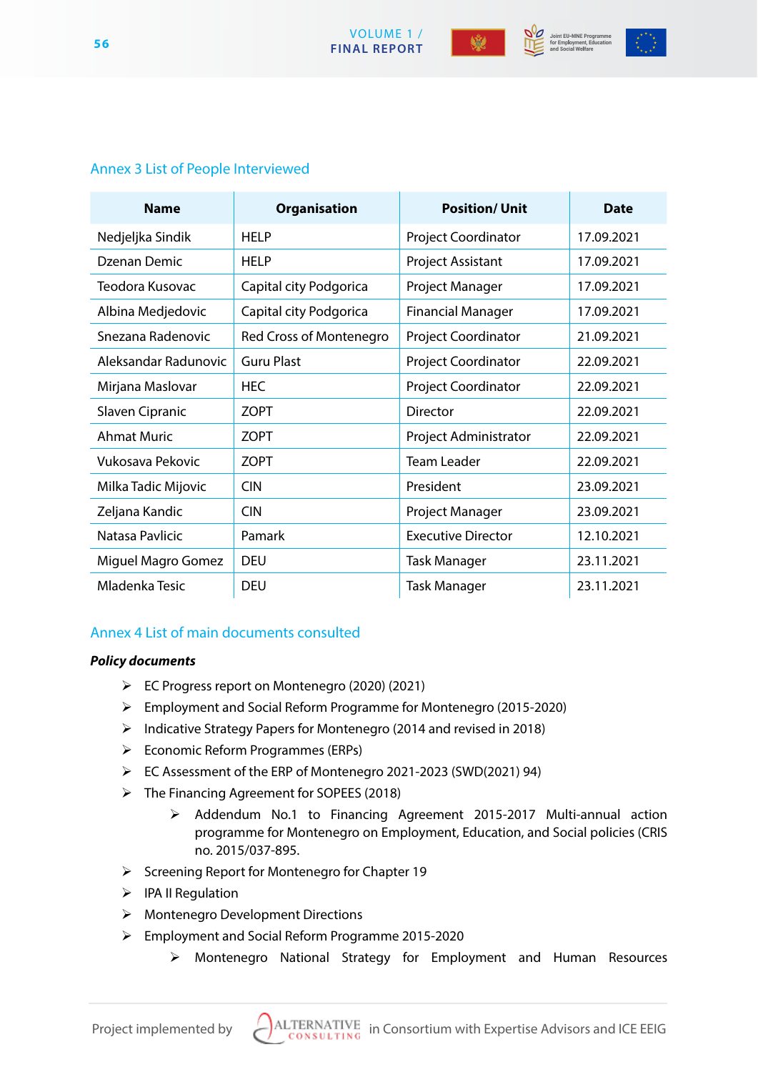## Annex 3 List of People Interviewed

| Name | Organisation | Position/ Unit | Date |
|---|---|---|---|
| Nedjeljka Sindik | HELP | Project Coordinator | 17.09.2021 |
| Dzenan Demic | HELP | Project Assistant | 17.09.2021 |
| Teodora Kusovac | Capital city Podgorica | Project Manager | 17.09.2021 |
| Albina Medjedovic | Capital city Podgorica | Financial Manager | 17.09.2021 |
| Snezana Radenovic | Red Cross of Montenegro | Project Coordinator | 21.09.2021 |
| Aleksandar Radunovic | Guru Plast | Project Coordinator | 22.09.2021 |
| Mirjana Maslovar | HEC | Project Coordinator | 22.09.2021 |
| Slaven Cipranic | ZOPT | Director | 22.09.2021 |
| Ahmat Muric | ZOPT | Project Administrator | 22.09.2021 |
| Vukosava Pekovic | ZOPT | Team Leader | 22.09.2021 |
| Milka Tadic Mijovic | CIN | President | 23.09.2021 |
| Zeljana Kandic | CIN | Project Manager | 23.09.2021 |
| Natasa Pavlicic | Pamark | Executive Director | 12.10.2021 |
| Miguel Magro Gomez | DEU | Task Manager | 23.11.2021 |
| Mladenka Tesic | DEU | Task Manager | 23.11.2021 |

## Annex 4 List of main documents consulted

***Policy documents***

- EC Progress report on Montenegro (2020) (2021)
- Employment and Social Reform Programme for Montenegro (2015-2020)
- Indicative Strategy Papers for Montenegro (2014 and revised in 2018)
- Economic Reform Programmes (ERPs)
- EC Assessment of the ERP of Montenegro 2021-2023 (SWD(2021) 94)
- The Financing Agreement for SOPEES (2018)
    - Addendum No.1 to Financing Agreement 2015-2017 Multi-annual action programme for Montenegro on Employment, Education, and Social policies (CRIS no. 2015/037-895.
- Screening Report for Montenegro for Chapter 19
- IPA II Regulation
- Montenegro Development Directions
- Employment and Social Reform Programme 2015-2020
    - Montenegro National Strategy for Employment and Human Resources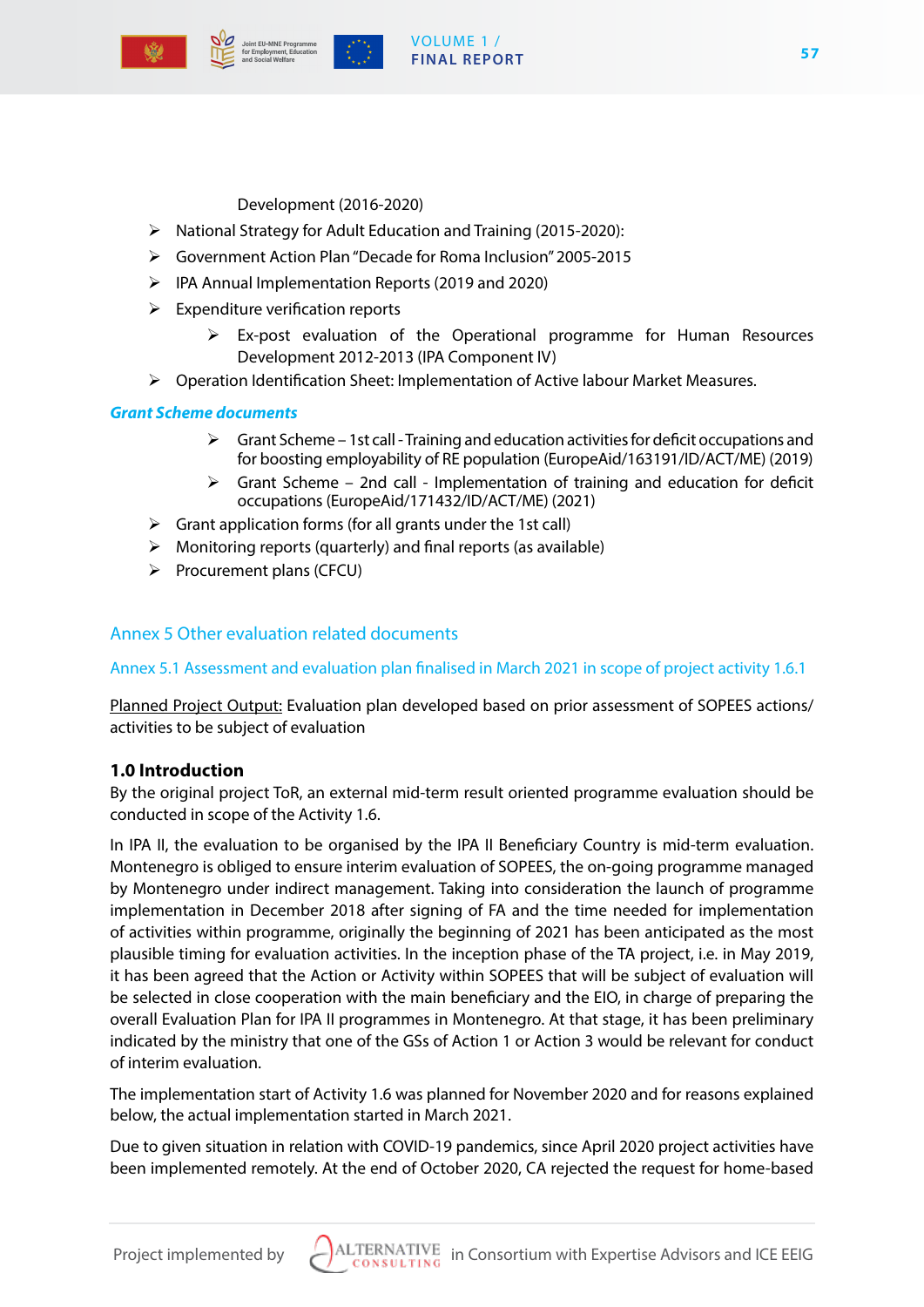Development (2016-2020)

- National Strategy for Adult Education and Training (2015-2020):
- Government Action Plan "Decade for Roma Inclusion" 2005-2015
- IPA Annual Implementation Reports (2019 and 2020)
- Expenditure verification reports
  - Ex-post evaluation of the Operational programme for Human Resources Development 2012-2013 (IPA Component IV)
- Operation Identification Sheet: Implementation of Active labour Market Measures.

***Grant Scheme documents***

  - Grant Scheme – 1st call - Training and education activities for deficit occupations and for boosting employability of RE population (EuropeAid/163191/ID/ACT/ME) (2019)
  - Grant Scheme – 2nd call - Implementation of training and education for deficit occupations (EuropeAid/171432/ID/ACT/ME) (2021)
- Grant application forms (for all grants under the 1st call)
- Monitoring reports (quarterly) and final reports (as available)
- Procurement plans (CFCU)

## Annex 5 Other evaluation related documents

### Annex 5.1 Assessment and evaluation plan finalised in March 2021 in scope of project activity 1.6.1

Planned Project Output: Evaluation plan developed based on prior assessment of SOPEES actions/ activities to be subject of evaluation

#### 1.0 Introduction

By the original project ToR, an external mid-term result oriented programme evaluation should be conducted in scope of the Activity 1.6.

In IPA II, the evaluation to be organised by the IPA II Beneficiary Country is mid-term evaluation. Montenegro is obliged to ensure interim evaluation of SOPEES, the on-going programme managed by Montenegro under indirect management. Taking into consideration the launch of programme implementation in December 2018 after signing of FA and the time needed for implementation of activities within programme, originally the beginning of 2021 has been anticipated as the most plausible timing for evaluation activities. In the inception phase of the TA project, i.e. in May 2019, it has been agreed that the Action or Activity within SOPEES that will be subject of evaluation will be selected in close cooperation with the main beneficiary and the EIO, in charge of preparing the overall Evaluation Plan for IPA II programmes in Montenegro. At that stage, it has been preliminary indicated by the ministry that one of the GSs of Action 1 or Action 3 would be relevant for conduct of interim evaluation.

The implementation start of Activity 1.6 was planned for November 2020 and for reasons explained below, the actual implementation started in March 2021.

Due to given situation in relation with COVID-19 pandemics, since April 2020 project activities have been implemented remotely. At the end of October 2020, CA rejected the request for home-based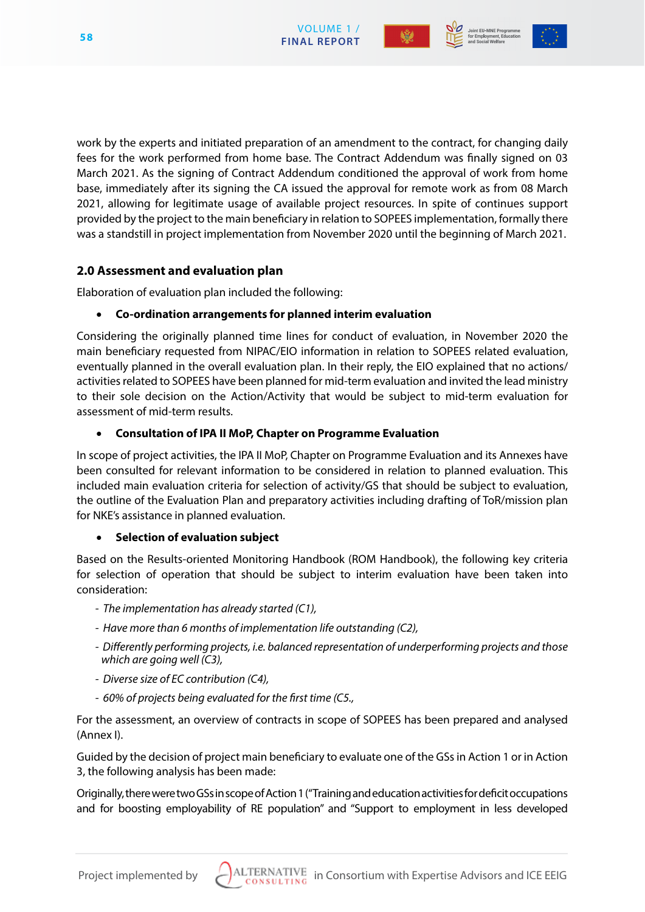work by the experts and initiated preparation of an amendment to the contract, for changing daily fees for the work performed from home base. The Contract Addendum was finally signed on 03 March 2021. As the signing of Contract Addendum conditioned the approval of work from home base, immediately after its signing the CA issued the approval for remote work as from 08 March 2021, allowing for legitimate usage of available project resources. In spite of continues support provided by the project to the main beneficiary in relation to SOPEES implementation, formally there was a standstill in project implementation from November 2020 until the beginning of March 2021.

## 2.0 Assessment and evaluation plan

Elaboration of evaluation plan included the following:

- **Co-ordination arrangements for planned interim evaluation**

Considering the originally planned time lines for conduct of evaluation, in November 2020 the main beneficiary requested from NIPAC/EIO information in relation to SOPEES related evaluation, eventually planned in the overall evaluation plan. In their reply, the EIO explained that no actions/ activities related to SOPEES have been planned for mid-term evaluation and invited the lead ministry to their sole decision on the Action/Activity that would be subject to mid-term evaluation for assessment of mid-term results.

- **Consultation of IPA II MoP, Chapter on Programme Evaluation**

In scope of project activities, the IPA II MoP, Chapter on Programme Evaluation and its Annexes have been consulted for relevant information to be considered in relation to planned evaluation. This included main evaluation criteria for selection of activity/GS that should be subject to evaluation, the outline of the Evaluation Plan and preparatory activities including drafting of ToR/mission plan for NKE's assistance in planned evaluation.

- **Selection of evaluation subject**

Based on the Results-oriented Monitoring Handbook (ROM Handbook), the following key criteria for selection of operation that should be subject to interim evaluation have been taken into consideration:

- *The implementation has already started (C1),*
- *Have more than 6 months of implementation life outstanding (C2),*
- *Differently performing projects, i.e. balanced representation of underperforming projects and those which are going well (C3),*
- *Diverse size of EC contribution (C4),*
- *60% of projects being evaluated for the first time (C5.,*

For the assessment, an overview of contracts in scope of SOPEES has been prepared and analysed (Annex I).

Guided by the decision of project main beneficiary to evaluate one of the GSs in Action 1 or in Action 3, the following analysis has been made:

Originally, there were two GSs in scope of Action 1 ("Training and education activities for deficit occupations and for boosting employability of RE population" and "Support to employment in less developed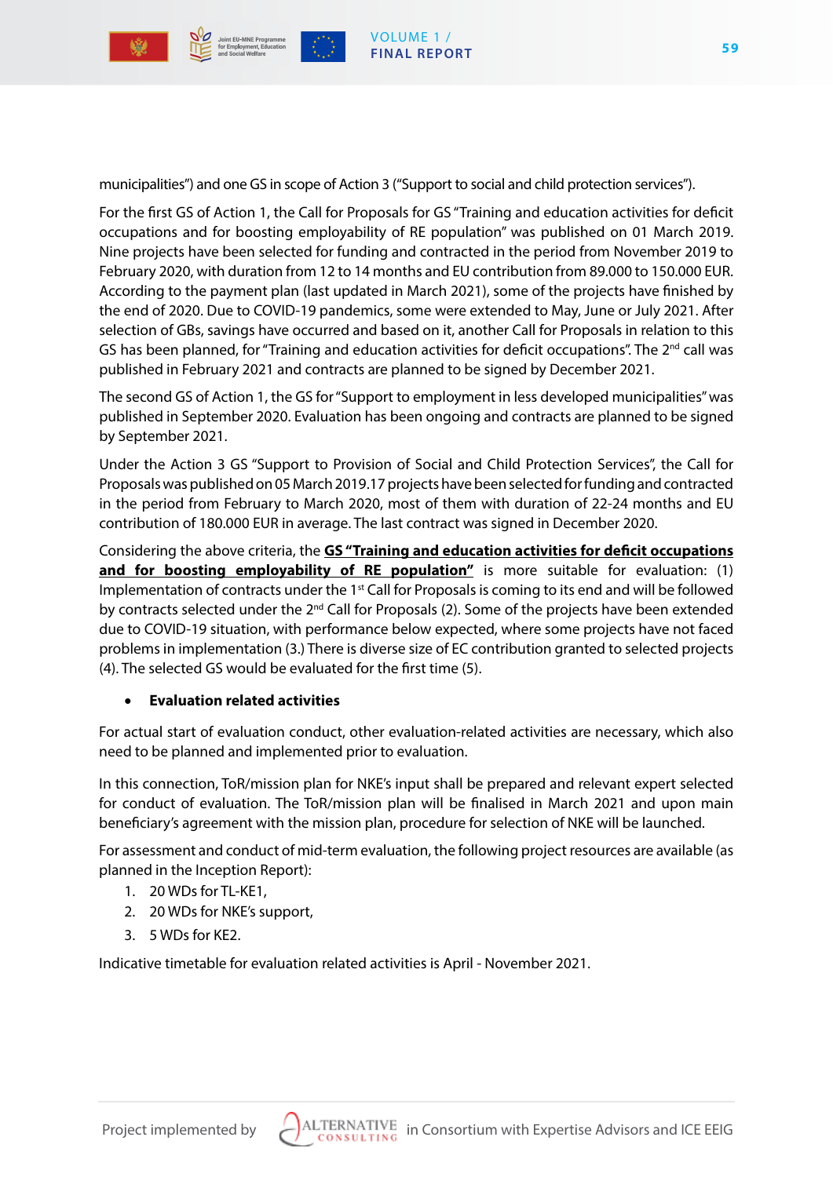municipalities") and one GS in scope of Action 3 ("Support to social and child protection services").

For the first GS of Action 1, the Call for Proposals for GS "Training and education activities for deficit occupations and for boosting employability of RE population" was published on 01 March 2019. Nine projects have been selected for funding and contracted in the period from November 2019 to February 2020, with duration from 12 to 14 months and EU contribution from 89.000 to 150.000 EUR. According to the payment plan (last updated in March 2021), some of the projects have finished by the end of 2020. Due to COVID-19 pandemics, some were extended to May, June or July 2021. After selection of GBs, savings have occurred and based on it, another Call for Proposals in relation to this GS has been planned, for "Training and education activities for deficit occupations". The 2nd call was published in February 2021 and contracts are planned to be signed by December 2021.

The second GS of Action 1, the GS for "Support to employment in less developed municipalities" was published in September 2020. Evaluation has been ongoing and contracts are planned to be signed by September 2021.

Under the Action 3 GS "Support to Provision of Social and Child Protection Services", the Call for Proposals was published on 05 March 2019.17 projects have been selected for funding and contracted in the period from February to March 2020, most of them with duration of 22-24 months and EU contribution of 180.000 EUR in average. The last contract was signed in December 2020.

Considering the above criteria, the **GS "Training and education activities for deficit occupations and for boosting employability of RE population"** is more suitable for evaluation: (1) Implementation of contracts under the 1st Call for Proposals is coming to its end and will be followed by contracts selected under the 2nd Call for Proposals (2). Some of the projects have been extended due to COVID-19 situation, with performance below expected, where some projects have not faced problems in implementation (3.) There is diverse size of EC contribution granted to selected projects (4). The selected GS would be evaluated for the first time (5).

- **Evaluation related activities**

For actual start of evaluation conduct, other evaluation-related activities are necessary, which also need to be planned and implemented prior to evaluation.

In this connection, ToR/mission plan for NKE's input shall be prepared and relevant expert selected for conduct of evaluation. The ToR/mission plan will be finalised in March 2021 and upon main beneficiary's agreement with the mission plan, procedure for selection of NKE will be launched.

For assessment and conduct of mid-term evaluation, the following project resources are available (as planned in the Inception Report):

1. 20 WDs for TL-KE1,
2. 20 WDs for NKE's support,
3. 5 WDs for KE2.

Indicative timetable for evaluation related activities is April - November 2021.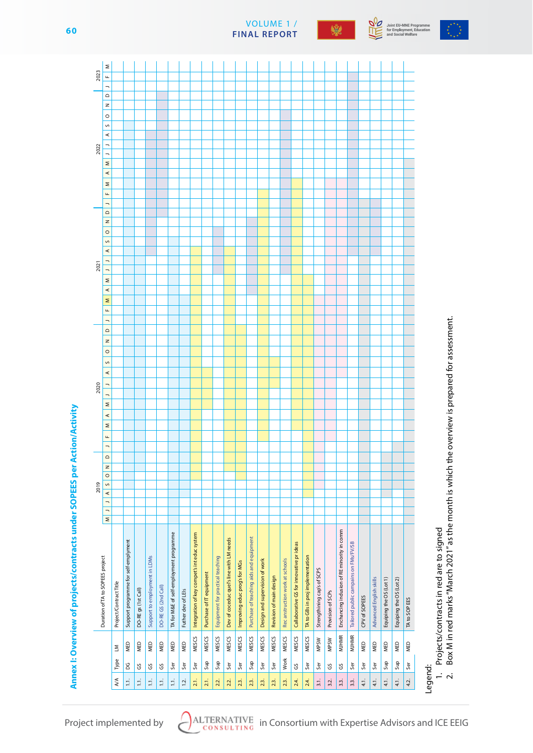## Annex I: Overview of projects/contracts under SOPEES per Action/Activity

| A/A | Type | LM | Project/Contract Title |
|---|---|---|---|
| 1.1. | DG | MED | Support programme for self-emplyment |
| 1.1. | GS | MED | DO-RE gs (1st Call) |
| 1.1. | GS | MED | Support to employment in LDMs |
| 1.1. | GS | MED | DO-RE GS (2nd Call) |
| 1.1. | Ser | MED | TA for M&E of self-employment programme |
| 1.2. | Ser | MED | Futher dev of LEIs |
| 2.1. | Ser | MESCS | Integration of key compet's in educ system |
| 2.1. | Sup | MESCS | Purchase of IT equipment |
| 2.2. | Sup | MESCS | Equipment for practical teaching |
| 2.2. | Ser | MESCS | Dev of cocedur. qual's line with LM needs |
| 2.3. | Ser | MESCS | Improving educ progs for MGs |
| 2.3. | Sup | MESCS | Purchase of teaching aids and equipment |
| 2.3. | Ser | MESCS | Design and supervision of work |
| 2.3. | Ser | MESCS | Revision of main design |
| 2.3. | Work | MESCS | Rec anstruction work at schools |
| 2.4. | GS | MESCS | Collaborative GS for innovative pr ideas |
| 2.4. | Ser | MESCS | TA to GBs in proj implementation |
| 3.1. | Ser | MPSW | Strengthining cap's of SCPS |
| 3.2. | GS | MPSW | Provision of SCPs |
| 3.3. | GS | MJHMR | Enchancing inclusion of RE minority in comm |
| 3.3. | Ser | MJHMR | Tailored public campains on FMs/FV/SB |
| 4.1. | Ser | MED | CPV of SOPEES |
| 4.1. | Ser | MED | Advanced English skills |
| 4.1. | Sup | MED | Equiping the OS (Lot 1) |
| 4.1. | Sup | MED | Equiping the OS (Lot 2) |
| 4.2. | Ser | MED | TA to SOP EES |

Duration of TA to SOPEES project: 2019 (M J J A S O N D), 2020 (J F M A M J J A S O N D), 2021 (J F M A M J J A S O N D), 2022 (J F M A M J J A S O N D), 2023 (J F M)

Legend:
1. Projects/contracts in red are to signed
2. Box M in red marks "March 2021" as the month is which the overview is prepared for assessment.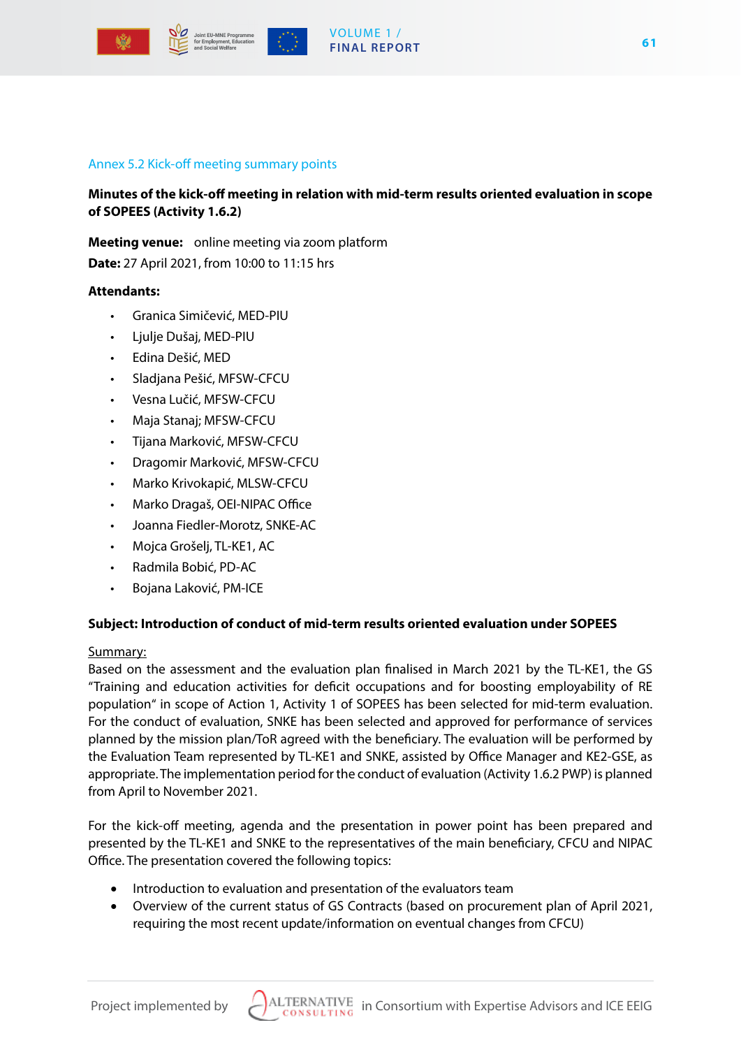## Annex 5.2 Kick-off meeting summary points

**Minutes of the kick-off meeting in relation with mid-term results oriented evaluation in scope of SOPEES (Activity 1.6.2)**

**Meeting venue:** online meeting via zoom platform
**Date:** 27 April 2021, from 10:00 to 11:15 hrs

**Attendants:**

- Granica Simičević, MED-PIU
- Ljulje Dušaj, MED-PIU
- Edina Dešić, MED
- Sladjana Pešić, MFSW-CFCU
- Vesna Lučić, MFSW-CFCU
- Maja Stanaj; MFSW-CFCU
- Tijana Marković, MFSW-CFCU
- Dragomir Marković, MFSW-CFCU
- Marko Krivokapić, MLSW-CFCU
- Marko Dragaš, OEI-NIPAC Office
- Joanna Fiedler-Morotz, SNKE-AC
- Mojca Grošelj, TL-KE1, AC
- Radmila Bobić, PD-AC
- Bojana Laković, PM-ICE

**Subject: Introduction of conduct of mid-term results oriented evaluation under SOPEES**

Summary:
Based on the assessment and the evaluation plan finalised in March 2021 by the TL-KE1, the GS "Training and education activities for deficit occupations and for boosting employability of RE population" in scope of Action 1, Activity 1 of SOPEES has been selected for mid-term evaluation. For the conduct of evaluation, SNKE has been selected and approved for performance of services planned by the mission plan/ToR agreed with the beneficiary. The evaluation will be performed by the Evaluation Team represented by TL-KE1 and SNKE, assisted by Office Manager and KE2-GSE, as appropriate. The implementation period for the conduct of evaluation (Activity 1.6.2 PWP) is planned from April to November 2021.

For the kick-off meeting, agenda and the presentation in power point has been prepared and presented by the TL-KE1 and SNKE to the representatives of the main beneficiary, CFCU and NIPAC Office. The presentation covered the following topics:

- Introduction to evaluation and presentation of the evaluators team
- Overview of the current status of GS Contracts (based on procurement plan of April 2021, requiring the most recent update/information on eventual changes from CFCU)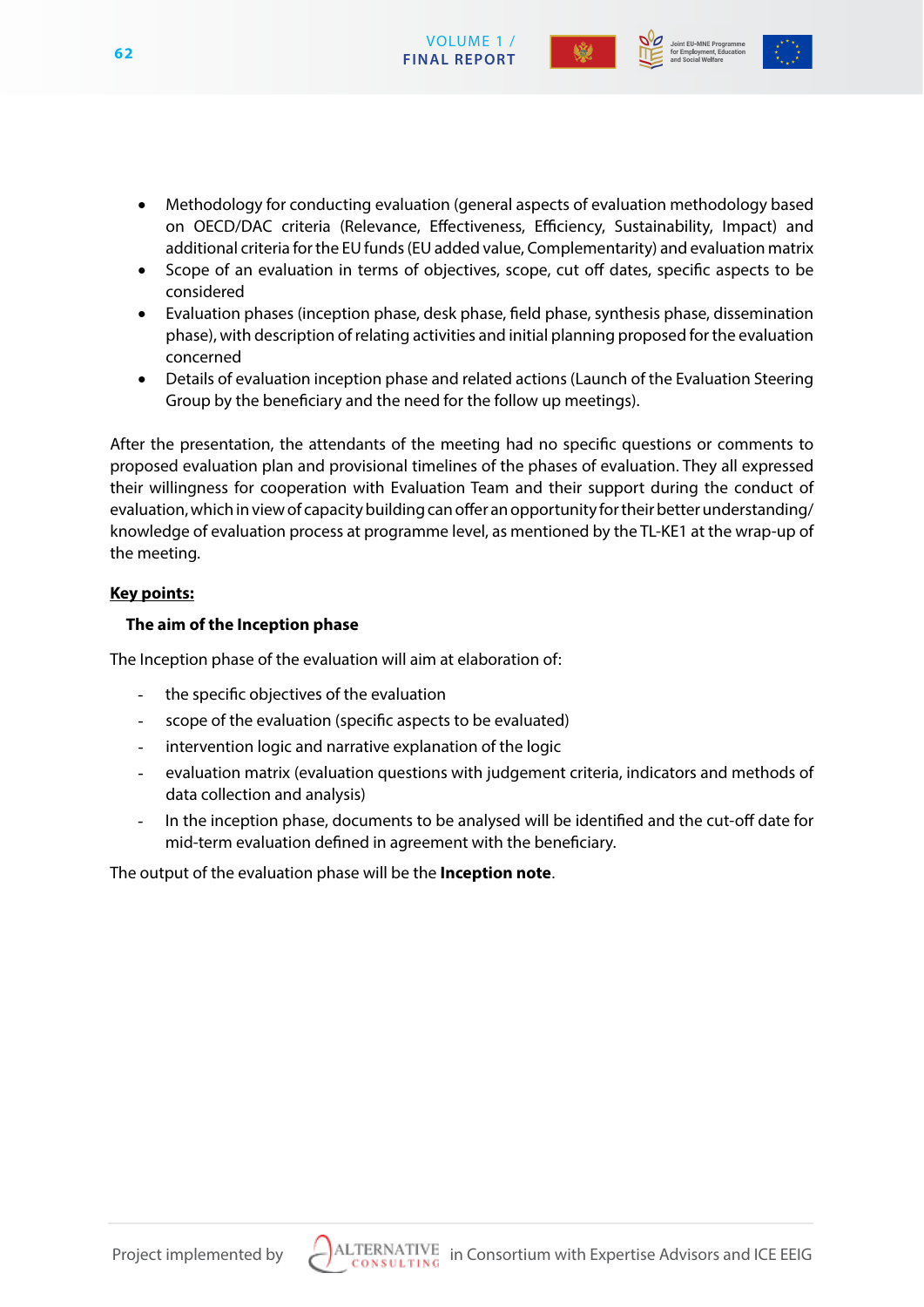- Methodology for conducting evaluation (general aspects of evaluation methodology based on OECD/DAC criteria (Relevance, Effectiveness, Efficiency, Sustainability, Impact) and additional criteria for the EU funds (EU added value, Complementarity) and evaluation matrix
- Scope of an evaluation in terms of objectives, scope, cut off dates, specific aspects to be considered
- Evaluation phases (inception phase, desk phase, field phase, synthesis phase, dissemination phase), with description of relating activities and initial planning proposed for the evaluation concerned
- Details of evaluation inception phase and related actions (Launch of the Evaluation Steering Group by the beneficiary and the need for the follow up meetings).

After the presentation, the attendants of the meeting had no specific questions or comments to proposed evaluation plan and provisional timelines of the phases of evaluation. They all expressed their willingness for cooperation with Evaluation Team and their support during the conduct of evaluation, which in view of capacity building can offer an opportunity for their better understanding/ knowledge of evaluation process at programme level, as mentioned by the TL-KE1 at the wrap-up of the meeting.

**Key points:**

**The aim of the Inception phase**

The Inception phase of the evaluation will aim at elaboration of:

- the specific objectives of the evaluation
- scope of the evaluation (specific aspects to be evaluated)
- intervention logic and narrative explanation of the logic
- evaluation matrix (evaluation questions with judgement criteria, indicators and methods of data collection and analysis)
- In the inception phase, documents to be analysed will be identified and the cut-off date for mid-term evaluation defined in agreement with the beneficiary.

The output of the evaluation phase will be the **Inception note**.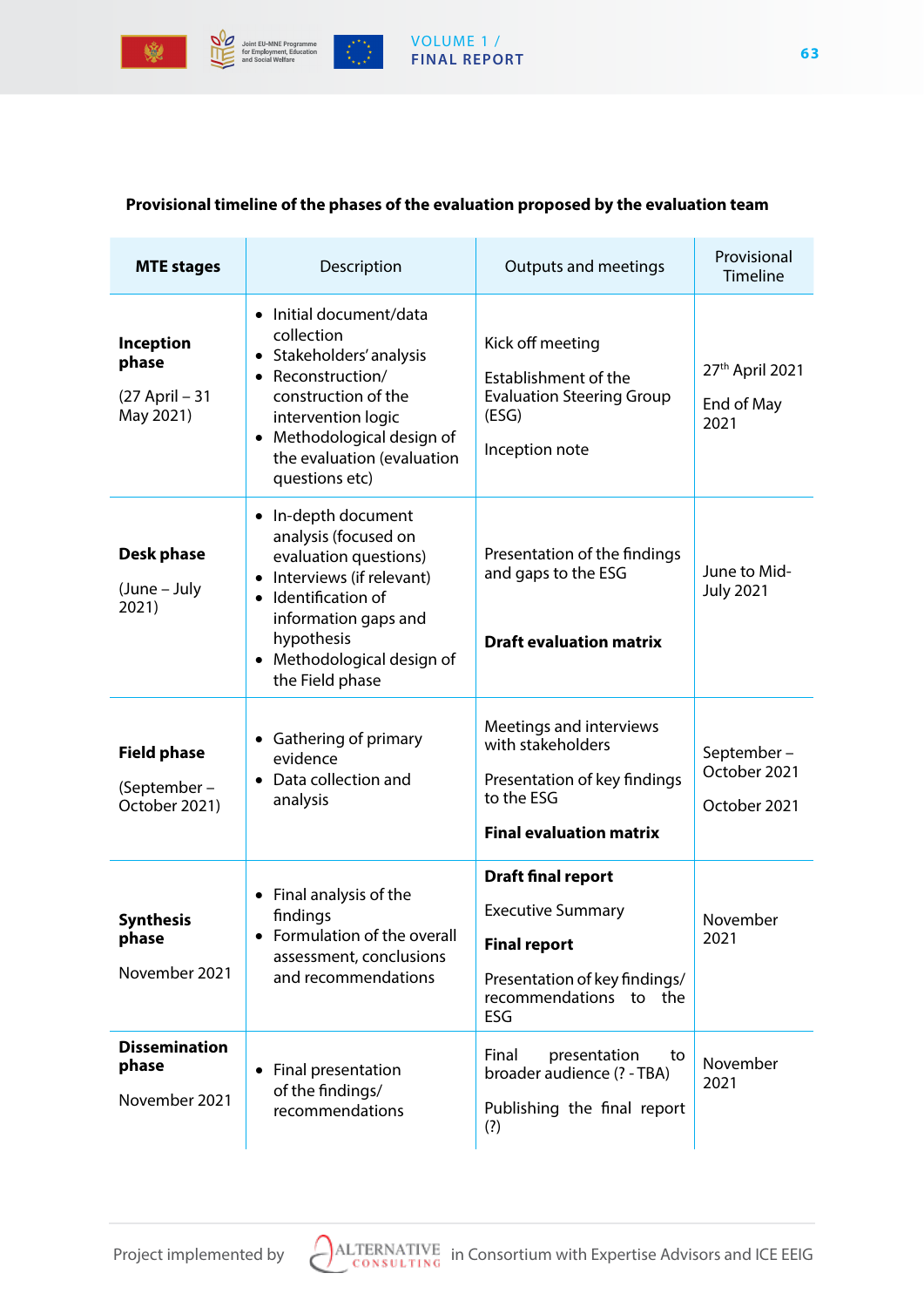**Provisional timeline of the phases of the evaluation proposed by the evaluation team**

| MTE stages | Description | Outputs and meetings | Provisional Timeline |
|---|---|---|---|
| **Inception phase**<br><br>(27 April – 31 May 2021) | • Initial document/data collection<br>• Stakeholders' analysis<br>• Reconstruction/ construction of the intervention logic<br>• Methodological design of the evaluation (evaluation questions etc) | Kick off meeting<br><br>Establishment of the Evaluation Steering Group (ESG)<br><br>Inception note | 27th April 2021<br><br>End of May 2021 |
| **Desk phase**<br><br>(June – July 2021) | • In-depth document analysis (focused on evaluation questions)<br>• Interviews (if relevant)<br>• Identification of information gaps and hypothesis<br>• Methodological design of the Field phase | Presentation of the findings and gaps to the ESG<br><br>**Draft evaluation matrix** | June to Mid-July 2021 |
| **Field phase**<br><br>(September – October 2021) | • Gathering of primary evidence<br>• Data collection and analysis | Meetings and interviews with stakeholders<br><br>Presentation of key findings to the ESG<br><br>**Final evaluation matrix** | September – October 2021<br><br>October 2021 |
| **Synthesis phase**<br><br>November 2021 | • Final analysis of the findings<br>• Formulation of the overall assessment, conclusions and recommendations | **Draft final report**<br><br>Executive Summary<br><br>**Final report**<br><br>Presentation of key findings/ recommendations to the ESG | November 2021 |
| **Dissemination phase**<br><br>November 2021 | • Final presentation of the findings/ recommendations | Final presentation to broader audience (? - TBA)<br><br>Publishing the final report (?) | November 2021 |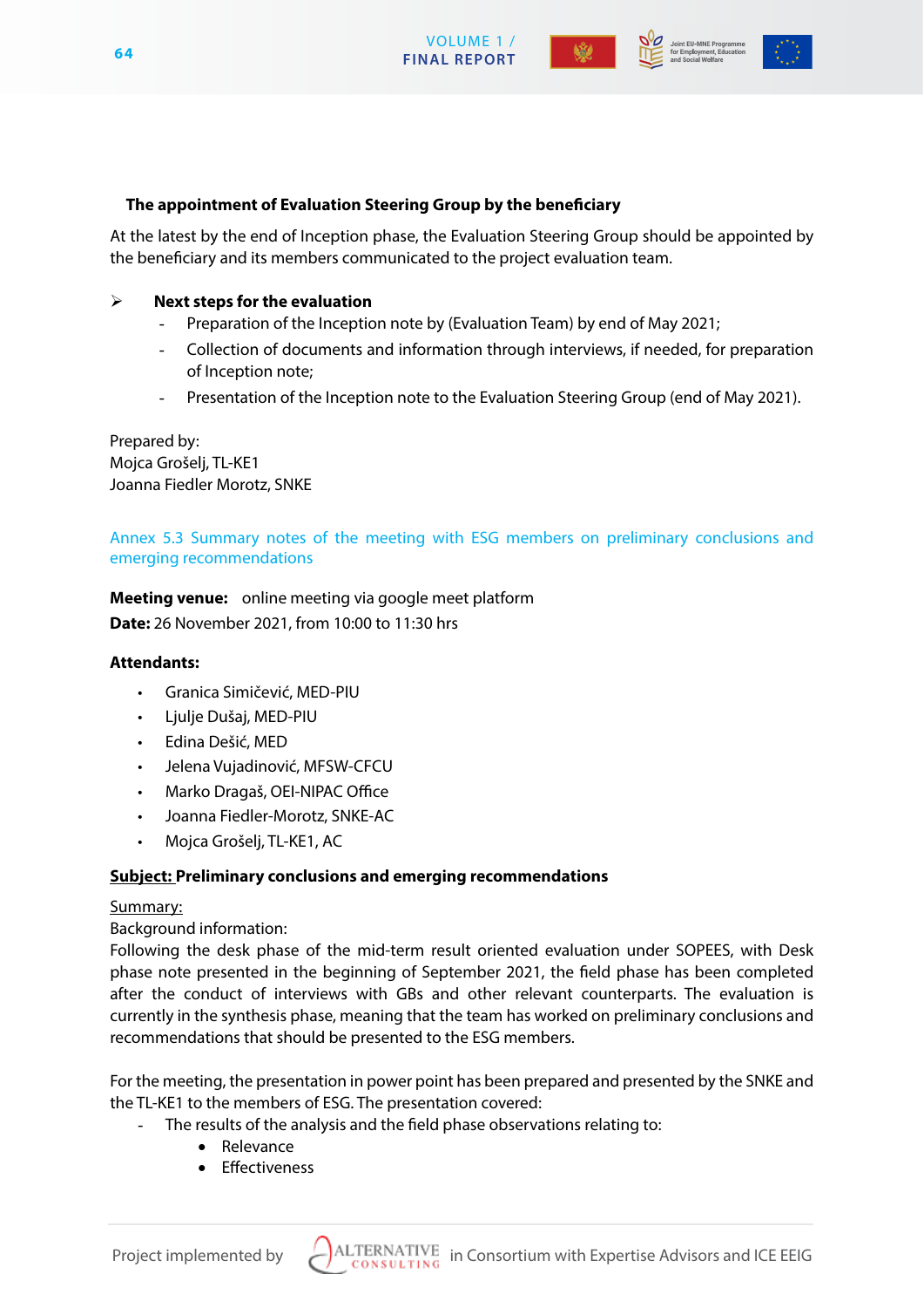**The appointment of Evaluation Steering Group by the beneficiary**

At the latest by the end of Inception phase, the Evaluation Steering Group should be appointed by the beneficiary and its members communicated to the project evaluation team.

➢ **Next steps for the evaluation**

- Preparation of the Inception note by (Evaluation Team) by end of May 2021;
- Collection of documents and information through interviews, if needed, for preparation of Inception note;
- Presentation of the Inception note to the Evaluation Steering Group (end of May 2021).

Prepared by:
Mojca Grošelj, TL-KE1
Joanna Fiedler Morotz, SNKE

## Annex 5.3 Summary notes of the meeting with ESG members on preliminary conclusions and emerging recommendations

**Meeting venue:** online meeting via google meet platform
**Date:** 26 November 2021, from 10:00 to 11:30 hrs

**Attendants:**

- Granica Simičević, MED-PIU
- Ljulje Dušaj, MED-PIU
- Edina Dešić, MED
- Jelena Vujadinović, MFSW-CFCU
- Marko Dragaš, OEI-NIPAC Office
- Joanna Fiedler-Morotz, SNKE-AC
- Mojca Grošelj, TL-KE1, AC

**Subject: Preliminary conclusions and emerging recommendations**

Summary:
Background information:
Following the desk phase of the mid-term result oriented evaluation under SOPEES, with Desk phase note presented in the beginning of September 2021, the field phase has been completed after the conduct of interviews with GBs and other relevant counterparts. The evaluation is currently in the synthesis phase, meaning that the team has worked on preliminary conclusions and recommendations that should be presented to the ESG members.

For the meeting, the presentation in power point has been prepared and presented by the SNKE and the TL-KE1 to the members of ESG. The presentation covered:

- The results of the analysis and the field phase observations relating to:
  - Relevance
  - Effectiveness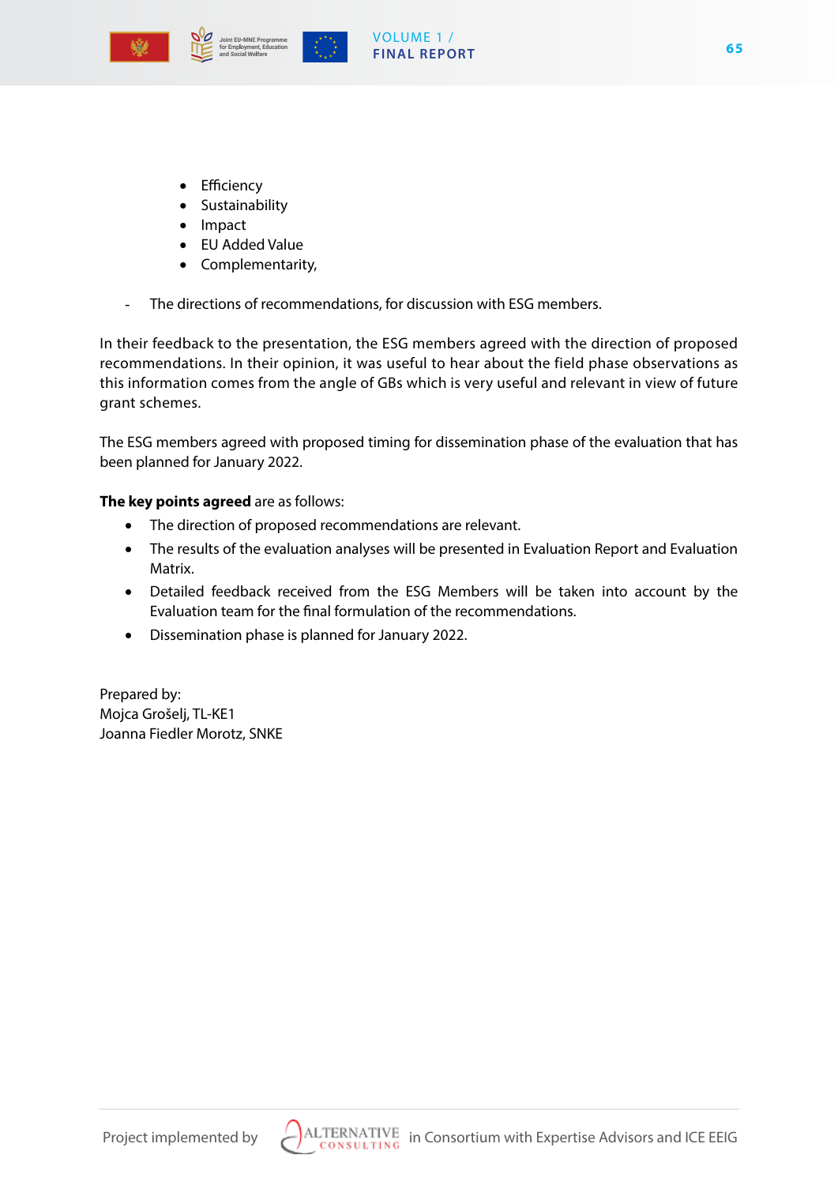- Efficiency
- Sustainability
- Impact
- EU Added Value
- Complementarity,

- The directions of recommendations, for discussion with ESG members.

In their feedback to the presentation, the ESG members agreed with the direction of proposed recommendations. In their opinion, it was useful to hear about the field phase observations as this information comes from the angle of GBs which is very useful and relevant in view of future grant schemes.

The ESG members agreed with proposed timing for dissemination phase of the evaluation that has been planned for January 2022.

**The key points agreed** are as follows:

- The direction of proposed recommendations are relevant.
- The results of the evaluation analyses will be presented in Evaluation Report and Evaluation Matrix.
- Detailed feedback received from the ESG Members will be taken into account by the Evaluation team for the final formulation of the recommendations.
- Dissemination phase is planned for January 2022.

Prepared by:
Mojca Grošelj, TL-KE1
Joanna Fiedler Morotz, SNKE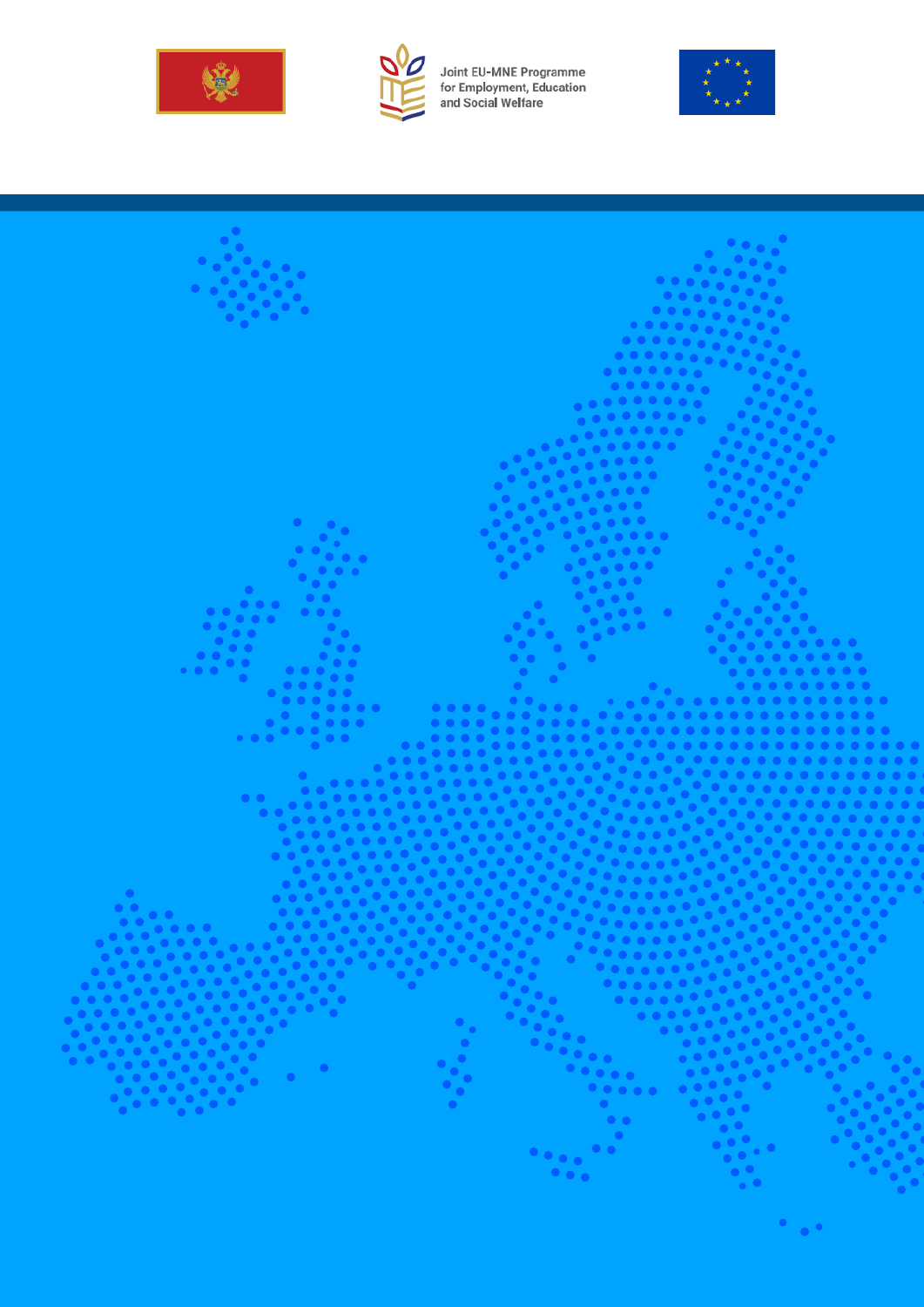Joint EU-MNE Programme
for Employment, Education
and Social Welfare